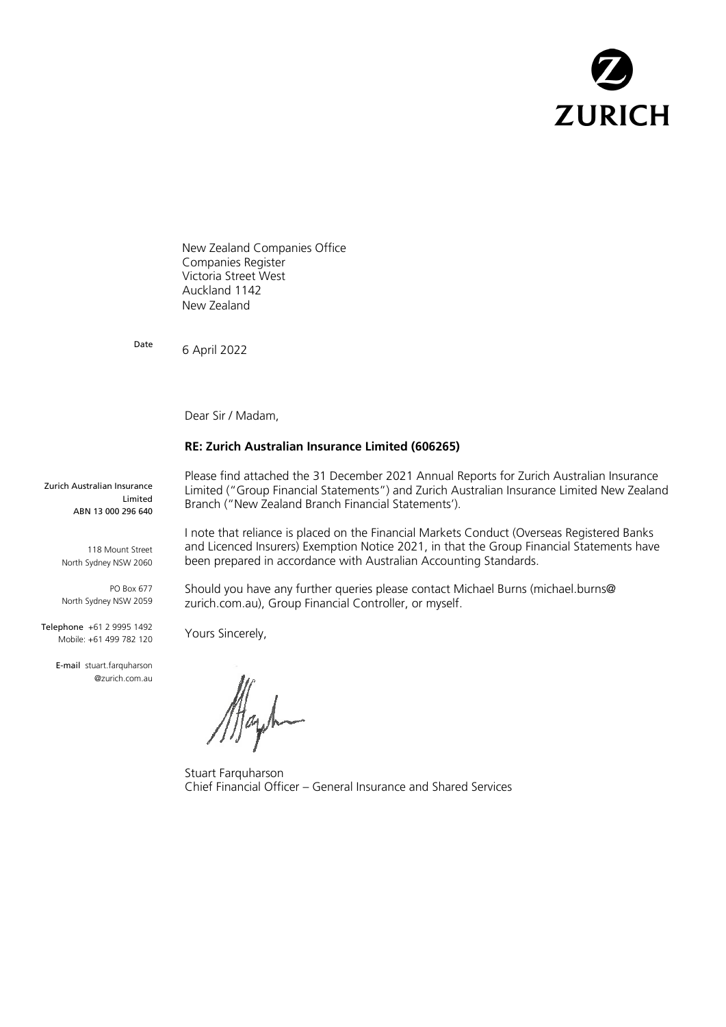ZURICH

New Zealand Companies Office
Companies Register
Victoria Street West
Auckland 1142
New Zealand

Date 6 April 2022

Dear Sir / Madam,

**RE: Zurich Australian Insurance Limited (606265)**

Zurich Australian Insurance Limited
ABN 13 000 296 640

118 Mount Street
North Sydney NSW 2060

PO Box 677
North Sydney NSW 2059

Telephone +61 2 9995 1492
Mobile: +61 499 782 120

E-mail stuart.farquharson@zurich.com.au

Please find attached the 31 December 2021 Annual Reports for Zurich Australian Insurance Limited ("Group Financial Statements") and Zurich Australian Insurance Limited New Zealand Branch ("New Zealand Branch Financial Statements').

I note that reliance is placed on the Financial Markets Conduct (Overseas Registered Banks and Licenced Insurers) Exemption Notice 2021, in that the Group Financial Statements have been prepared in accordance with Australian Accounting Standards.

Should you have any further queries please contact Michael Burns (michael.burns@zurich.com.au), Group Financial Controller, or myself.

Yours Sincerely,

Stuart Farquharson
Chief Financial Officer – General Insurance and Shared Services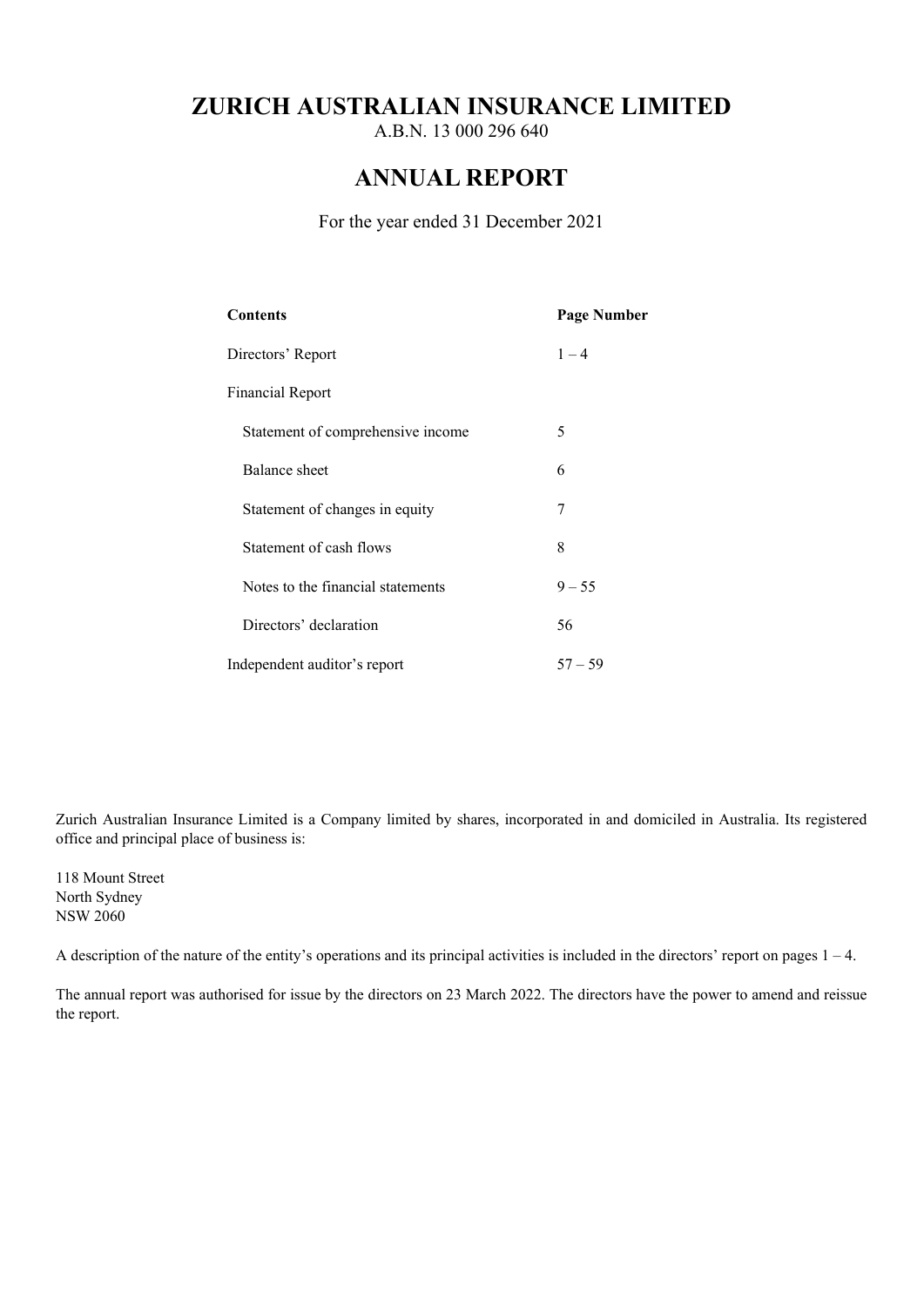# ZURICH AUSTRALIAN INSURANCE LIMITED

A.B.N. 13 000 296 640

# ANNUAL REPORT

For the year ended 31 December 2021

| Contents | Page Number |
|---|---|
| Directors' Report | 1 – 4 |
| Financial Report | |
| Statement of comprehensive income | 5 |
| Balance sheet | 6 |
| Statement of changes in equity | 7 |
| Statement of cash flows | 8 |
| Notes to the financial statements | 9 – 55 |
| Directors' declaration | 56 |
| Independent auditor's report | 57 – 59 |

Zurich Australian Insurance Limited is a Company limited by shares, incorporated in and domiciled in Australia. Its registered office and principal place of business is:

118 Mount Street
North Sydney
NSW 2060

A description of the nature of the entity's operations and its principal activities is included in the directors' report on pages 1 – 4.

The annual report was authorised for issue by the directors on 23 March 2022. The directors have the power to amend and reissue the report.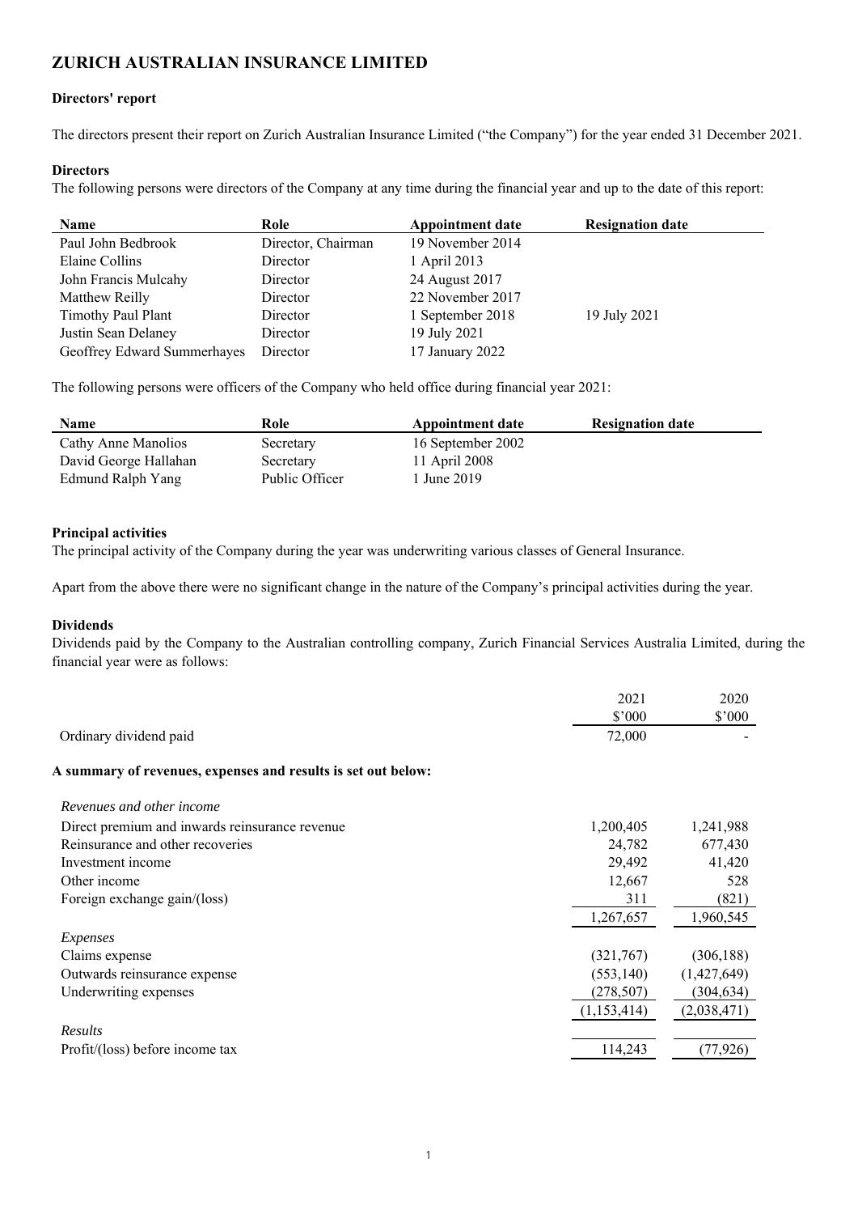# ZURICH AUSTRALIAN INSURANCE LIMITED

**Directors' report**

The directors present their report on Zurich Australian Insurance Limited ("the Company") for the year ended 31 December 2021.

**Directors**

The following persons were directors of the Company at any time during the financial year and up to the date of this report:

| Name | Role | Appointment date | Resignation date |
|---|---|---|---|
| Paul John Bedbrook | Director, Chairman | 19 November 2014 | |
| Elaine Collins | Director | 1 April 2013 | |
| John Francis Mulcahy | Director | 24 August 2017 | |
| Matthew Reilly | Director | 22 November 2017 | |
| Timothy Paul Plant | Director | 1 September 2018 | 19 July 2021 |
| Justin Sean Delaney | Director | 19 July 2021 | |
| Geoffrey Edward Summerhayes | Director | 17 January 2022 | |

The following persons were officers of the Company who held office during financial year 2021:

| Name | Role | Appointment date | Resignation date |
|---|---|---|---|
| Cathy Anne Manolios | Secretary | 16 September 2002 | |
| David George Hallahan | Secretary | 11 April 2008 | |
| Edmund Ralph Yang | Public Officer | 1 June 2019 | |

**Principal activities**

The principal activity of the Company during the year was underwriting various classes of General Insurance.

Apart from the above there were no significant change in the nature of the Company's principal activities during the year.

**Dividends**

Dividends paid by the Company to the Australian controlling company, Zurich Financial Services Australia Limited, during the financial year were as follows:

| | 2021 $'000 | 2020 $'000 |
|---|---|---|
| Ordinary dividend paid | 72,000 | - |

**A summary of revenues, expenses and results is set out below:**

| | 2021 | 2020 |
|---|---|---|
| *Revenues and other income* | | |
| Direct premium and inwards reinsurance revenue | 1,200,405 | 1,241,988 |
| Reinsurance and other recoveries | 24,782 | 677,430 |
| Investment income | 29,492 | 41,420 |
| Other income | 12,667 | 528 |
| Foreign exchange gain/(loss) | 311 | (821) |
| | 1,267,657 | 1,960,545 |
| *Expenses* | | |
| Claims expense | (321,767) | (306,188) |
| Outwards reinsurance expense | (553,140) | (1,427,649) |
| Underwriting expenses | (278,507) | (304,634) |
| | (1,153,414) | (2,038,471) |
| *Results* | | |
| Profit/(loss) before income tax | 114,243 | (77,926) |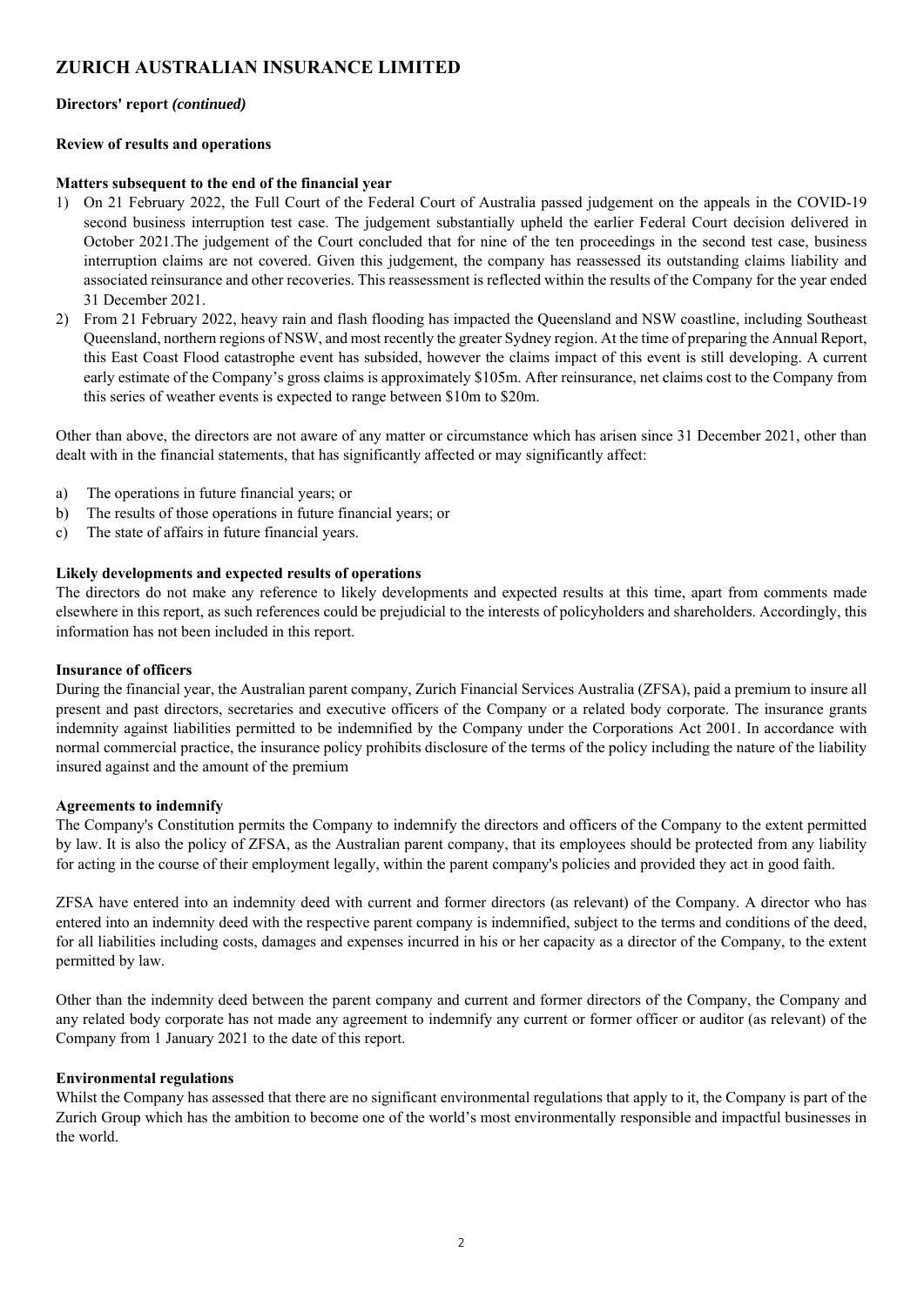# ZURICH AUSTRALIAN INSURANCE LIMITED

**Directors' report *(continued)***

**Review of results and operations**

**Matters subsequent to the end of the financial year**

1) On 21 February 2022, the Full Court of the Federal Court of Australia passed judgement on the appeals in the COVID-19 second business interruption test case. The judgement substantially upheld the earlier Federal Court decision delivered in October 2021.The judgement of the Court concluded that for nine of the ten proceedings in the second test case, business interruption claims are not covered. Given this judgement, the company has reassessed its outstanding claims liability and associated reinsurance and other recoveries. This reassessment is reflected within the results of the Company for the year ended 31 December 2021.
2) From 21 February 2022, heavy rain and flash flooding has impacted the Queensland and NSW coastline, including Southeast Queensland, northern regions of NSW, and most recently the greater Sydney region. At the time of preparing the Annual Report, this East Coast Flood catastrophe event has subsided, however the claims impact of this event is still developing. A current early estimate of the Company's gross claims is approximately $105m. After reinsurance, net claims cost to the Company from this series of weather events is expected to range between $10m to $20m.

Other than above, the directors are not aware of any matter or circumstance which has arisen since 31 December 2021, other than dealt with in the financial statements, that has significantly affected or may significantly affect:

a) The operations in future financial years; or
b) The results of those operations in future financial years; or
c) The state of affairs in future financial years.

**Likely developments and expected results of operations**

The directors do not make any reference to likely developments and expected results at this time, apart from comments made elsewhere in this report, as such references could be prejudicial to the interests of policyholders and shareholders. Accordingly, this information has not been included in this report.

**Insurance of officers**

During the financial year, the Australian parent company, Zurich Financial Services Australia (ZFSA), paid a premium to insure all present and past directors, secretaries and executive officers of the Company or a related body corporate. The insurance grants indemnity against liabilities permitted to be indemnified by the Company under the Corporations Act 2001. In accordance with normal commercial practice, the insurance policy prohibits disclosure of the terms of the policy including the nature of the liability insured against and the amount of the premium

**Agreements to indemnify**

The Company's Constitution permits the Company to indemnify the directors and officers of the Company to the extent permitted by law. It is also the policy of ZFSA, as the Australian parent company, that its employees should be protected from any liability for acting in the course of their employment legally, within the parent company's policies and provided they act in good faith.

ZFSA have entered into an indemnity deed with current and former directors (as relevant) of the Company. A director who has entered into an indemnity deed with the respective parent company is indemnified, subject to the terms and conditions of the deed, for all liabilities including costs, damages and expenses incurred in his or her capacity as a director of the Company, to the extent permitted by law.

Other than the indemnity deed between the parent company and current and former directors of the Company, the Company and any related body corporate has not made any agreement to indemnify any current or former officer or auditor (as relevant) of the Company from 1 January 2021 to the date of this report.

**Environmental regulations**

Whilst the Company has assessed that there are no significant environmental regulations that apply to it, the Company is part of the Zurich Group which has the ambition to become one of the world's most environmentally responsible and impactful businesses in the world.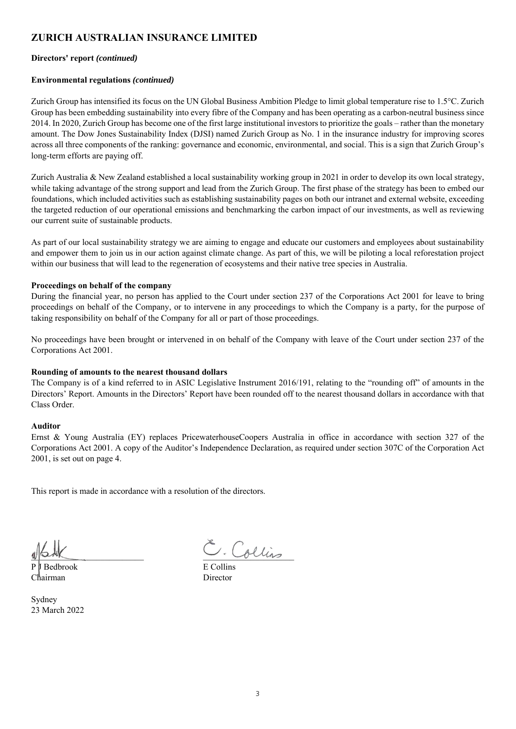# ZURICH AUSTRALIAN INSURANCE LIMITED

**Directors' report *(continued)***

**Environmental regulations *(continued)***

Zurich Group has intensified its focus on the UN Global Business Ambition Pledge to limit global temperature rise to 1.5°C. Zurich Group has been embedding sustainability into every fibre of the Company and has been operating as a carbon-neutral business since 2014. In 2020, Zurich Group has become one of the first large institutional investors to prioritize the goals – rather than the monetary amount. The Dow Jones Sustainability Index (DJSI) named Zurich Group as No. 1 in the insurance industry for improving scores across all three components of the ranking: governance and economic, environmental, and social. This is a sign that Zurich Group's long-term efforts are paying off.

Zurich Australia & New Zealand established a local sustainability working group in 2021 in order to develop its own local strategy, while taking advantage of the strong support and lead from the Zurich Group. The first phase of the strategy has been to embed our foundations, which included activities such as establishing sustainability pages on both our intranet and external website, exceeding the targeted reduction of our operational emissions and benchmarking the carbon impact of our investments, as well as reviewing our current suite of sustainable products.

As part of our local sustainability strategy we are aiming to engage and educate our customers and employees about sustainability and empower them to join us in our action against climate change. As part of this, we will be piloting a local reforestation project within our business that will lead to the regeneration of ecosystems and their native tree species in Australia.

**Proceedings on behalf of the company**

During the financial year, no person has applied to the Court under section 237 of the Corporations Act 2001 for leave to bring proceedings on behalf of the Company, or to intervene in any proceedings to which the Company is a party, for the purpose of taking responsibility on behalf of the Company for all or part of those proceedings.

No proceedings have been brought or intervened in on behalf of the Company with leave of the Court under section 237 of the Corporations Act 2001.

**Rounding of amounts to the nearest thousand dollars**

The Company is of a kind referred to in ASIC Legislative Instrument 2016/191, relating to the "rounding off" of amounts in the Directors' Report. Amounts in the Directors' Report have been rounded off to the nearest thousand dollars in accordance with that Class Order.

**Auditor**

Ernst & Young Australia (EY) replaces PricewaterhouseCoopers Australia in office in accordance with section 327 of the Corporations Act 2001. A copy of the Auditor's Independence Declaration, as required under section 307C of the Corporation Act 2001, is set out on page 4.

This report is made in accordance with a resolution of the directors.

| | |
|---|---|
| P J Bedbrook | E Collins |
| Chairman | Director |

Sydney
23 March 2022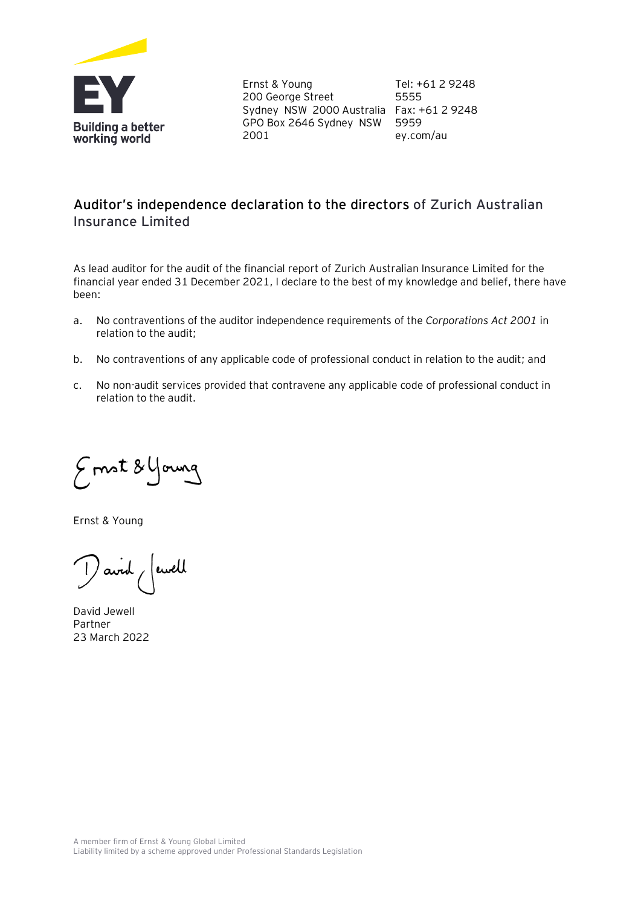Ernst & Young
200 George Street
Sydney NSW 2000 Australia
GPO Box 2646 Sydney NSW 2001

Tel: +61 2 9248 5555
Fax: +61 2 9248 5959
ey.com/au

## Auditor's independence declaration to the directors of Zurich Australian Insurance Limited

As lead auditor for the audit of the financial report of Zurich Australian Insurance Limited for the financial year ended 31 December 2021, I declare to the best of my knowledge and belief, there have been:

a. No contraventions of the auditor independence requirements of the *Corporations Act 2001* in relation to the audit;

b. No contraventions of any applicable code of professional conduct in relation to the audit; and

c. No non-audit services provided that contravene any applicable code of professional conduct in relation to the audit.

Ernst & Young

David Jewell
Partner
23 March 2022

A member firm of Ernst & Young Global Limited
Liability limited by a scheme approved under Professional Standards Legislation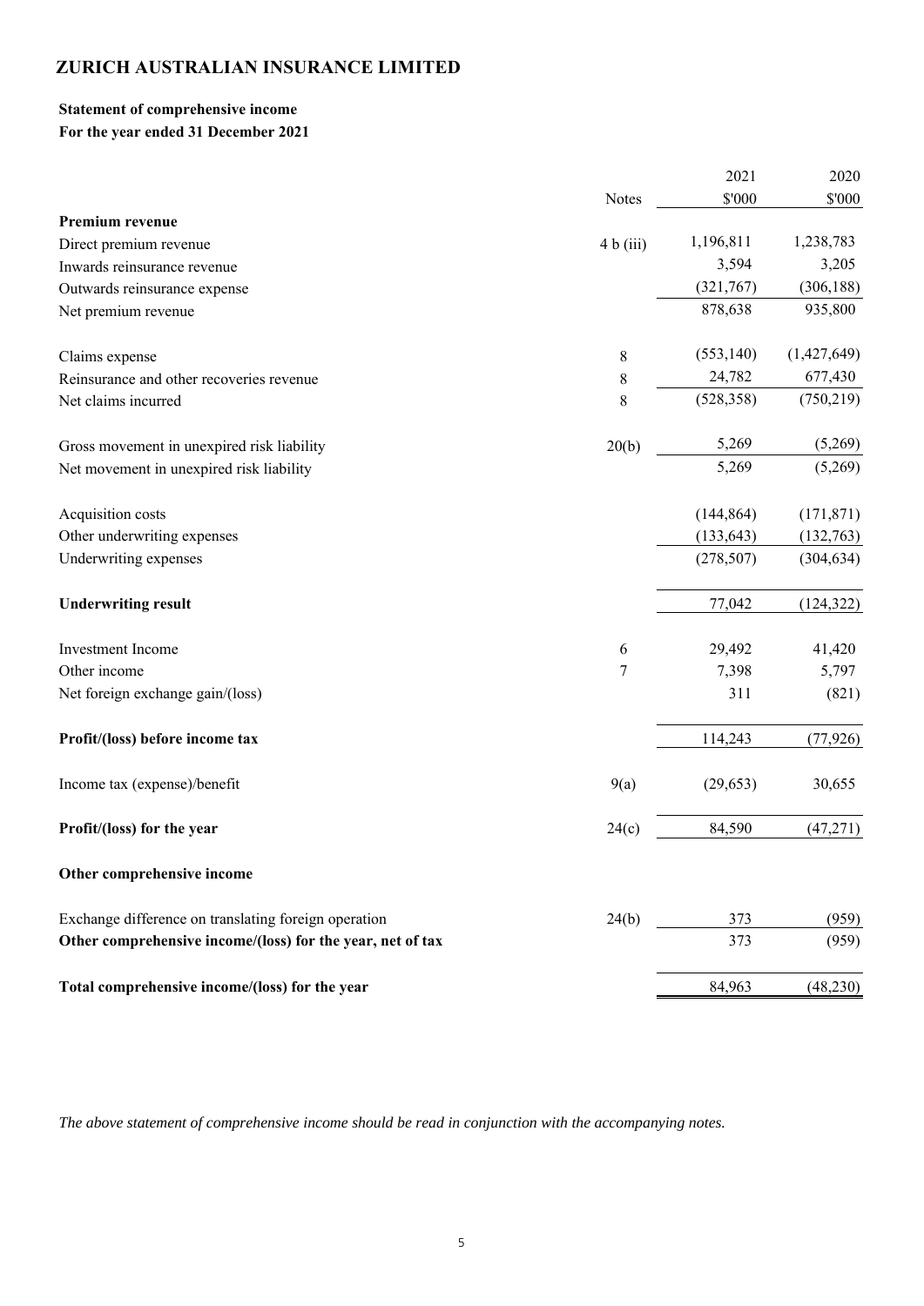# ZURICH AUSTRALIAN INSURANCE LIMITED

## Statement of comprehensive income
### For the year ended 31 December 2021

| | Notes | 2021<br>$'000 | 2020<br>$'000 |
|---|---|---|---|
| **Premium revenue** | | | |
| Direct premium revenue | 4 b (iii) | 1,196,811 | 1,238,783 |
| Inwards reinsurance revenue | | 3,594 | 3,205 |
| Outwards reinsurance expense | | (321,767) | (306,188) |
| Net premium revenue | | 878,638 | 935,800 |
| | | | |
| Claims expense | 8 | (553,140) | (1,427,649) |
| Reinsurance and other recoveries revenue | 8 | 24,782 | 677,430 |
| Net claims incurred | 8 | (528,358) | (750,219) |
| | | | |
| Gross movement in unexpired risk liability | 20(b) | 5,269 | (5,269) |
| Net movement in unexpired risk liability | | 5,269 | (5,269) |
| | | | |
| Acquisition costs | | (144,864) | (171,871) |
| Other underwriting expenses | | (133,643) | (132,763) |
| Underwriting expenses | | (278,507) | (304,634) |
| | | | |
| **Underwriting result** | | 77,042 | (124,322) |
| | | | |
| Investment Income | 6 | 29,492 | 41,420 |
| Other income | 7 | 7,398 | 5,797 |
| Net foreign exchange gain/(loss) | | 311 | (821) |
| | | | |
| **Profit/(loss) before income tax** | | 114,243 | (77,926) |
| | | | |
| Income tax (expense)/benefit | 9(a) | (29,653) | 30,655 |
| | | | |
| **Profit/(loss) for the year** | 24(c) | 84,590 | (47,271) |
| | | | |
| **Other comprehensive income** | | | |
| | | | |
| Exchange difference on translating foreign operation | 24(b) | 373 | (959) |
| **Other comprehensive income/(loss) for the year, net of tax** | | 373 | (959) |
| | | | |
| **Total comprehensive income/(loss) for the year** | | 84,963 | (48,230) |

*The above statement of comprehensive income should be read in conjunction with the accompanying notes.*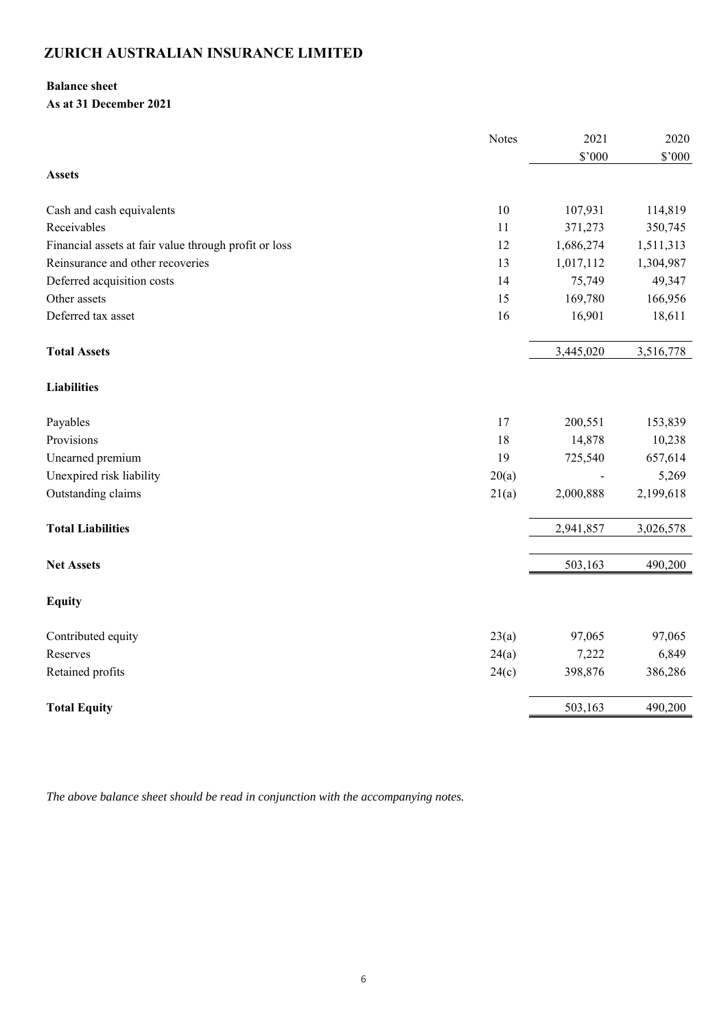# ZURICH AUSTRALIAN INSURANCE LIMITED

**Balance sheet**

**As at 31 December 2021**

| | Notes | 2021 | 2020 |
|---|---|---|---|
| | | $'000 | $'000 |
| **Assets** | | | |
| Cash and cash equivalents | 10 | 107,931 | 114,819 |
| Receivables | 11 | 371,273 | 350,745 |
| Financial assets at fair value through profit or loss | 12 | 1,686,274 | 1,511,313 |
| Reinsurance and other recoveries | 13 | 1,017,112 | 1,304,987 |
| Deferred acquisition costs | 14 | 75,749 | 49,347 |
| Other assets | 15 | 169,780 | 166,956 |
| Deferred tax asset | 16 | 16,901 | 18,611 |
| **Total Assets** | | 3,445,020 | 3,516,778 |
| **Liabilities** | | | |
| Payables | 17 | 200,551 | 153,839 |
| Provisions | 18 | 14,878 | 10,238 |
| Unearned premium | 19 | 725,540 | 657,614 |
| Unexpired risk liability | 20(a) | - | 5,269 |
| Outstanding claims | 21(a) | 2,000,888 | 2,199,618 |
| **Total Liabilities** | | 2,941,857 | 3,026,578 |
| **Net Assets** | | 503,163 | 490,200 |
| **Equity** | | | |
| Contributed equity | 23(a) | 97,065 | 97,065 |
| Reserves | 24(a) | 7,222 | 6,849 |
| Retained profits | 24(c) | 398,876 | 386,286 |
| **Total Equity** | | 503,163 | 490,200 |

*The above balance sheet should be read in conjunction with the accompanying notes.*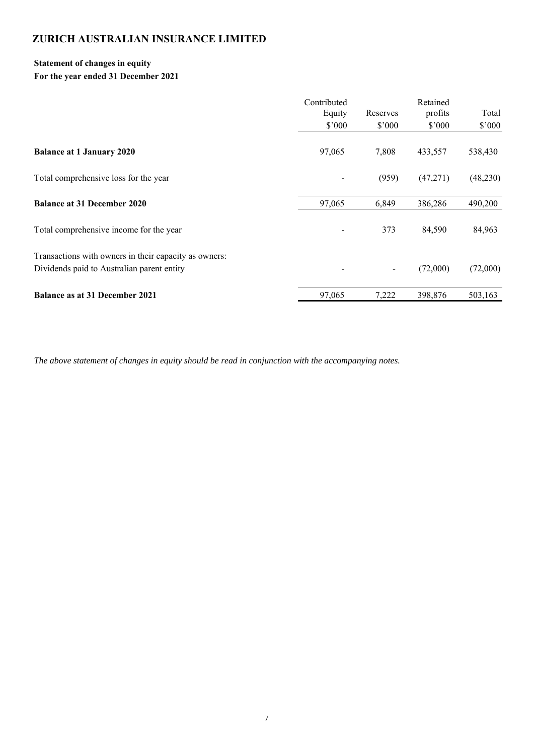# ZURICH AUSTRALIAN INSURANCE LIMITED

**Statement of changes in equity**
**For the year ended 31 December 2021**

| | Contributed Equity $'000 | Reserves $'000 | Retained profits $'000 | Total $'000 |
|---|---|---|---|---|
| **Balance at 1 January 2020** | 97,065 | 7,808 | 433,557 | 538,430 |
| Total comprehensive loss for the year | - | (959) | (47,271) | (48,230) |
| **Balance at 31 December 2020** | 97,065 | 6,849 | 386,286 | 490,200 |
| Total comprehensive income for the year | - | 373 | 84,590 | 84,963 |
| Transactions with owners in their capacity as owners: | | | | |
| Dividends paid to Australian parent entity | - | - | (72,000) | (72,000) |
| **Balance as at 31 December 2021** | 97,065 | 7,222 | 398,876 | 503,163 |

*The above statement of changes in equity should be read in conjunction with the accompanying notes.*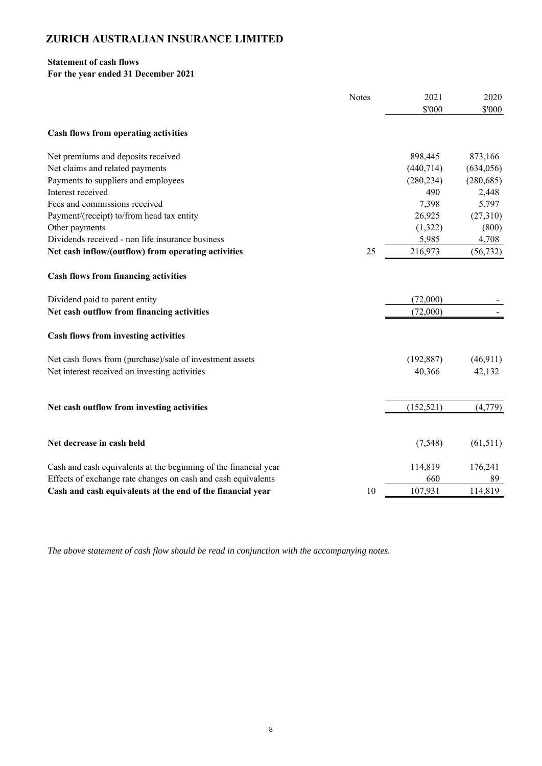# ZURICH AUSTRALIAN INSURANCE LIMITED

**Statement of cash flows**
**For the year ended 31 December 2021**

| | Notes | 2021 \$'000 | 2020 \$'000 |
|---|---|---|---|
| **Cash flows from operating activities** | | | |
| Net premiums and deposits received | | 898,445 | 873,166 |
| Net claims and related payments | | (440,714) | (634,056) |
| Payments to suppliers and employees | | (280,234) | (280,685) |
| Interest received | | 490 | 2,448 |
| Fees and commissions received | | 7,398 | 5,797 |
| Payment/(receipt) to/from head tax entity | | 26,925 | (27,310) |
| Other payments | | (1,322) | (800) |
| Dividends received - non life insurance business | | 5,985 | 4,708 |
| **Net cash inflow/(outflow) from operating activities** | 25 | 216,973 | (56,732) |
| **Cash flows from financing activities** | | | |
| Dividend paid to parent entity | | (72,000) | - |
| **Net cash outflow from financing activities** | | (72,000) | - |
| **Cash flows from investing activities** | | | |
| Net cash flows from (purchase)/sale of investment assets | | (192,887) | (46,911) |
| Net interest received on investing activities | | 40,366 | 42,132 |
| **Net cash outflow from investing activities** | | (152,521) | (4,779) |
| **Net decrease in cash held** | | (7,548) | (61,511) |
| Cash and cash equivalents at the beginning of the financial year | | 114,819 | 176,241 |
| Effects of exchange rate changes on cash and cash equivalents | | 660 | 89 |
| **Cash and cash equivalents at the end of the financial year** | 10 | 107,931 | 114,819 |

*The above statement of cash flow should be read in conjunction with the accompanying notes.*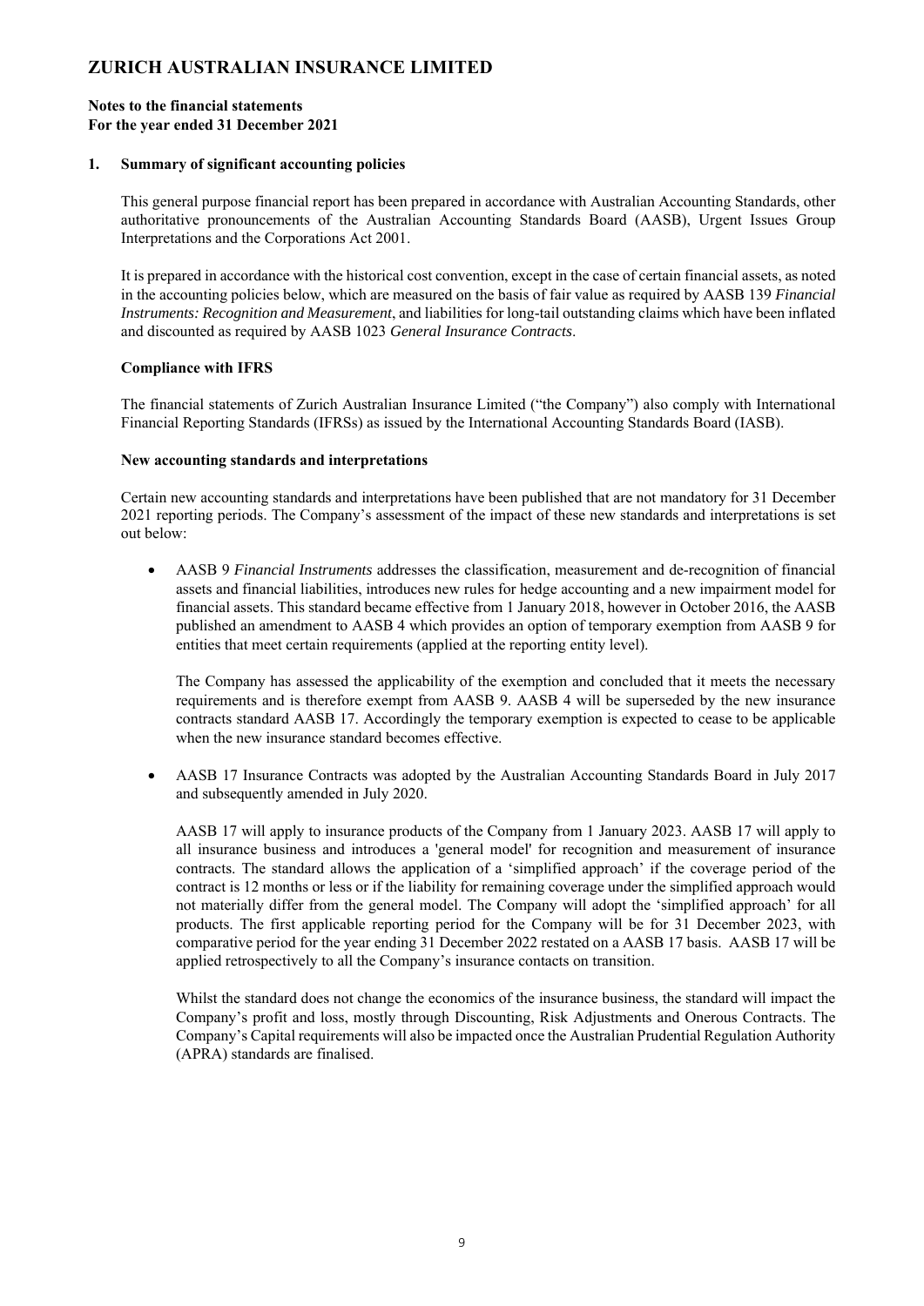# ZURICH AUSTRALIAN INSURANCE LIMITED

**Notes to the financial statements**
**For the year ended 31 December 2021**

## 1. Summary of significant accounting policies

This general purpose financial report has been prepared in accordance with Australian Accounting Standards, other authoritative pronouncements of the Australian Accounting Standards Board (AASB), Urgent Issues Group Interpretations and the Corporations Act 2001.

It is prepared in accordance with the historical cost convention, except in the case of certain financial assets, as noted in the accounting policies below, which are measured on the basis of fair value as required by AASB 139 *Financial Instruments: Recognition and Measurement*, and liabilities for long-tail outstanding claims which have been inflated and discounted as required by AASB 1023 *General Insurance Contracts*.

**Compliance with IFRS**

The financial statements of Zurich Australian Insurance Limited ("the Company") also comply with International Financial Reporting Standards (IFRSs) as issued by the International Accounting Standards Board (IASB).

**New accounting standards and interpretations**

Certain new accounting standards and interpretations have been published that are not mandatory for 31 December 2021 reporting periods. The Company's assessment of the impact of these new standards and interpretations is set out below:

- AASB 9 *Financial Instruments* addresses the classification, measurement and de-recognition of financial assets and financial liabilities, introduces new rules for hedge accounting and a new impairment model for financial assets. This standard became effective from 1 January 2018, however in October 2016, the AASB published an amendment to AASB 4 which provides an option of temporary exemption from AASB 9 for entities that meet certain requirements (applied at the reporting entity level).

  The Company has assessed the applicability of the exemption and concluded that it meets the necessary requirements and is therefore exempt from AASB 9. AASB 4 will be superseded by the new insurance contracts standard AASB 17. Accordingly the temporary exemption is expected to cease to be applicable when the new insurance standard becomes effective.

- AASB 17 Insurance Contracts was adopted by the Australian Accounting Standards Board in July 2017 and subsequently amended in July 2020.

  AASB 17 will apply to insurance products of the Company from 1 January 2023. AASB 17 will apply to all insurance business and introduces a 'general model' for recognition and measurement of insurance contracts. The standard allows the application of a 'simplified approach' if the coverage period of the contract is 12 months or less or if the liability for remaining coverage under the simplified approach would not materially differ from the general model. The Company will adopt the 'simplified approach' for all products. The first applicable reporting period for the Company will be for 31 December 2023, with comparative period for the year ending 31 December 2022 restated on a AASB 17 basis. AASB 17 will be applied retrospectively to all the Company's insurance contacts on transition.

  Whilst the standard does not change the economics of the insurance business, the standard will impact the Company's profit and loss, mostly through Discounting, Risk Adjustments and Onerous Contracts. The Company's Capital requirements will also be impacted once the Australian Prudential Regulation Authority (APRA) standards are finalised.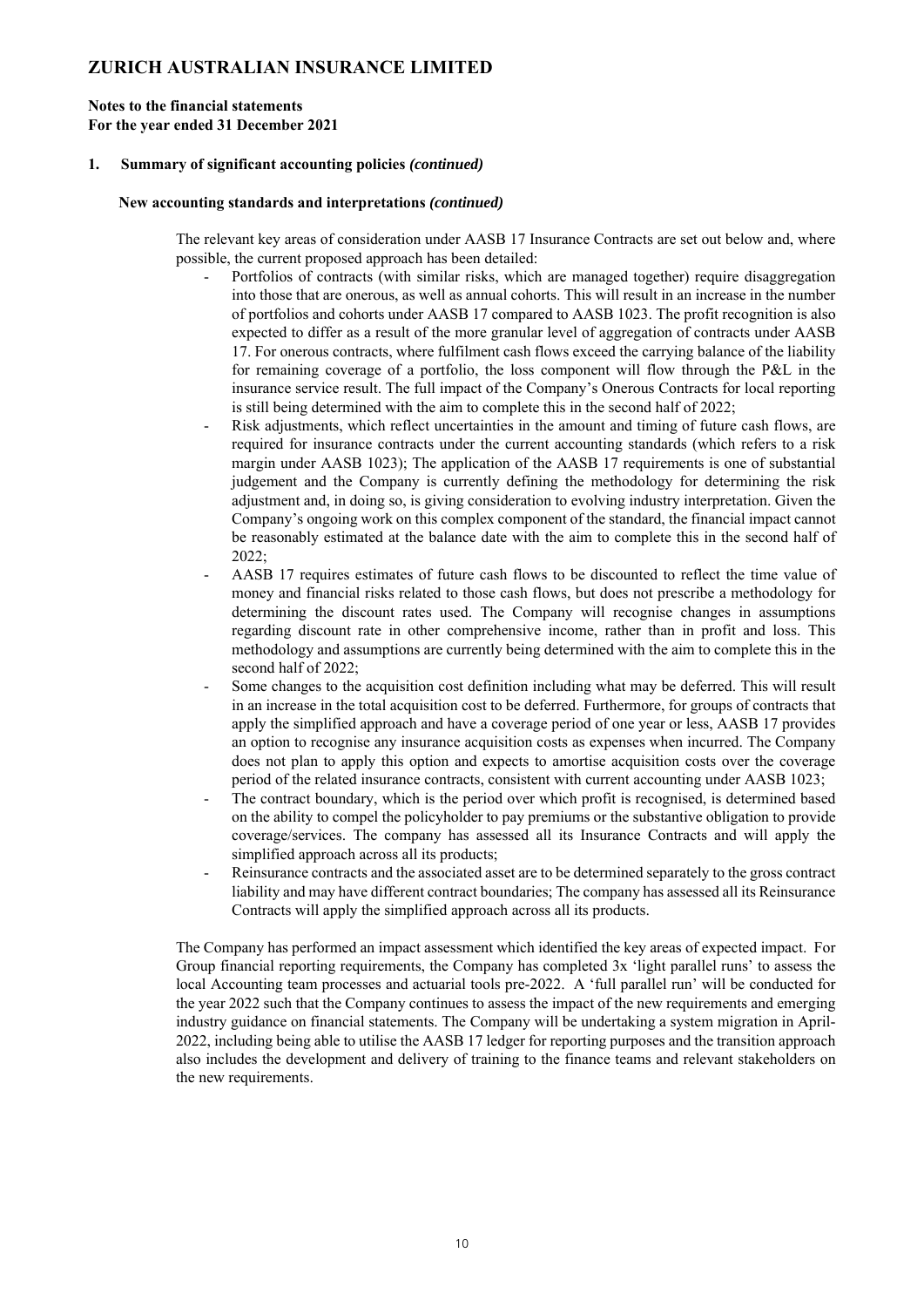## 1. Summary of significant accounting policies *(continued)*

### New accounting standards and interpretations *(continued)*

The relevant key areas of consideration under AASB 17 Insurance Contracts are set out below and, where possible, the current proposed approach has been detailed:

- Portfolios of contracts (with similar risks, which are managed together) require disaggregation into those that are onerous, as well as annual cohorts. This will result in an increase in the number of portfolios and cohorts under AASB 17 compared to AASB 1023. The profit recognition is also expected to differ as a result of the more granular level of aggregation of contracts under AASB 17. For onerous contracts, where fulfilment cash flows exceed the carrying balance of the liability for remaining coverage of a portfolio, the loss component will flow through the P&L in the insurance service result. The full impact of the Company's Onerous Contracts for local reporting is still being determined with the aim to complete this in the second half of 2022;
- Risk adjustments, which reflect uncertainties in the amount and timing of future cash flows, are required for insurance contracts under the current accounting standards (which refers to a risk margin under AASB 1023); The application of the AASB 17 requirements is one of substantial judgement and the Company is currently defining the methodology for determining the risk adjustment and, in doing so, is giving consideration to evolving industry interpretation. Given the Company's ongoing work on this complex component of the standard, the financial impact cannot be reasonably estimated at the balance date with the aim to complete this in the second half of 2022;
- AASB 17 requires estimates of future cash flows to be discounted to reflect the time value of money and financial risks related to those cash flows, but does not prescribe a methodology for determining the discount rates used. The Company will recognise changes in assumptions regarding discount rate in other comprehensive income, rather than in profit and loss. This methodology and assumptions are currently being determined with the aim to complete this in the second half of 2022;
- Some changes to the acquisition cost definition including what may be deferred. This will result in an increase in the total acquisition cost to be deferred. Furthermore, for groups of contracts that apply the simplified approach and have a coverage period of one year or less, AASB 17 provides an option to recognise any insurance acquisition costs as expenses when incurred. The Company does not plan to apply this option and expects to amortise acquisition costs over the coverage period of the related insurance contracts, consistent with current accounting under AASB 1023;
- The contract boundary, which is the period over which profit is recognised, is determined based on the ability to compel the policyholder to pay premiums or the substantive obligation to provide coverage/services. The company has assessed all its Insurance Contracts and will apply the simplified approach across all its products;
- Reinsurance contracts and the associated asset are to be determined separately to the gross contract liability and may have different contract boundaries; The company has assessed all its Reinsurance Contracts will apply the simplified approach across all its products.

The Company has performed an impact assessment which identified the key areas of expected impact. For Group financial reporting requirements, the Company has completed 3x 'light parallel runs' to assess the local Accounting team processes and actuarial tools pre-2022. A 'full parallel run' will be conducted for the year 2022 such that the Company continues to assess the impact of the new requirements and emerging industry guidance on financial statements. The Company will be undertaking a system migration in April-2022, including being able to utilise the AASB 17 ledger for reporting purposes and the transition approach also includes the development and delivery of training to the finance teams and relevant stakeholders on the new requirements.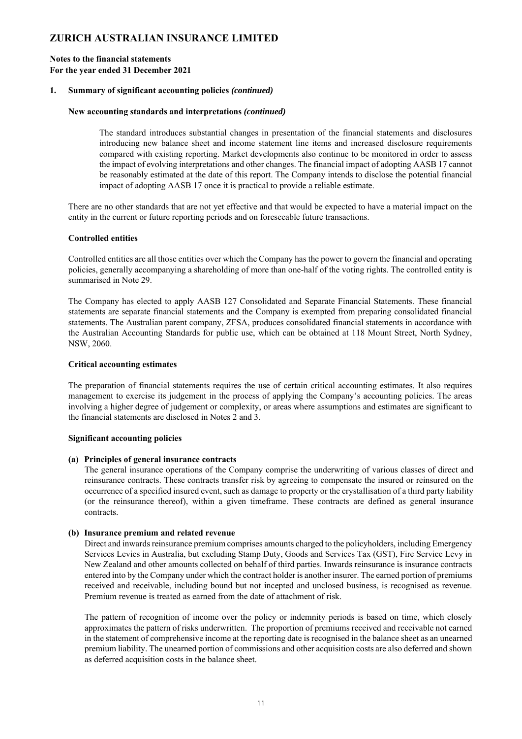# ZURICH AUSTRALIAN INSURANCE LIMITED

**Notes to the financial statements**
**For the year ended 31 December 2021**

## 1. Summary of significant accounting policies *(continued)*

### New accounting standards and interpretations *(continued)*

The standard introduces substantial changes in presentation of the financial statements and disclosures introducing new balance sheet and income statement line items and increased disclosure requirements compared with existing reporting. Market developments also continue to be monitored in order to assess the impact of evolving interpretations and other changes. The financial impact of adopting AASB 17 cannot be reasonably estimated at the date of this report. The Company intends to disclose the potential financial impact of adopting AASB 17 once it is practical to provide a reliable estimate.

There are no other standards that are not yet effective and that would be expected to have a material impact on the entity in the current or future reporting periods and on foreseeable future transactions.

### Controlled entities

Controlled entities are all those entities over which the Company has the power to govern the financial and operating policies, generally accompanying a shareholding of more than one-half of the voting rights. The controlled entity is summarised in Note 29.

The Company has elected to apply AASB 127 Consolidated and Separate Financial Statements. These financial statements are separate financial statements and the Company is exempted from preparing consolidated financial statements. The Australian parent company, ZFSA, produces consolidated financial statements in accordance with the Australian Accounting Standards for public use, which can be obtained at 118 Mount Street, North Sydney, NSW, 2060.

### Critical accounting estimates

The preparation of financial statements requires the use of certain critical accounting estimates. It also requires management to exercise its judgement in the process of applying the Company's accounting policies. The areas involving a higher degree of judgement or complexity, or areas where assumptions and estimates are significant to the financial statements are disclosed in Notes 2 and 3.

### Significant accounting policies

**(a) Principles of general insurance contracts**

The general insurance operations of the Company comprise the underwriting of various classes of direct and reinsurance contracts. These contracts transfer risk by agreeing to compensate the insured or reinsured on the occurrence of a specified insured event, such as damage to property or the crystallisation of a third party liability (or the reinsurance thereof), within a given timeframe. These contracts are defined as general insurance contracts.

**(b) Insurance premium and related revenue**

Direct and inwards reinsurance premium comprises amounts charged to the policyholders, including Emergency Services Levies in Australia, but excluding Stamp Duty, Goods and Services Tax (GST), Fire Service Levy in New Zealand and other amounts collected on behalf of third parties. Inwards reinsurance is insurance contracts entered into by the Company under which the contract holder is another insurer. The earned portion of premiums received and receivable, including bound but not incepted and unclosed business, is recognised as revenue. Premium revenue is treated as earned from the date of attachment of risk.

The pattern of recognition of income over the policy or indemnity periods is based on time, which closely approximates the pattern of risks underwritten. The proportion of premiums received and receivable not earned in the statement of comprehensive income at the reporting date is recognised in the balance sheet as an unearned premium liability. The unearned portion of commissions and other acquisition costs are also deferred and shown as deferred acquisition costs in the balance sheet.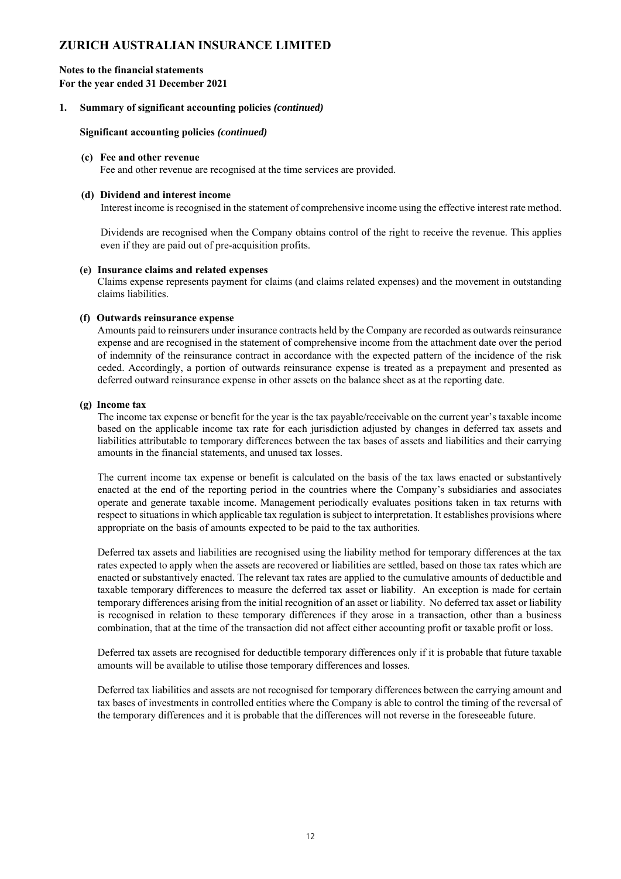# ZURICH AUSTRALIAN INSURANCE LIMITED

**Notes to the financial statements**
**For the year ended 31 December 2021**

## 1. Summary of significant accounting policies *(continued)*

### Significant accounting policies *(continued)*

**(c) Fee and other revenue**

Fee and other revenue are recognised at the time services are provided.

**(d) Dividend and interest income**

Interest income is recognised in the statement of comprehensive income using the effective interest rate method.

Dividends are recognised when the Company obtains control of the right to receive the revenue. This applies even if they are paid out of pre-acquisition profits.

**(e) Insurance claims and related expenses**

Claims expense represents payment for claims (and claims related expenses) and the movement in outstanding claims liabilities.

**(f) Outwards reinsurance expense**

Amounts paid to reinsurers under insurance contracts held by the Company are recorded as outwards reinsurance expense and are recognised in the statement of comprehensive income from the attachment date over the period of indemnity of the reinsurance contract in accordance with the expected pattern of the incidence of the risk ceded. Accordingly, a portion of outwards reinsurance expense is treated as a prepayment and presented as deferred outward reinsurance expense in other assets on the balance sheet as at the reporting date.

**(g) Income tax**

The income tax expense or benefit for the year is the tax payable/receivable on the current year's taxable income based on the applicable income tax rate for each jurisdiction adjusted by changes in deferred tax assets and liabilities attributable to temporary differences between the tax bases of assets and liabilities and their carrying amounts in the financial statements, and unused tax losses.

The current income tax expense or benefit is calculated on the basis of the tax laws enacted or substantively enacted at the end of the reporting period in the countries where the Company's subsidiaries and associates operate and generate taxable income. Management periodically evaluates positions taken in tax returns with respect to situations in which applicable tax regulation is subject to interpretation. It establishes provisions where appropriate on the basis of amounts expected to be paid to the tax authorities.

Deferred tax assets and liabilities are recognised using the liability method for temporary differences at the tax rates expected to apply when the assets are recovered or liabilities are settled, based on those tax rates which are enacted or substantively enacted. The relevant tax rates are applied to the cumulative amounts of deductible and taxable temporary differences to measure the deferred tax asset or liability. An exception is made for certain temporary differences arising from the initial recognition of an asset or liability. No deferred tax asset or liability is recognised in relation to these temporary differences if they arose in a transaction, other than a business combination, that at the time of the transaction did not affect either accounting profit or taxable profit or loss.

Deferred tax assets are recognised for deductible temporary differences only if it is probable that future taxable amounts will be available to utilise those temporary differences and losses.

Deferred tax liabilities and assets are not recognised for temporary differences between the carrying amount and tax bases of investments in controlled entities where the Company is able to control the timing of the reversal of the temporary differences and it is probable that the differences will not reverse in the foreseeable future.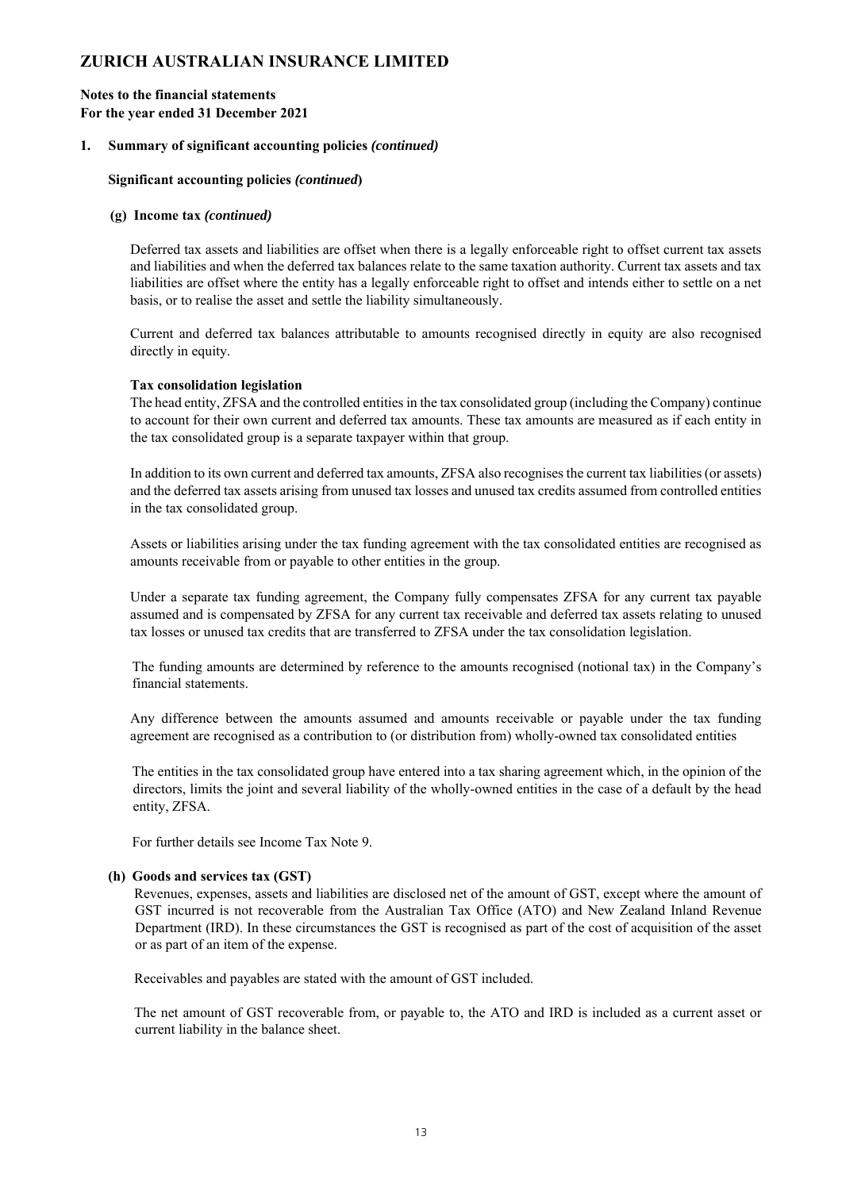# ZURICH AUSTRALIAN INSURANCE LIMITED

**Notes to the financial statements**
**For the year ended 31 December 2021**

**1. Summary of significant accounting policies *(continued)***

**Significant accounting policies *(continued)***

**(g) Income tax *(continued)***

Deferred tax assets and liabilities are offset when there is a legally enforceable right to offset current tax assets and liabilities and when the deferred tax balances relate to the same taxation authority. Current tax assets and tax liabilities are offset where the entity has a legally enforceable right to offset and intends either to settle on a net basis, or to realise the asset and settle the liability simultaneously.

Current and deferred tax balances attributable to amounts recognised directly in equity are also recognised directly in equity.

**Tax consolidation legislation**

The head entity, ZFSA and the controlled entities in the tax consolidated group (including the Company) continue to account for their own current and deferred tax amounts. These tax amounts are measured as if each entity in the tax consolidated group is a separate taxpayer within that group.

In addition to its own current and deferred tax amounts, ZFSA also recognises the current tax liabilities (or assets) and the deferred tax assets arising from unused tax losses and unused tax credits assumed from controlled entities in the tax consolidated group.

Assets or liabilities arising under the tax funding agreement with the tax consolidated entities are recognised as amounts receivable from or payable to other entities in the group.

Under a separate tax funding agreement, the Company fully compensates ZFSA for any current tax payable assumed and is compensated by ZFSA for any current tax receivable and deferred tax assets relating to unused tax losses or unused tax credits that are transferred to ZFSA under the tax consolidation legislation.

The funding amounts are determined by reference to the amounts recognised (notional tax) in the Company's financial statements.

Any difference between the amounts assumed and amounts receivable or payable under the tax funding agreement are recognised as a contribution to (or distribution from) wholly-owned tax consolidated entities

The entities in the tax consolidated group have entered into a tax sharing agreement which, in the opinion of the directors, limits the joint and several liability of the wholly-owned entities in the case of a default by the head entity, ZFSA.

For further details see Income Tax Note 9.

**(h) Goods and services tax (GST)**

Revenues, expenses, assets and liabilities are disclosed net of the amount of GST, except where the amount of GST incurred is not recoverable from the Australian Tax Office (ATO) and New Zealand Inland Revenue Department (IRD). In these circumstances the GST is recognised as part of the cost of acquisition of the asset or as part of an item of the expense.

Receivables and payables are stated with the amount of GST included.

The net amount of GST recoverable from, or payable to, the ATO and IRD is included as a current asset or current liability in the balance sheet.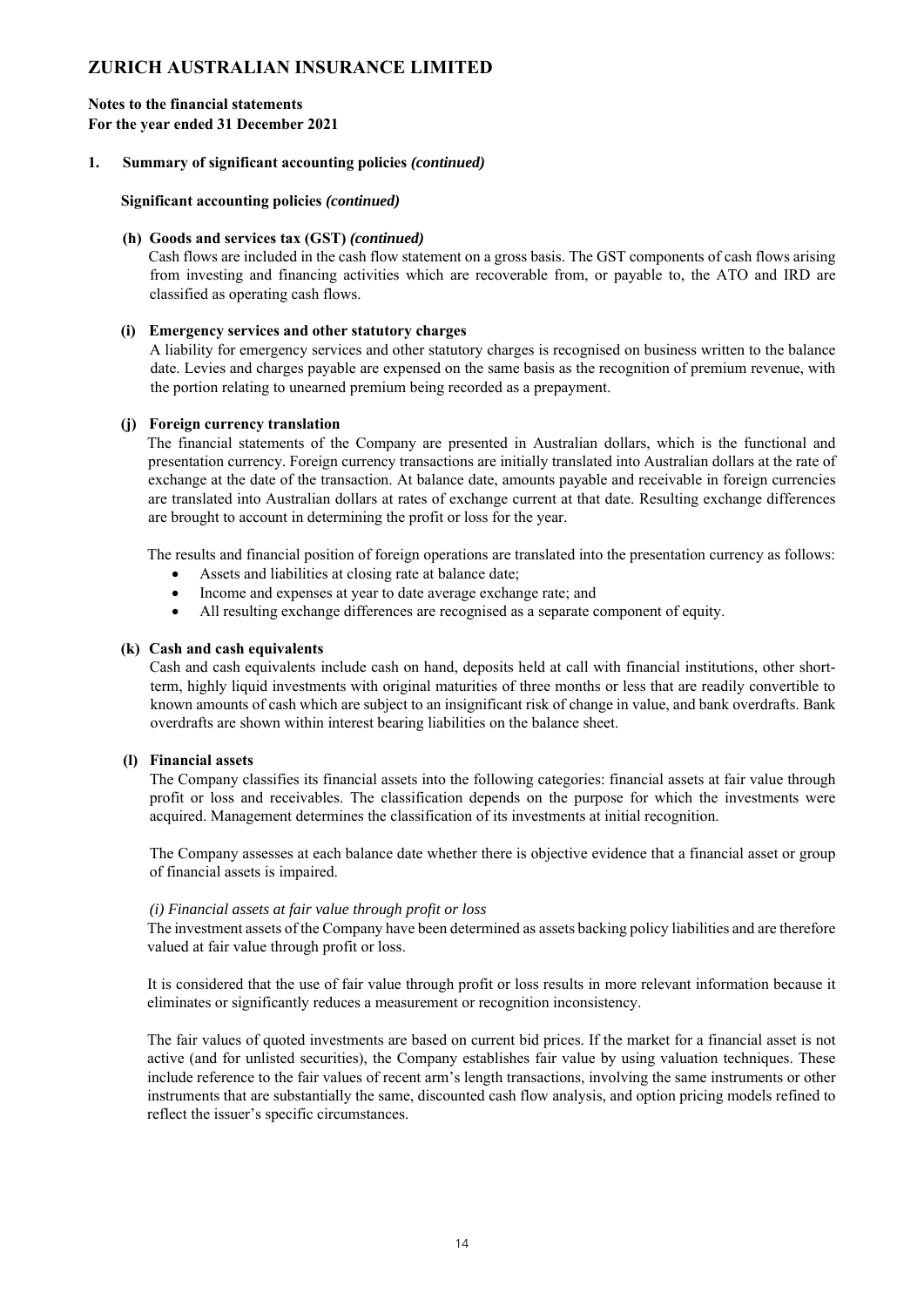# ZURICH AUSTRALIAN INSURANCE LIMITED

**Notes to the financial statements**
**For the year ended 31 December 2021**

## 1. Summary of significant accounting policies *(continued)*

### Significant accounting policies *(continued)*

#### (h) Goods and services tax (GST) *(continued)*

Cash flows are included in the cash flow statement on a gross basis. The GST components of cash flows arising from investing and financing activities which are recoverable from, or payable to, the ATO and IRD are classified as operating cash flows.

#### (i) Emergency services and other statutory charges

A liability for emergency services and other statutory charges is recognised on business written to the balance date. Levies and charges payable are expensed on the same basis as the recognition of premium revenue, with the portion relating to unearned premium being recorded as a prepayment.

#### (j) Foreign currency translation

The financial statements of the Company are presented in Australian dollars, which is the functional and presentation currency. Foreign currency transactions are initially translated into Australian dollars at the rate of exchange at the date of the transaction. At balance date, amounts payable and receivable in foreign currencies are translated into Australian dollars at rates of exchange current at that date. Resulting exchange differences are brought to account in determining the profit or loss for the year.

The results and financial position of foreign operations are translated into the presentation currency as follows:

- Assets and liabilities at closing rate at balance date;
- Income and expenses at year to date average exchange rate; and
- All resulting exchange differences are recognised as a separate component of equity.

#### (k) Cash and cash equivalents

Cash and cash equivalents include cash on hand, deposits held at call with financial institutions, other short-term, highly liquid investments with original maturities of three months or less that are readily convertible to known amounts of cash which are subject to an insignificant risk of change in value, and bank overdrafts. Bank overdrafts are shown within interest bearing liabilities on the balance sheet.

#### (l) Financial assets

The Company classifies its financial assets into the following categories: financial assets at fair value through profit or loss and receivables. The classification depends on the purpose for which the investments were acquired. Management determines the classification of its investments at initial recognition.

The Company assesses at each balance date whether there is objective evidence that a financial asset or group of financial assets is impaired.

*(i) Financial assets at fair value through profit or loss*

The investment assets of the Company have been determined as assets backing policy liabilities and are therefore valued at fair value through profit or loss.

It is considered that the use of fair value through profit or loss results in more relevant information because it eliminates or significantly reduces a measurement or recognition inconsistency.

The fair values of quoted investments are based on current bid prices. If the market for a financial asset is not active (and for unlisted securities), the Company establishes fair value by using valuation techniques. These include reference to the fair values of recent arm's length transactions, involving the same instruments or other instruments that are substantially the same, discounted cash flow analysis, and option pricing models refined to reflect the issuer's specific circumstances.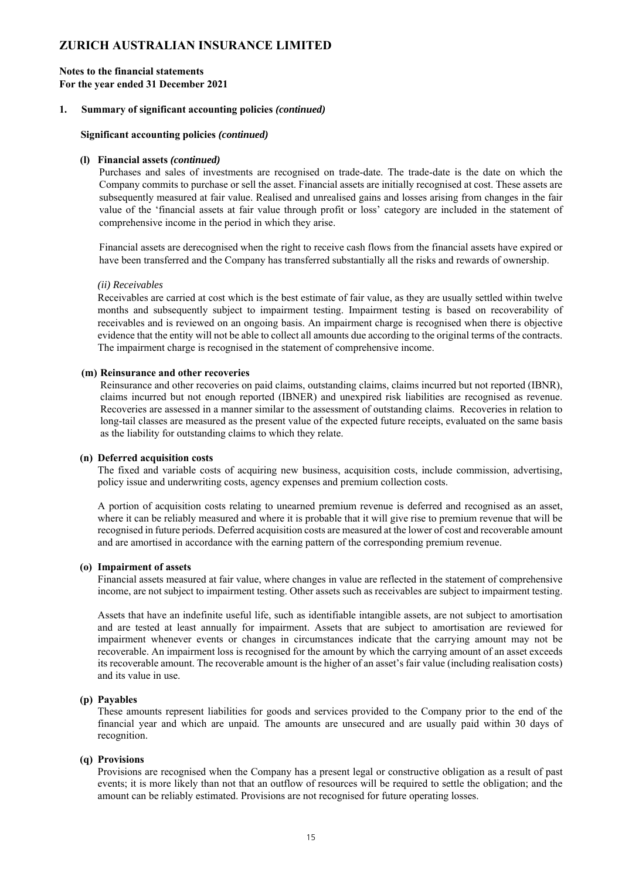# ZURICH AUSTRALIAN INSURANCE LIMITED

**Notes to the financial statements**
**For the year ended 31 December 2021**

## 1. Summary of significant accounting policies *(continued)*

### Significant accounting policies *(continued)*

#### (l) Financial assets *(continued)*

Purchases and sales of investments are recognised on trade-date. The trade-date is the date on which the Company commits to purchase or sell the asset. Financial assets are initially recognised at cost. These assets are subsequently measured at fair value. Realised and unrealised gains and losses arising from changes in the fair value of the 'financial assets at fair value through profit or loss' category are included in the statement of comprehensive income in the period in which they arise.

Financial assets are derecognised when the right to receive cash flows from the financial assets have expired or have been transferred and the Company has transferred substantially all the risks and rewards of ownership.

*(ii) Receivables*

Receivables are carried at cost which is the best estimate of fair value, as they are usually settled within twelve months and subsequently subject to impairment testing. Impairment testing is based on recoverability of receivables and is reviewed on an ongoing basis. An impairment charge is recognised when there is objective evidence that the entity will not be able to collect all amounts due according to the original terms of the contracts. The impairment charge is recognised in the statement of comprehensive income.

#### (m) Reinsurance and other recoveries

Reinsurance and other recoveries on paid claims, outstanding claims, claims incurred but not reported (IBNR), claims incurred but not enough reported (IBNER) and unexpired risk liabilities are recognised as revenue. Recoveries are assessed in a manner similar to the assessment of outstanding claims. Recoveries in relation to long-tail classes are measured as the present value of the expected future receipts, evaluated on the same basis as the liability for outstanding claims to which they relate.

#### (n) Deferred acquisition costs

The fixed and variable costs of acquiring new business, acquisition costs, include commission, advertising, policy issue and underwriting costs, agency expenses and premium collection costs.

A portion of acquisition costs relating to unearned premium revenue is deferred and recognised as an asset, where it can be reliably measured and where it is probable that it will give rise to premium revenue that will be recognised in future periods. Deferred acquisition costs are measured at the lower of cost and recoverable amount and are amortised in accordance with the earning pattern of the corresponding premium revenue.

#### (o) Impairment of assets

Financial assets measured at fair value, where changes in value are reflected in the statement of comprehensive income, are not subject to impairment testing. Other assets such as receivables are subject to impairment testing.

Assets that have an indefinite useful life, such as identifiable intangible assets, are not subject to amortisation and are tested at least annually for impairment. Assets that are subject to amortisation are reviewed for impairment whenever events or changes in circumstances indicate that the carrying amount may not be recoverable. An impairment loss is recognised for the amount by which the carrying amount of an asset exceeds its recoverable amount. The recoverable amount is the higher of an asset's fair value (including realisation costs) and its value in use.

#### (p) Payables

These amounts represent liabilities for goods and services provided to the Company prior to the end of the financial year and which are unpaid. The amounts are unsecured and are usually paid within 30 days of recognition.

#### (q) Provisions

Provisions are recognised when the Company has a present legal or constructive obligation as a result of past events; it is more likely than not that an outflow of resources will be required to settle the obligation; and the amount can be reliably estimated. Provisions are not recognised for future operating losses.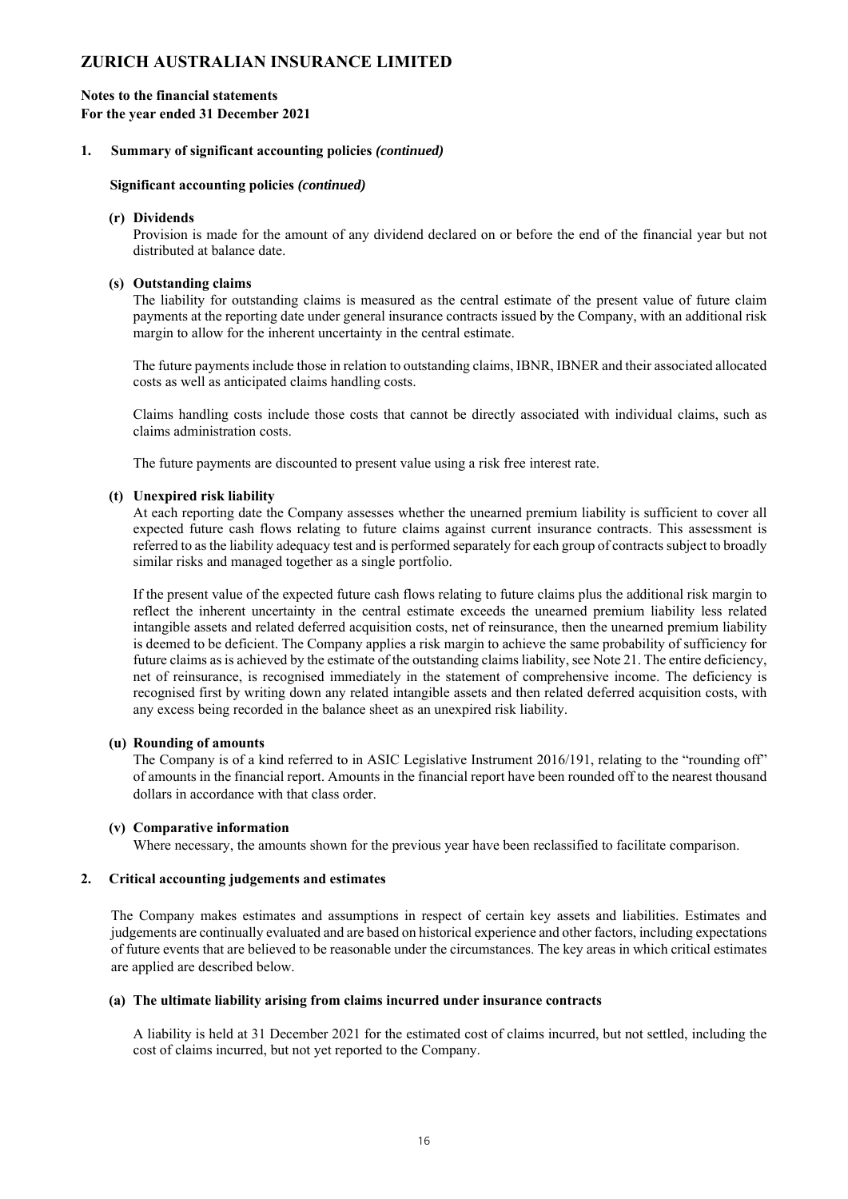# ZURICH AUSTRALIAN INSURANCE LIMITED

**Notes to the financial statements**
**For the year ended 31 December 2021**

## 1. Summary of significant accounting policies *(continued)*

### Significant accounting policies *(continued)*

**(r) Dividends**

Provision is made for the amount of any dividend declared on or before the end of the financial year but not distributed at balance date.

**(s) Outstanding claims**

The liability for outstanding claims is measured as the central estimate of the present value of future claim payments at the reporting date under general insurance contracts issued by the Company, with an additional risk margin to allow for the inherent uncertainty in the central estimate.

The future payments include those in relation to outstanding claims, IBNR, IBNER and their associated allocated costs as well as anticipated claims handling costs.

Claims handling costs include those costs that cannot be directly associated with individual claims, such as claims administration costs.

The future payments are discounted to present value using a risk free interest rate.

**(t) Unexpired risk liability**

At each reporting date the Company assesses whether the unearned premium liability is sufficient to cover all expected future cash flows relating to future claims against current insurance contracts. This assessment is referred to as the liability adequacy test and is performed separately for each group of contracts subject to broadly similar risks and managed together as a single portfolio.

If the present value of the expected future cash flows relating to future claims plus the additional risk margin to reflect the inherent uncertainty in the central estimate exceeds the unearned premium liability less related intangible assets and related deferred acquisition costs, net of reinsurance, then the unearned premium liability is deemed to be deficient. The Company applies a risk margin to achieve the same probability of sufficiency for future claims as is achieved by the estimate of the outstanding claims liability, see Note 21. The entire deficiency, net of reinsurance, is recognised immediately in the statement of comprehensive income. The deficiency is recognised first by writing down any related intangible assets and then related deferred acquisition costs, with any excess being recorded in the balance sheet as an unexpired risk liability.

**(u) Rounding of amounts**

The Company is of a kind referred to in ASIC Legislative Instrument 2016/191, relating to the "rounding off" of amounts in the financial report. Amounts in the financial report have been rounded off to the nearest thousand dollars in accordance with that class order.

**(v) Comparative information**

Where necessary, the amounts shown for the previous year have been reclassified to facilitate comparison.

## 2. Critical accounting judgements and estimates

The Company makes estimates and assumptions in respect of certain key assets and liabilities. Estimates and judgements are continually evaluated and are based on historical experience and other factors, including expectations of future events that are believed to be reasonable under the circumstances. The key areas in which critical estimates are applied are described below.

**(a) The ultimate liability arising from claims incurred under insurance contracts**

A liability is held at 31 December 2021 for the estimated cost of claims incurred, but not settled, including the cost of claims incurred, but not yet reported to the Company.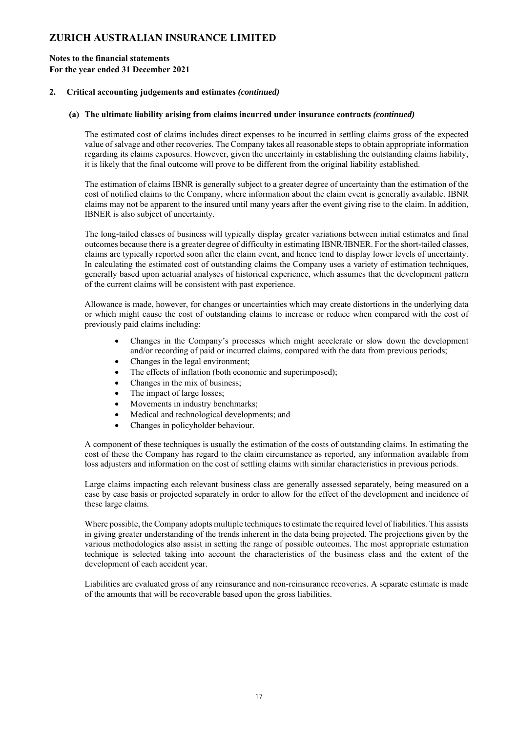# ZURICH AUSTRALIAN INSURANCE LIMITED

**Notes to the financial statements**
**For the year ended 31 December 2021**

## 2. Critical accounting judgements and estimates *(continued)*

### (a) The ultimate liability arising from claims incurred under insurance contracts *(continued)*

The estimated cost of claims includes direct expenses to be incurred in settling claims gross of the expected value of salvage and other recoveries. The Company takes all reasonable steps to obtain appropriate information regarding its claims exposures. However, given the uncertainty in establishing the outstanding claims liability, it is likely that the final outcome will prove to be different from the original liability established.

The estimation of claims IBNR is generally subject to a greater degree of uncertainty than the estimation of the cost of notified claims to the Company, where information about the claim event is generally available. IBNR claims may not be apparent to the insured until many years after the event giving rise to the claim. In addition, IBNER is also subject of uncertainty.

The long-tailed classes of business will typically display greater variations between initial estimates and final outcomes because there is a greater degree of difficulty in estimating IBNR/IBNER. For the short-tailed classes, claims are typically reported soon after the claim event, and hence tend to display lower levels of uncertainty. In calculating the estimated cost of outstanding claims the Company uses a variety of estimation techniques, generally based upon actuarial analyses of historical experience, which assumes that the development pattern of the current claims will be consistent with past experience.

Allowance is made, however, for changes or uncertainties which may create distortions in the underlying data or which might cause the cost of outstanding claims to increase or reduce when compared with the cost of previously paid claims including:

- Changes in the Company's processes which might accelerate or slow down the development and/or recording of paid or incurred claims, compared with the data from previous periods;
- Changes in the legal environment;
- The effects of inflation (both economic and superimposed);
- Changes in the mix of business;
- The impact of large losses;
- Movements in industry benchmarks;
- Medical and technological developments; and
- Changes in policyholder behaviour.

A component of these techniques is usually the estimation of the costs of outstanding claims. In estimating the cost of these the Company has regard to the claim circumstance as reported, any information available from loss adjusters and information on the cost of settling claims with similar characteristics in previous periods.

Large claims impacting each relevant business class are generally assessed separately, being measured on a case by case basis or projected separately in order to allow for the effect of the development and incidence of these large claims.

Where possible, the Company adopts multiple techniques to estimate the required level of liabilities. This assists in giving greater understanding of the trends inherent in the data being projected. The projections given by the various methodologies also assist in setting the range of possible outcomes. The most appropriate estimation technique is selected taking into account the characteristics of the business class and the extent of the development of each accident year.

Liabilities are evaluated gross of any reinsurance and non-reinsurance recoveries. A separate estimate is made of the amounts that will be recoverable based upon the gross liabilities.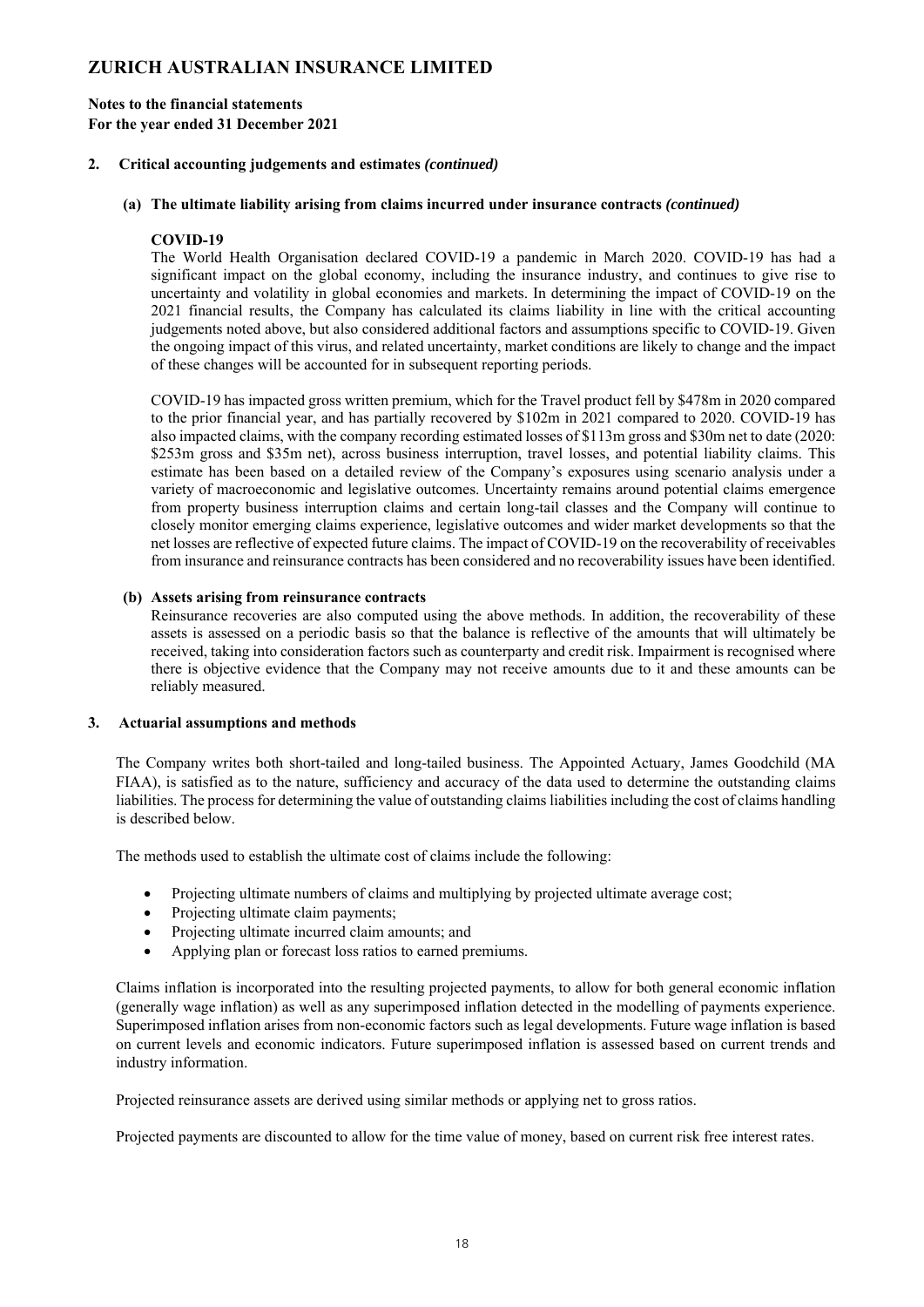# ZURICH AUSTRALIAN INSURANCE LIMITED

**Notes to the financial statements**
**For the year ended 31 December 2021**

## 2. Critical accounting judgements and estimates *(continued)*

### (a) The ultimate liability arising from claims incurred under insurance contracts *(continued)*

**COVID-19**

The World Health Organisation declared COVID-19 a pandemic in March 2020. COVID-19 has had a significant impact on the global economy, including the insurance industry, and continues to give rise to uncertainty and volatility in global economies and markets. In determining the impact of COVID-19 on the 2021 financial results, the Company has calculated its claims liability in line with the critical accounting judgements noted above, but also considered additional factors and assumptions specific to COVID-19. Given the ongoing impact of this virus, and related uncertainty, market conditions are likely to change and the impact of these changes will be accounted for in subsequent reporting periods.

COVID-19 has impacted gross written premium, which for the Travel product fell by $478m in 2020 compared to the prior financial year, and has partially recovered by $102m in 2021 compared to 2020. COVID-19 has also impacted claims, with the company recording estimated losses of $113m gross and $30m net to date (2020: $253m gross and $35m net), across business interruption, travel losses, and potential liability claims. This estimate has been based on a detailed review of the Company's exposures using scenario analysis under a variety of macroeconomic and legislative outcomes. Uncertainty remains around potential claims emergence from property business interruption claims and certain long-tail classes and the Company will continue to closely monitor emerging claims experience, legislative outcomes and wider market developments so that the net losses are reflective of expected future claims. The impact of COVID-19 on the recoverability of receivables from insurance and reinsurance contracts has been considered and no recoverability issues have been identified.

### (b) Assets arising from reinsurance contracts

Reinsurance recoveries are also computed using the above methods. In addition, the recoverability of these assets is assessed on a periodic basis so that the balance is reflective of the amounts that will ultimately be received, taking into consideration factors such as counterparty and credit risk. Impairment is recognised where there is objective evidence that the Company may not receive amounts due to it and these amounts can be reliably measured.

## 3. Actuarial assumptions and methods

The Company writes both short-tailed and long-tailed business. The Appointed Actuary, James Goodchild (MA FIAA), is satisfied as to the nature, sufficiency and accuracy of the data used to determine the outstanding claims liabilities. The process for determining the value of outstanding claims liabilities including the cost of claims handling is described below.

The methods used to establish the ultimate cost of claims include the following:

- Projecting ultimate numbers of claims and multiplying by projected ultimate average cost;
- Projecting ultimate claim payments;
- Projecting ultimate incurred claim amounts; and
- Applying plan or forecast loss ratios to earned premiums.

Claims inflation is incorporated into the resulting projected payments, to allow for both general economic inflation (generally wage inflation) as well as any superimposed inflation detected in the modelling of payments experience. Superimposed inflation arises from non-economic factors such as legal developments. Future wage inflation is based on current levels and economic indicators. Future superimposed inflation is assessed based on current trends and industry information.

Projected reinsurance assets are derived using similar methods or applying net to gross ratios.

Projected payments are discounted to allow for the time value of money, based on current risk free interest rates.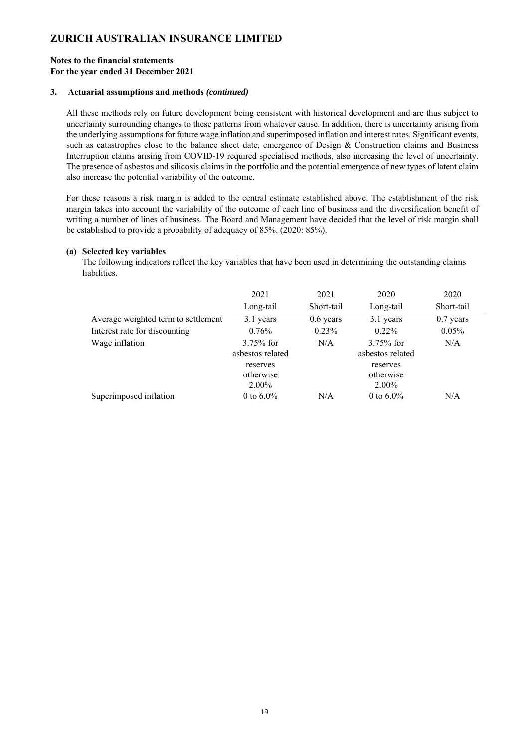# ZURICH AUSTRALIAN INSURANCE LIMITED

**Notes to the financial statements**
**For the year ended 31 December 2021**

### 3. Actuarial assumptions and methods *(continued)*

All these methods rely on future development being consistent with historical development and are thus subject to uncertainty surrounding changes to these patterns from whatever cause. In addition, there is uncertainty arising from the underlying assumptions for future wage inflation and superimposed inflation and interest rates. Significant events, such as catastrophes close to the balance sheet date, emergence of Design & Construction claims and Business Interruption claims arising from COVID-19 required specialised methods, also increasing the level of uncertainty. The presence of asbestos and silicosis claims in the portfolio and the potential emergence of new types of latent claim also increase the potential variability of the outcome.

For these reasons a risk margin is added to the central estimate established above. The establishment of the risk margin takes into account the variability of the outcome of each line of business and the diversification benefit of writing a number of lines of business. The Board and Management have decided that the level of risk margin shall be established to provide a probability of adequacy of 85%. (2020: 85%).

#### (a) Selected key variables

The following indicators reflect the key variables that have been used in determining the outstanding claims liabilities.

| | 2021 Long-tail | 2021 Short-tail | 2020 Long-tail | 2020 Short-tail |
|---|---|---|---|---|
| Average weighted term to settlement | 3.1 years | 0.6 years | 3.1 years | 0.7 years |
| Interest rate for discounting | 0.76% | 0.23% | 0.22% | 0.05% |
| Wage inflation | 3.75% for asbestos related reserves otherwise 2.00% | N/A | 3.75% for asbestos related reserves otherwise 2.00% | N/A |
| Superimposed inflation | 0 to 6.0% | N/A | 0 to 6.0% | N/A |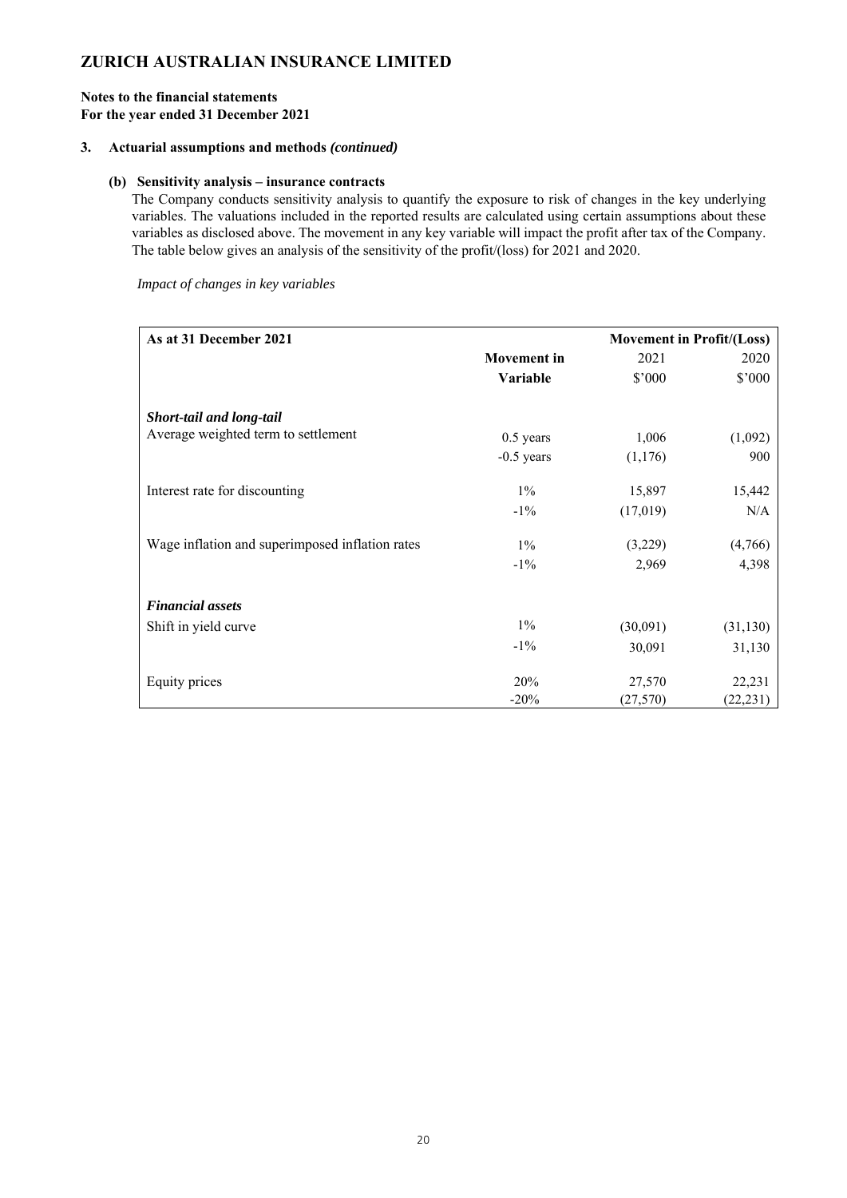# ZURICH AUSTRALIAN INSURANCE LIMITED

**Notes to the financial statements**
**For the year ended 31 December 2021**

**3. Actuarial assumptions and methods *(continued)***

**(b) Sensitivity analysis – insurance contracts**

The Company conducts sensitivity analysis to quantify the exposure to risk of changes in the key underlying variables. The valuations included in the reported results are calculated using certain assumptions about these variables as disclosed above. The movement in any key variable will impact the profit after tax of the Company. The table below gives an analysis of the sensitivity of the profit/(loss) for 2021 and 2020.

*Impact of changes in key variables*

| As at 31 December 2021 | Movement in Variable | Movement in Profit/(Loss) 2021 $'000 | Movement in Profit/(Loss) 2020 $'000 |
|---|---|---|---|
| ***Short-tail and long-tail*** | | | |
| Average weighted term to settlement | 0.5 years | 1,006 | (1,092) |
| | -0.5 years | (1,176) | 900 |
| Interest rate for discounting | 1% | 15,897 | 15,442 |
| | -1% | (17,019) | N/A |
| Wage inflation and superimposed inflation rates | 1% | (3,229) | (4,766) |
| | -1% | 2,969 | 4,398 |
| ***Financial assets*** | | | |
| Shift in yield curve | 1% | (30,091) | (31,130) |
| | -1% | 30,091 | 31,130 |
| Equity prices | 20% | 27,570 | 22,231 |
| | -20% | (27,570) | (22,231) |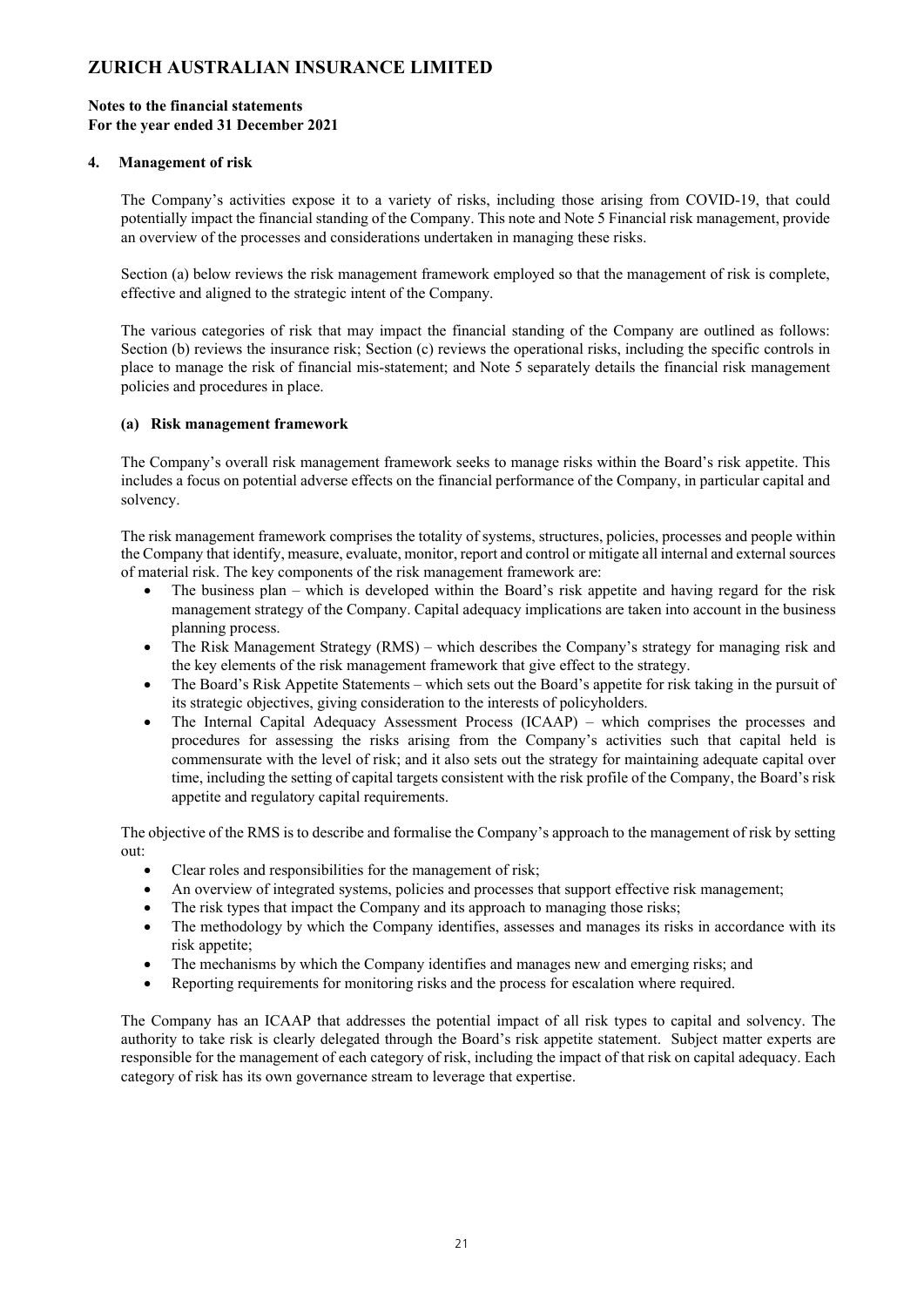# ZURICH AUSTRALIAN INSURANCE LIMITED

**Notes to the financial statements**
**For the year ended 31 December 2021**

## 4. Management of risk

The Company's activities expose it to a variety of risks, including those arising from COVID-19, that could potentially impact the financial standing of the Company. This note and Note 5 Financial risk management, provide an overview of the processes and considerations undertaken in managing these risks.

Section (a) below reviews the risk management framework employed so that the management of risk is complete, effective and aligned to the strategic intent of the Company.

The various categories of risk that may impact the financial standing of the Company are outlined as follows: Section (b) reviews the insurance risk; Section (c) reviews the operational risks, including the specific controls in place to manage the risk of financial mis-statement; and Note 5 separately details the financial risk management policies and procedures in place.

### (a) Risk management framework

The Company's overall risk management framework seeks to manage risks within the Board's risk appetite. This includes a focus on potential adverse effects on the financial performance of the Company, in particular capital and solvency.

The risk management framework comprises the totality of systems, structures, policies, processes and people within the Company that identify, measure, evaluate, monitor, report and control or mitigate all internal and external sources of material risk. The key components of the risk management framework are:

- The business plan – which is developed within the Board's risk appetite and having regard for the risk management strategy of the Company. Capital adequacy implications are taken into account in the business planning process.
- The Risk Management Strategy (RMS) – which describes the Company's strategy for managing risk and the key elements of the risk management framework that give effect to the strategy.
- The Board's Risk Appetite Statements – which sets out the Board's appetite for risk taking in the pursuit of its strategic objectives, giving consideration to the interests of policyholders.
- The Internal Capital Adequacy Assessment Process (ICAAP) – which comprises the processes and procedures for assessing the risks arising from the Company's activities such that capital held is commensurate with the level of risk; and it also sets out the strategy for maintaining adequate capital over time, including the setting of capital targets consistent with the risk profile of the Company, the Board's risk appetite and regulatory capital requirements.

The objective of the RMS is to describe and formalise the Company's approach to the management of risk by setting out:

- Clear roles and responsibilities for the management of risk;
- An overview of integrated systems, policies and processes that support effective risk management;
- The risk types that impact the Company and its approach to managing those risks;
- The methodology by which the Company identifies, assesses and manages its risks in accordance with its risk appetite;
- The mechanisms by which the Company identifies and manages new and emerging risks; and
- Reporting requirements for monitoring risks and the process for escalation where required.

The Company has an ICAAP that addresses the potential impact of all risk types to capital and solvency. The authority to take risk is clearly delegated through the Board's risk appetite statement. Subject matter experts are responsible for the management of each category of risk, including the impact of that risk on capital adequacy. Each category of risk has its own governance stream to leverage that expertise.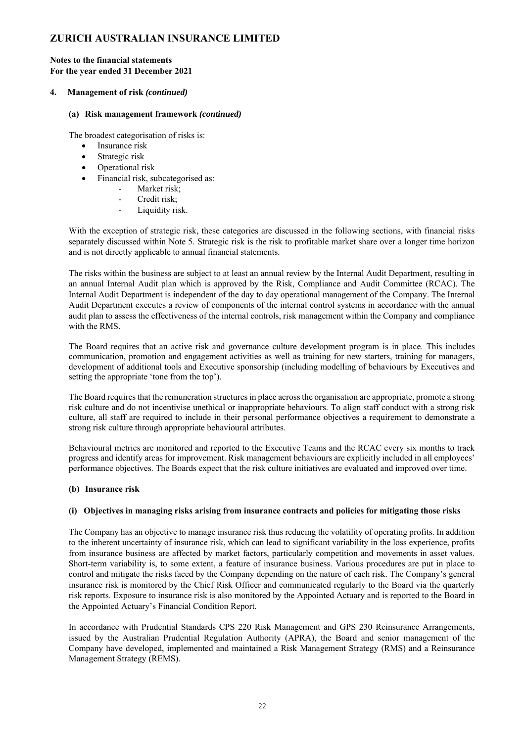# ZURICH AUSTRALIAN INSURANCE LIMITED

**Notes to the financial statements**
**For the year ended 31 December 2021**

## 4. Management of risk *(continued)*

### (a) Risk management framework *(continued)*

The broadest categorisation of risks is:

- Insurance risk
- Strategic risk
- Operational risk
- Financial risk, subcategorised as:
  - Market risk;
  - Credit risk;
  - Liquidity risk.

With the exception of strategic risk, these categories are discussed in the following sections, with financial risks separately discussed within Note 5. Strategic risk is the risk to profitable market share over a longer time horizon and is not directly applicable to annual financial statements.

The risks within the business are subject to at least an annual review by the Internal Audit Department, resulting in an annual Internal Audit plan which is approved by the Risk, Compliance and Audit Committee (RCAC). The Internal Audit Department is independent of the day to day operational management of the Company. The Internal Audit Department executes a review of components of the internal control systems in accordance with the annual audit plan to assess the effectiveness of the internal controls, risk management within the Company and compliance with the RMS.

The Board requires that an active risk and governance culture development program is in place. This includes communication, promotion and engagement activities as well as training for new starters, training for managers, development of additional tools and Executive sponsorship (including modelling of behaviours by Executives and setting the appropriate 'tone from the top').

The Board requires that the remuneration structures in place across the organisation are appropriate, promote a strong risk culture and do not incentivise unethical or inappropriate behaviours. To align staff conduct with a strong risk culture, all staff are required to include in their personal performance objectives a requirement to demonstrate a strong risk culture through appropriate behavioural attributes.

Behavioural metrics are monitored and reported to the Executive Teams and the RCAC every six months to track progress and identify areas for improvement. Risk management behaviours are explicitly included in all employees' performance objectives. The Boards expect that the risk culture initiatives are evaluated and improved over time.

### (b) Insurance risk

#### (i) Objectives in managing risks arising from insurance contracts and policies for mitigating those risks

The Company has an objective to manage insurance risk thus reducing the volatility of operating profits. In addition to the inherent uncertainty of insurance risk, which can lead to significant variability in the loss experience, profits from insurance business are affected by market factors, particularly competition and movements in asset values. Short-term variability is, to some extent, a feature of insurance business. Various procedures are put in place to control and mitigate the risks faced by the Company depending on the nature of each risk. The Company's general insurance risk is monitored by the Chief Risk Officer and communicated regularly to the Board via the quarterly risk reports. Exposure to insurance risk is also monitored by the Appointed Actuary and is reported to the Board in the Appointed Actuary's Financial Condition Report.

In accordance with Prudential Standards CPS 220 Risk Management and GPS 230 Reinsurance Arrangements, issued by the Australian Prudential Regulation Authority (APRA), the Board and senior management of the Company have developed, implemented and maintained a Risk Management Strategy (RMS) and a Reinsurance Management Strategy (REMS).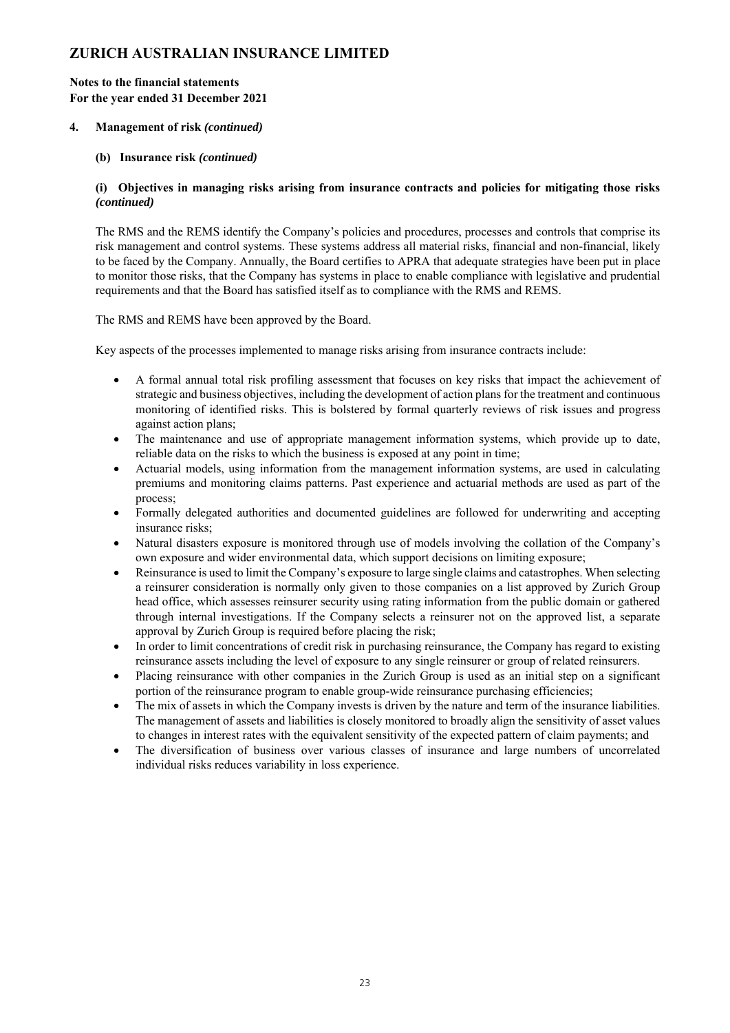# ZURICH AUSTRALIAN INSURANCE LIMITED

**Notes to the financial statements**
**For the year ended 31 December 2021**

## 4. Management of risk *(continued)*

### (b) Insurance risk *(continued)*

#### (i) Objectives in managing risks arising from insurance contracts and policies for mitigating those risks *(continued)*

The RMS and the REMS identify the Company's policies and procedures, processes and controls that comprise its risk management and control systems. These systems address all material risks, financial and non-financial, likely to be faced by the Company. Annually, the Board certifies to APRA that adequate strategies have been put in place to monitor those risks, that the Company has systems in place to enable compliance with legislative and prudential requirements and that the Board has satisfied itself as to compliance with the RMS and REMS.

The RMS and REMS have been approved by the Board.

Key aspects of the processes implemented to manage risks arising from insurance contracts include:

- A formal annual total risk profiling assessment that focuses on key risks that impact the achievement of strategic and business objectives, including the development of action plans for the treatment and continuous monitoring of identified risks. This is bolstered by formal quarterly reviews of risk issues and progress against action plans;
- The maintenance and use of appropriate management information systems, which provide up to date, reliable data on the risks to which the business is exposed at any point in time;
- Actuarial models, using information from the management information systems, are used in calculating premiums and monitoring claims patterns. Past experience and actuarial methods are used as part of the process;
- Formally delegated authorities and documented guidelines are followed for underwriting and accepting insurance risks;
- Natural disasters exposure is monitored through use of models involving the collation of the Company's own exposure and wider environmental data, which support decisions on limiting exposure;
- Reinsurance is used to limit the Company's exposure to large single claims and catastrophes. When selecting a reinsurer consideration is normally only given to those companies on a list approved by Zurich Group head office, which assesses reinsurer security using rating information from the public domain or gathered through internal investigations. If the Company selects a reinsurer not on the approved list, a separate approval by Zurich Group is required before placing the risk;
- In order to limit concentrations of credit risk in purchasing reinsurance, the Company has regard to existing reinsurance assets including the level of exposure to any single reinsurer or group of related reinsurers.
- Placing reinsurance with other companies in the Zurich Group is used as an initial step on a significant portion of the reinsurance program to enable group-wide reinsurance purchasing efficiencies;
- The mix of assets in which the Company invests is driven by the nature and term of the insurance liabilities. The management of assets and liabilities is closely monitored to broadly align the sensitivity of asset values to changes in interest rates with the equivalent sensitivity of the expected pattern of claim payments; and
- The diversification of business over various classes of insurance and large numbers of uncorrelated individual risks reduces variability in loss experience.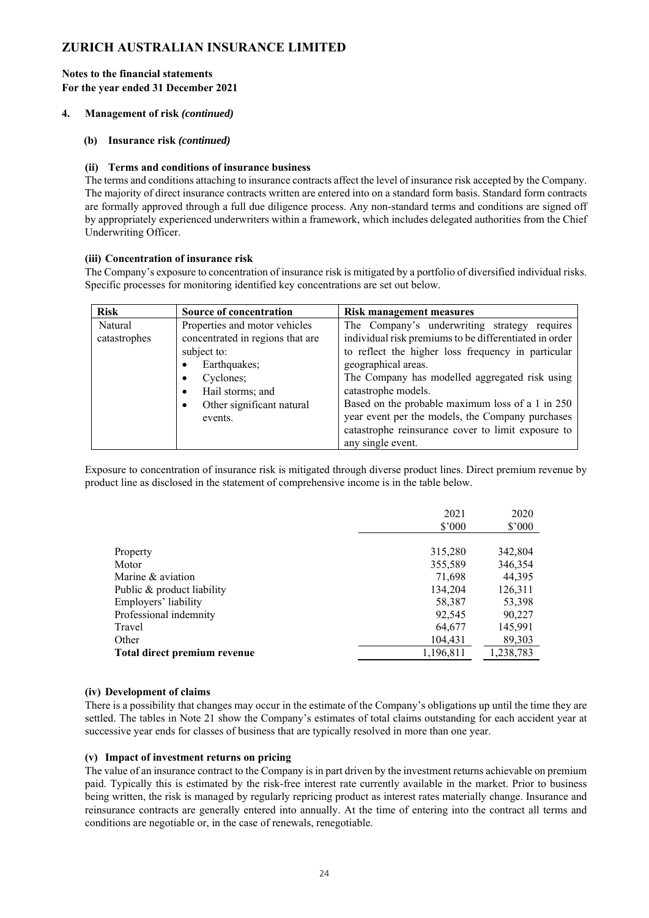# ZURICH AUSTRALIAN INSURANCE LIMITED

**Notes to the financial statements**
**For the year ended 31 December 2021**

**4. Management of risk *(continued)***

**(b) Insurance risk *(continued)***

**(ii) Terms and conditions of insurance business**

The terms and conditions attaching to insurance contracts affect the level of insurance risk accepted by the Company. The majority of direct insurance contracts written are entered into on a standard form basis. Standard form contracts are formally approved through a full due diligence process. Any non-standard terms and conditions are signed off by appropriately experienced underwriters within a framework, which includes delegated authorities from the Chief Underwriting Officer.

**(iii) Concentration of insurance risk**

The Company's exposure to concentration of insurance risk is mitigated by a portfolio of diversified individual risks. Specific processes for monitoring identified key concentrations are set out below.

| Risk | Source of concentration | Risk management measures |
|---|---|---|
| Natural catastrophes | Properties and motor vehicles concentrated in regions that are subject to:<br>• Earthquakes;<br>• Cyclones;<br>• Hail storms; and<br>• Other significant natural events. | The Company's underwriting strategy requires individual risk premiums to be differentiated in order to reflect the higher loss frequency in particular geographical areas.<br>The Company has modelled aggregated risk using catastrophe models.<br>Based on the probable maximum loss of a 1 in 250 year event per the models, the Company purchases catastrophe reinsurance cover to limit exposure to any single event. |

Exposure to concentration of insurance risk is mitigated through diverse product lines. Direct premium revenue by product line as disclosed in the statement of comprehensive income is in the table below.

| | 2021<br>$'000 | 2020<br>$'000 |
|---|---|---|
| Property | 315,280 | 342,804 |
| Motor | 355,589 | 346,354 |
| Marine & aviation | 71,698 | 44,395 |
| Public & product liability | 134,204 | 126,311 |
| Employers' liability | 58,387 | 53,398 |
| Professional indemnity | 92,545 | 90,227 |
| Travel | 64,677 | 145,991 |
| Other | 104,431 | 89,303 |
| **Total direct premium revenue** | 1,196,811 | 1,238,783 |

**(iv) Development of claims**

There is a possibility that changes may occur in the estimate of the Company's obligations up until the time they are settled. The tables in Note 21 show the Company's estimates of total claims outstanding for each accident year at successive year ends for classes of business that are typically resolved in more than one year.

**(v) Impact of investment returns on pricing**

The value of an insurance contract to the Company is in part driven by the investment returns achievable on premium paid. Typically this is estimated by the risk-free interest rate currently available in the market. Prior to business being written, the risk is managed by regularly repricing product as interest rates materially change. Insurance and reinsurance contracts are generally entered into annually. At the time of entering into the contract all terms and conditions are negotiable or, in the case of renewals, renegotiable.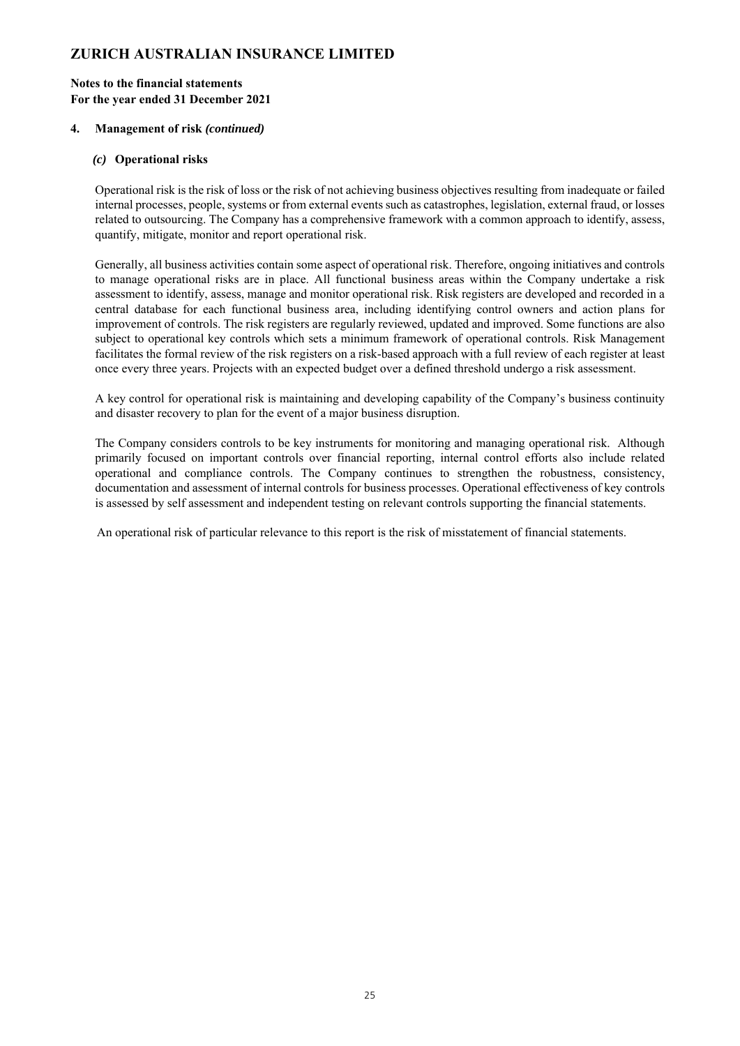# ZURICH AUSTRALIAN INSURANCE LIMITED

**Notes to the financial statements**
**For the year ended 31 December 2021**

## 4. Management of risk *(continued)*

### *(c)* Operational risks

Operational risk is the risk of loss or the risk of not achieving business objectives resulting from inadequate or failed internal processes, people, systems or from external events such as catastrophes, legislation, external fraud, or losses related to outsourcing. The Company has a comprehensive framework with a common approach to identify, assess, quantify, mitigate, monitor and report operational risk.

Generally, all business activities contain some aspect of operational risk. Therefore, ongoing initiatives and controls to manage operational risks are in place. All functional business areas within the Company undertake a risk assessment to identify, assess, manage and monitor operational risk. Risk registers are developed and recorded in a central database for each functional business area, including identifying control owners and action plans for improvement of controls. The risk registers are regularly reviewed, updated and improved. Some functions are also subject to operational key controls which sets a minimum framework of operational controls. Risk Management facilitates the formal review of the risk registers on a risk-based approach with a full review of each register at least once every three years. Projects with an expected budget over a defined threshold undergo a risk assessment.

A key control for operational risk is maintaining and developing capability of the Company's business continuity and disaster recovery to plan for the event of a major business disruption.

The Company considers controls to be key instruments for monitoring and managing operational risk. Although primarily focused on important controls over financial reporting, internal control efforts also include related operational and compliance controls. The Company continues to strengthen the robustness, consistency, documentation and assessment of internal controls for business processes. Operational effectiveness of key controls is assessed by self assessment and independent testing on relevant controls supporting the financial statements.

An operational risk of particular relevance to this report is the risk of misstatement of financial statements.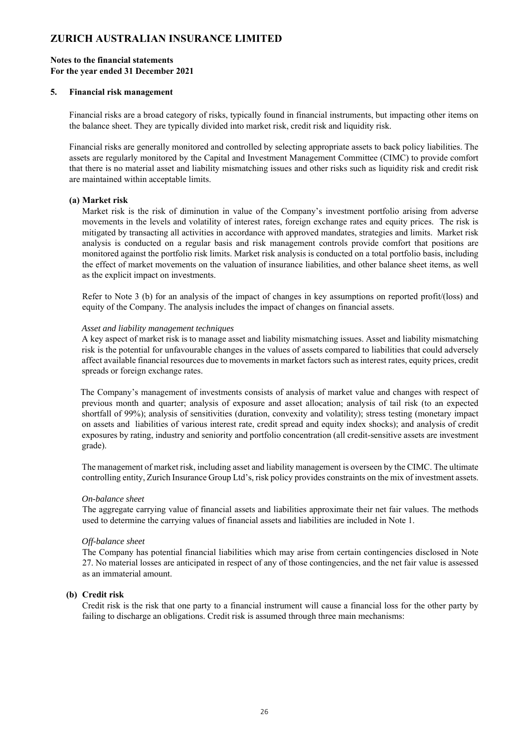# ZURICH AUSTRALIAN INSURANCE LIMITED

**Notes to the financial statements**
**For the year ended 31 December 2021**

## 5. Financial risk management

Financial risks are a broad category of risks, typically found in financial instruments, but impacting other items on the balance sheet. They are typically divided into market risk, credit risk and liquidity risk.

Financial risks are generally monitored and controlled by selecting appropriate assets to back policy liabilities. The assets are regularly monitored by the Capital and Investment Management Committee (CIMC) to provide comfort that there is no material asset and liability mismatching issues and other risks such as liquidity risk and credit risk are maintained within acceptable limits.

### (a) Market risk

Market risk is the risk of diminution in value of the Company's investment portfolio arising from adverse movements in the levels and volatility of interest rates, foreign exchange rates and equity prices. The risk is mitigated by transacting all activities in accordance with approved mandates, strategies and limits. Market risk analysis is conducted on a regular basis and risk management controls provide comfort that positions are monitored against the portfolio risk limits. Market risk analysis is conducted on a total portfolio basis, including the effect of market movements on the valuation of insurance liabilities, and other balance sheet items, as well as the explicit impact on investments.

Refer to Note 3 (b) for an analysis of the impact of changes in key assumptions on reported profit/(loss) and equity of the Company. The analysis includes the impact of changes on financial assets.

*Asset and liability management techniques*

A key aspect of market risk is to manage asset and liability mismatching issues. Asset and liability mismatching risk is the potential for unfavourable changes in the values of assets compared to liabilities that could adversely affect available financial resources due to movements in market factors such as interest rates, equity prices, credit spreads or foreign exchange rates.

The Company's management of investments consists of analysis of market value and changes with respect of previous month and quarter; analysis of exposure and asset allocation; analysis of tail risk (to an expected shortfall of 99%); analysis of sensitivities (duration, convexity and volatility); stress testing (monetary impact on assets and liabilities of various interest rate, credit spread and equity index shocks); and analysis of credit exposures by rating, industry and seniority and portfolio concentration (all credit-sensitive assets are investment grade).

The management of market risk, including asset and liability management is overseen by the CIMC. The ultimate controlling entity, Zurich Insurance Group Ltd's, risk policy provides constraints on the mix of investment assets.

*On-balance sheet*

The aggregate carrying value of financial assets and liabilities approximate their net fair values. The methods used to determine the carrying values of financial assets and liabilities are included in Note 1.

*Off-balance sheet*

The Company has potential financial liabilities which may arise from certain contingencies disclosed in Note 27. No material losses are anticipated in respect of any of those contingencies, and the net fair value is assessed as an immaterial amount.

### (b) Credit risk

Credit risk is the risk that one party to a financial instrument will cause a financial loss for the other party by failing to discharge an obligations. Credit risk is assumed through three main mechanisms: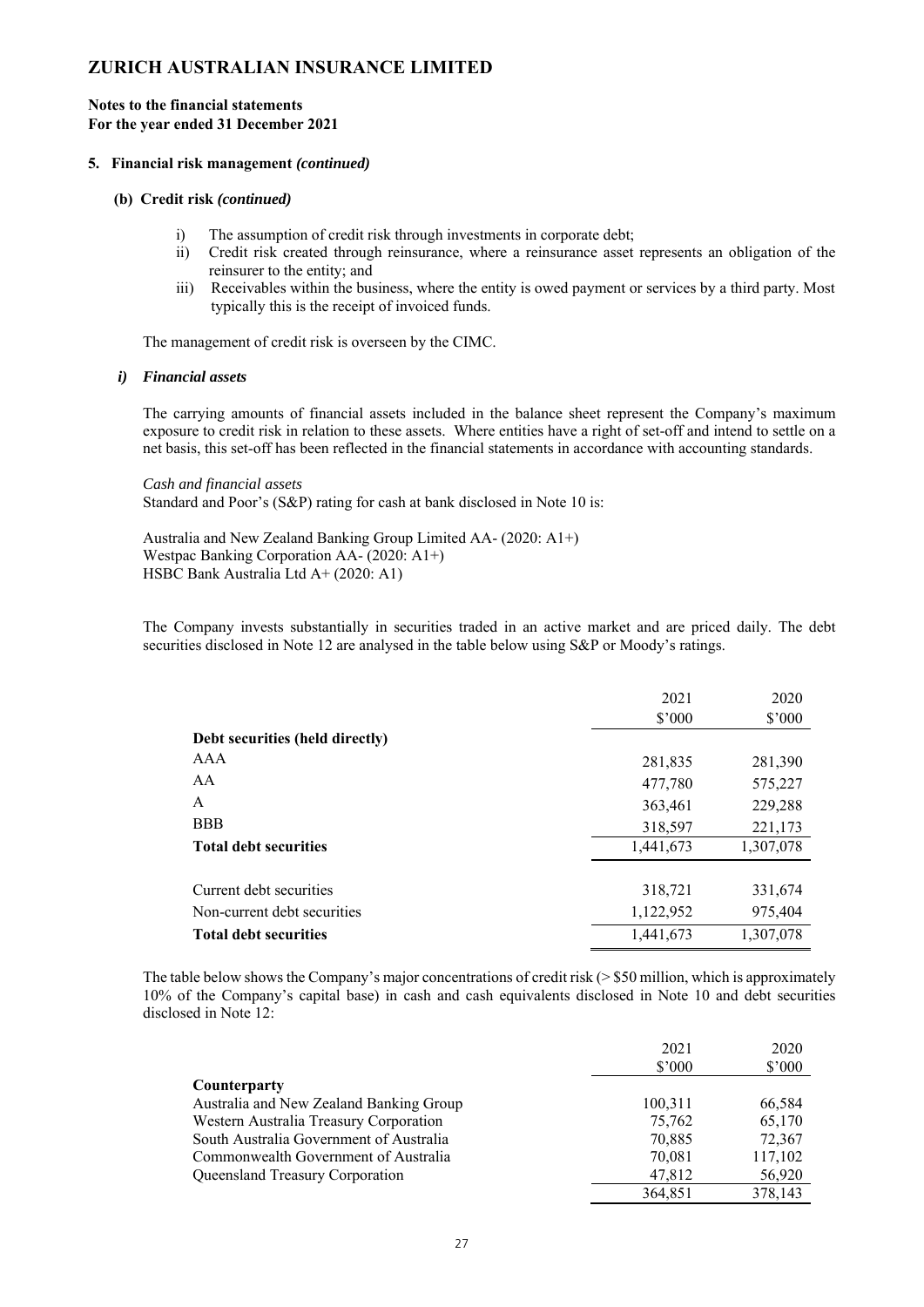# ZURICH AUSTRALIAN INSURANCE LIMITED

**Notes to the financial statements**
**For the year ended 31 December 2021**

**5. Financial risk management *(continued)***

**(b) Credit risk *(continued)***

i) The assumption of credit risk through investments in corporate debt;
ii) Credit risk created through reinsurance, where a reinsurance asset represents an obligation of the reinsurer to the entity; and
iii) Receivables within the business, where the entity is owed payment or services by a third party. Most typically this is the receipt of invoiced funds.

The management of credit risk is overseen by the CIMC.

***i) Financial assets***

The carrying amounts of financial assets included in the balance sheet represent the Company's maximum exposure to credit risk in relation to these assets. Where entities have a right of set-off and intend to settle on a net basis, this set-off has been reflected in the financial statements in accordance with accounting standards.

*Cash and financial assets*
Standard and Poor's (S&P) rating for cash at bank disclosed in Note 10 is:

Australia and New Zealand Banking Group Limited AA- (2020: A1+)
Westpac Banking Corporation AA- (2020: A1+)
HSBC Bank Australia Ltd A+ (2020: A1)

The Company invests substantially in securities traded in an active market and are priced daily. The debt securities disclosed in Note 12 are analysed in the table below using S&P or Moody's ratings.

| | 2021 $'000 | 2020 $'000 |
|---|---|---|
| **Debt securities (held directly)** | | |
| AAA | 281,835 | 281,390 |
| AA | 477,780 | 575,227 |
| A | 363,461 | 229,288 |
| BBB | 318,597 | 221,173 |
| **Total debt securities** | 1,441,673 | 1,307,078 |
| | | |
| Current debt securities | 318,721 | 331,674 |
| Non-current debt securities | 1,122,952 | 975,404 |
| **Total debt securities** | 1,441,673 | 1,307,078 |

The table below shows the Company's major concentrations of credit risk (> $50 million, which is approximately 10% of the Company's capital base) in cash and cash equivalents disclosed in Note 10 and debt securities disclosed in Note 12:

| | 2021 $'000 | 2020 $'000 |
|---|---|---|
| **Counterparty** | | |
| Australia and New Zealand Banking Group | 100,311 | 66,584 |
| Western Australia Treasury Corporation | 75,762 | 65,170 |
| South Australia Government of Australia | 70,885 | 72,367 |
| Commonwealth Government of Australia | 70,081 | 117,102 |
| Queensland Treasury Corporation | 47,812 | 56,920 |
| | 364,851 | 378,143 |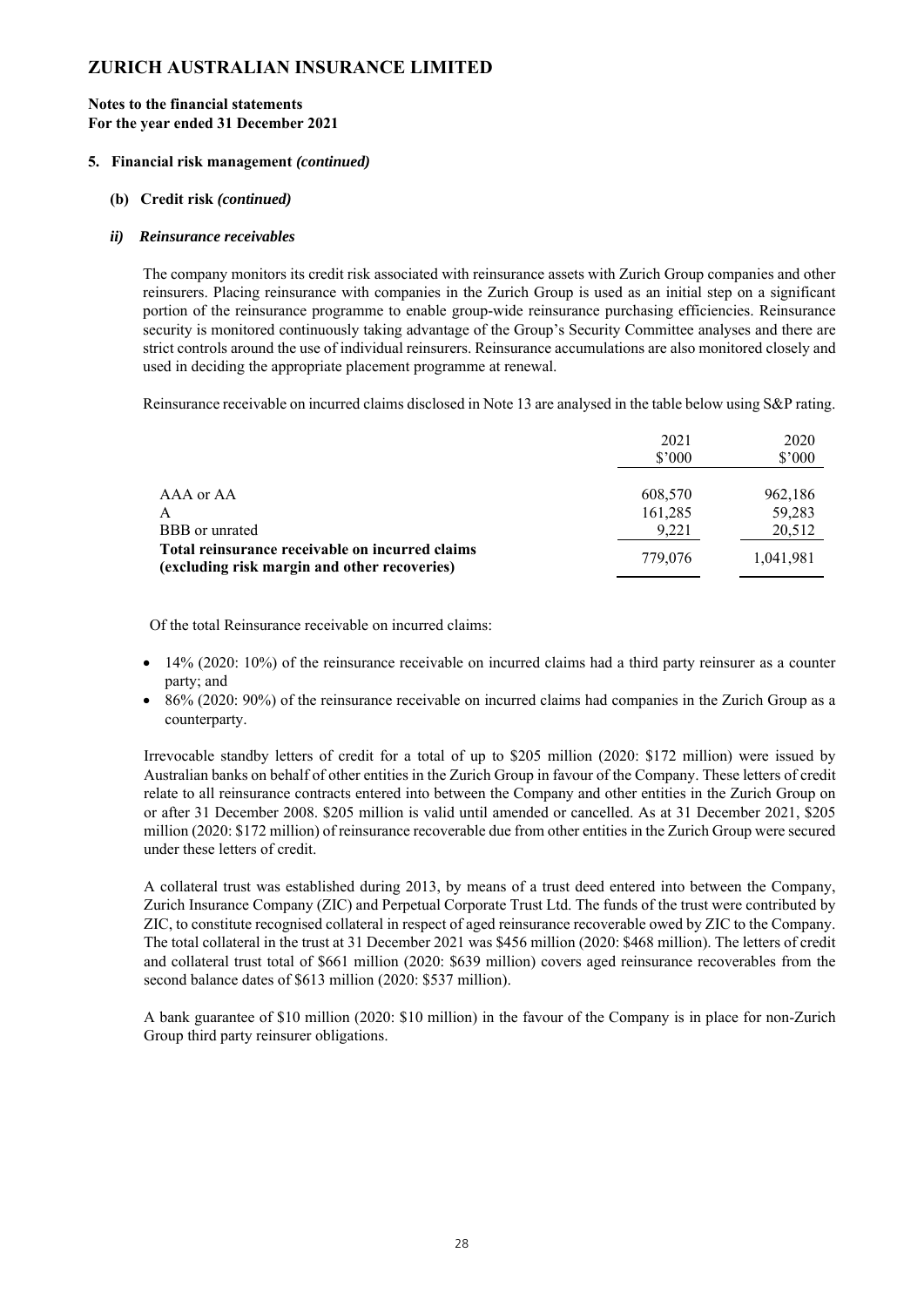# ZURICH AUSTRALIAN INSURANCE LIMITED

**Notes to the financial statements**
**For the year ended 31 December 2021**

### 5. Financial risk management *(continued)*

#### (b) Credit risk *(continued)*

##### *ii) Reinsurance receivables*

The company monitors its credit risk associated with reinsurance assets with Zurich Group companies and other reinsurers. Placing reinsurance with companies in the Zurich Group is used as an initial step on a significant portion of the reinsurance programme to enable group-wide reinsurance purchasing efficiencies. Reinsurance security is monitored continuously taking advantage of the Group's Security Committee analyses and there are strict controls around the use of individual reinsurers. Reinsurance accumulations are also monitored closely and used in deciding the appropriate placement programme at renewal.

Reinsurance receivable on incurred claims disclosed in Note 13 are analysed in the table below using S&P rating.

| | 2021 $'000 | 2020 $'000 |
|---|---|---|
| AAA or AA | 608,570 | 962,186 |
| A | 161,285 | 59,283 |
| BBB or unrated | 9,221 | 20,512 |
| **Total reinsurance receivable on incurred claims (excluding risk margin and other recoveries)** | 779,076 | 1,041,981 |

Of the total Reinsurance receivable on incurred claims:

- 14% (2020: 10%) of the reinsurance receivable on incurred claims had a third party reinsurer as a counter party; and
- 86% (2020: 90%) of the reinsurance receivable on incurred claims had companies in the Zurich Group as a counterparty.

Irrevocable standby letters of credit for a total of up to $205 million (2020: $172 million) were issued by Australian banks on behalf of other entities in the Zurich Group in favour of the Company. These letters of credit relate to all reinsurance contracts entered into between the Company and other entities in the Zurich Group on or after 31 December 2008. $205 million is valid until amended or cancelled. As at 31 December 2021, $205 million (2020: $172 million) of reinsurance recoverable due from other entities in the Zurich Group were secured under these letters of credit.

A collateral trust was established during 2013, by means of a trust deed entered into between the Company, Zurich Insurance Company (ZIC) and Perpetual Corporate Trust Ltd. The funds of the trust were contributed by ZIC, to constitute recognised collateral in respect of aged reinsurance recoverable owed by ZIC to the Company. The total collateral in the trust at 31 December 2021 was $456 million (2020: $468 million). The letters of credit and collateral trust total of $661 million (2020: $639 million) covers aged reinsurance recoverables from the second balance dates of $613 million (2020: $537 million).

A bank guarantee of $10 million (2020: $10 million) in the favour of the Company is in place for non-Zurich Group third party reinsurer obligations.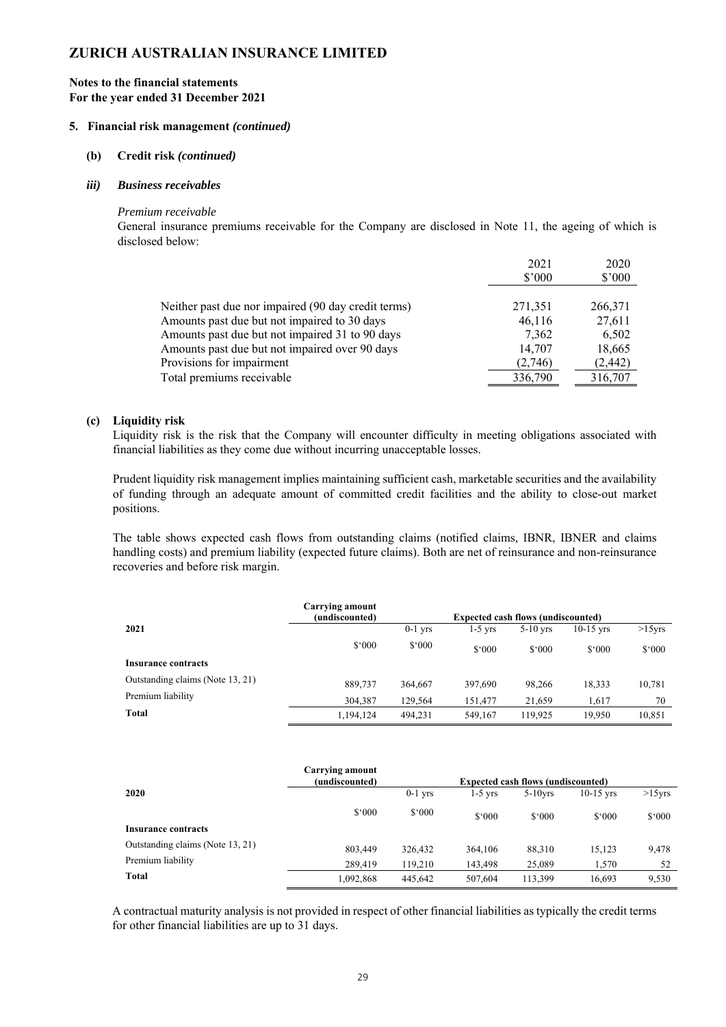# ZURICH AUSTRALIAN INSURANCE LIMITED

**Notes to the financial statements**
**For the year ended 31 December 2021**

## 5. Financial risk management *(continued)*

### (b) Credit risk *(continued)*

### *iii) Business receivables*

*Premium receivable*

General insurance premiums receivable for the Company are disclosed in Note 11, the ageing of which is disclosed below:

| | 2021<br>$'000 | 2020<br>$'000 |
|---|---|---|
| Neither past due nor impaired (90 day credit terms) | 271,351 | 266,371 |
| Amounts past due but not impaired to 30 days | 46,116 | 27,611 |
| Amounts past due but not impaired 31 to 90 days | 7,362 | 6,502 |
| Amounts past due but not impaired over 90 days | 14,707 | 18,665 |
| Provisions for impairment | (2,746) | (2,442) |
| Total premiums receivable | 336,790 | 316,707 |

### (c) Liquidity risk

Liquidity risk is the risk that the Company will encounter difficulty in meeting obligations associated with financial liabilities as they come due without incurring unacceptable losses.

Prudent liquidity risk management implies maintaining sufficient cash, marketable securities and the availability of funding through an adequate amount of committed credit facilities and the ability to close-out market positions.

The table shows expected cash flows from outstanding claims (notified claims, IBNR, IBNER and claims handling costs) and premium liability (expected future claims). Both are net of reinsurance and non-reinsurance recoveries and before risk margin.

| 2021 | Carrying amount (undiscounted) | Expected cash flows (undiscounted) | | | | |
|---|---|---|---|---|---|---|
| | | 0-1 yrs | 1-5 yrs | 5-10 yrs | 10-15 yrs | >15yrs |
| | $'000 | $'000 | $'000 | $'000 | $'000 | $'000 |
| **Insurance contracts** | | | | | | |
| Outstanding claims (Note 13, 21) | 889,737 | 364,667 | 397,690 | 98,266 | 18,333 | 10,781 |
| Premium liability | 304,387 | 129,564 | 151,477 | 21,659 | 1,617 | 70 |
| **Total** | 1,194,124 | 494,231 | 549,167 | 119,925 | 19,950 | 10,851 |

| 2020 | Carrying amount (undiscounted) | Expected cash flows (undiscounted) | | | | |
|---|---|---|---|---|---|---|
| | | 0-1 yrs | 1-5 yrs | 5-10yrs | 10-15 yrs | >15yrs |
| | $'000 | $'000 | $'000 | $'000 | $'000 | $'000 |
| **Insurance contracts** | | | | | | |
| Outstanding claims (Note 13, 21) | 803,449 | 326,432 | 364,106 | 88,310 | 15,123 | 9,478 |
| Premium liability | 289,419 | 119,210 | 143,498 | 25,089 | 1,570 | 52 |
| **Total** | 1,092,868 | 445,642 | 507,604 | 113,399 | 16,693 | 9,530 |

A contractual maturity analysis is not provided in respect of other financial liabilities as typically the credit terms for other financial liabilities are up to 31 days.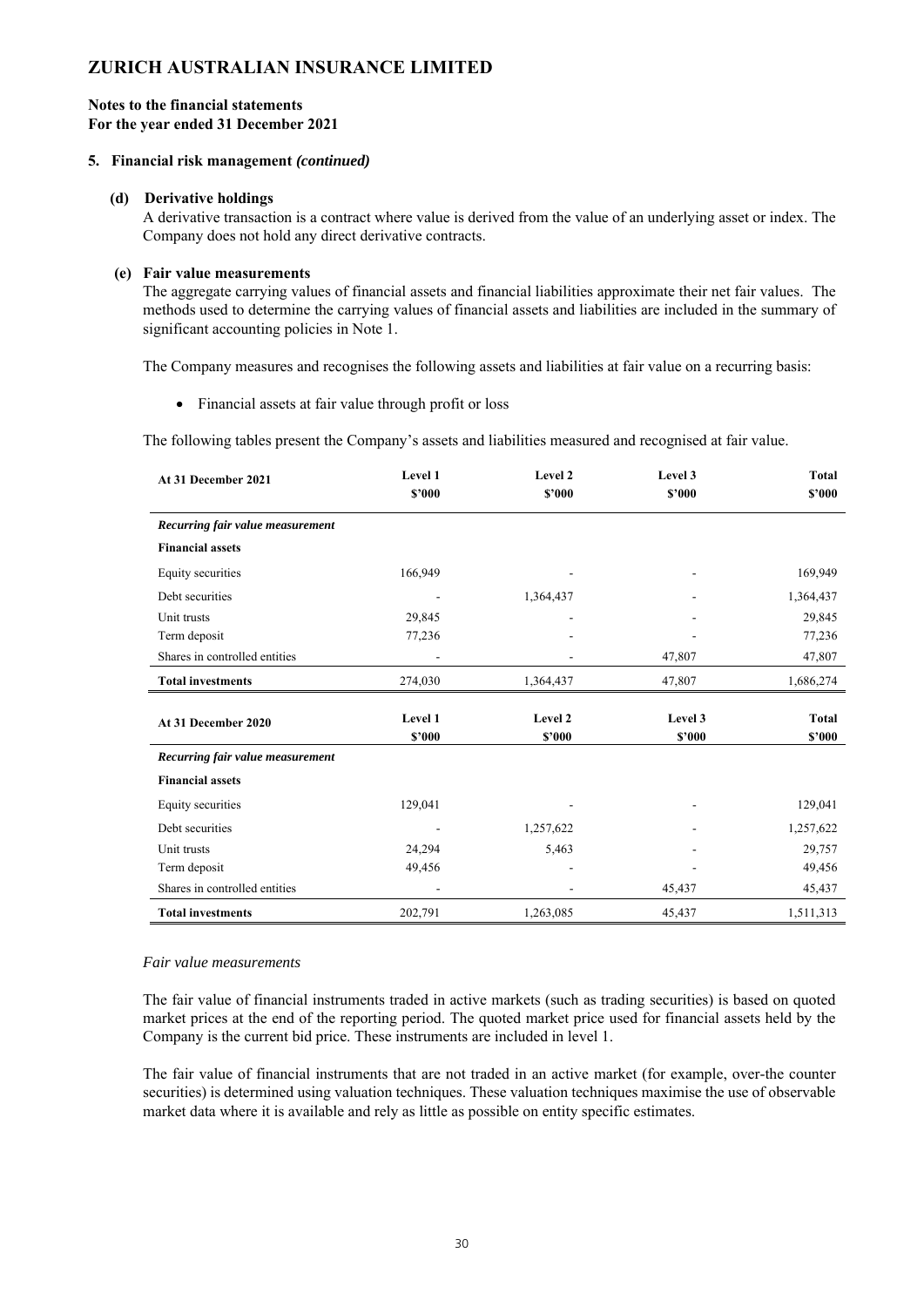# ZURICH AUSTRALIAN INSURANCE LIMITED

**Notes to the financial statements**
**For the year ended 31 December 2021**

**5. Financial risk management *(continued)***

**(d) Derivative holdings**

A derivative transaction is a contract where value is derived from the value of an underlying asset or index. The Company does not hold any direct derivative contracts.

**(e) Fair value measurements**

The aggregate carrying values of financial assets and financial liabilities approximate their net fair values. The methods used to determine the carrying values of financial assets and liabilities are included in the summary of significant accounting policies in Note 1.

The Company measures and recognises the following assets and liabilities at fair value on a recurring basis:

- Financial assets at fair value through profit or loss

The following tables present the Company's assets and liabilities measured and recognised at fair value.

| At 31 December 2021 | Level 1 $'000 | Level 2 $'000 | Level 3 $'000 | Total $'000 |
|---|---|---|---|---|
| ***Recurring fair value measurement*** | | | | |
| **Financial assets** | | | | |
| Equity securities | 166,949 | - | - | 169,949 |
| Debt securities | - | 1,364,437 | - | 1,364,437 |
| Unit trusts | 29,845 | - | - | 29,845 |
| Term deposit | 77,236 | - | - | 77,236 |
| Shares in controlled entities | - | - | 47,807 | 47,807 |
| **Total investments** | 274,030 | 1,364,437 | 47,807 | 1,686,274 |

| At 31 December 2020 | Level 1 $'000 | Level 2 $'000 | Level 3 $'000 | Total $'000 |
|---|---|---|---|---|
| ***Recurring fair value measurement*** | | | | |
| **Financial assets** | | | | |
| Equity securities | 129,041 | - | - | 129,041 |
| Debt securities | - | 1,257,622 | - | 1,257,622 |
| Unit trusts | 24,294 | 5,463 | - | 29,757 |
| Term deposit | 49,456 | - | - | 49,456 |
| Shares in controlled entities | - | - | 45,437 | 45,437 |
| **Total investments** | 202,791 | 1,263,085 | 45,437 | 1,511,313 |

*Fair value measurements*

The fair value of financial instruments traded in active markets (such as trading securities) is based on quoted market prices at the end of the reporting period. The quoted market price used for financial assets held by the Company is the current bid price. These instruments are included in level 1.

The fair value of financial instruments that are not traded in an active market (for example, over-the counter securities) is determined using valuation techniques. These valuation techniques maximise the use of observable market data where it is available and rely as little as possible on entity specific estimates.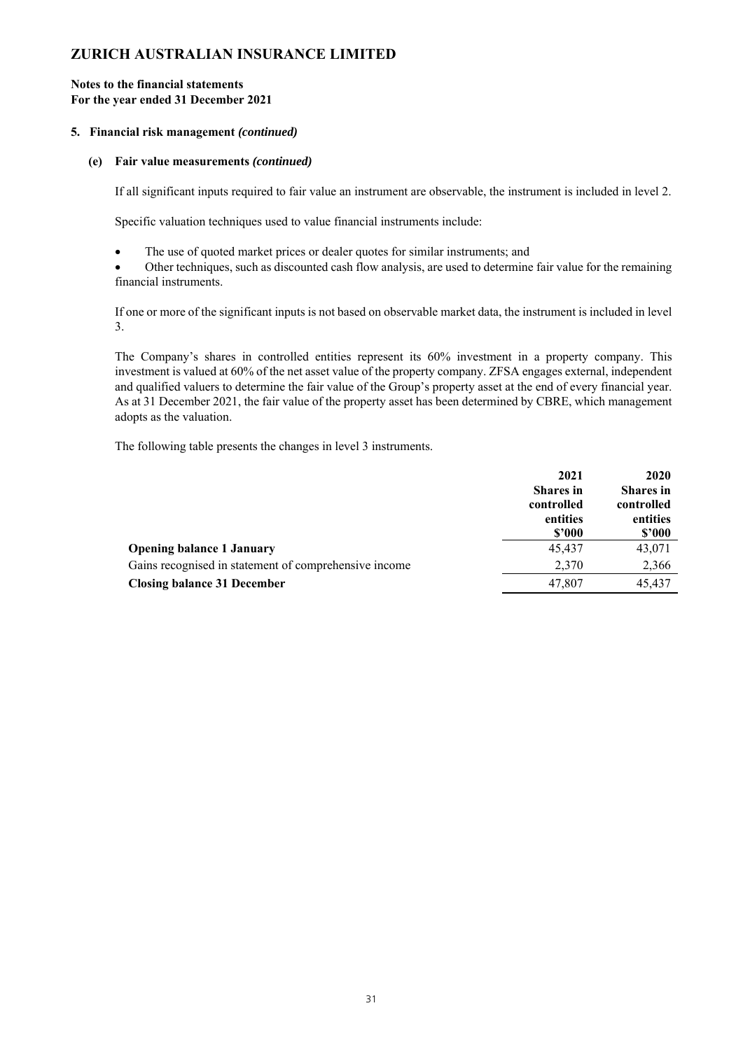# ZURICH AUSTRALIAN INSURANCE LIMITED

**Notes to the financial statements**
**For the year ended 31 December 2021**

## 5. Financial risk management *(continued)*

### (e) Fair value measurements *(continued)*

If all significant inputs required to fair value an instrument are observable, the instrument is included in level 2.

Specific valuation techniques used to value financial instruments include:

- The use of quoted market prices or dealer quotes for similar instruments; and
- Other techniques, such as discounted cash flow analysis, are used to determine fair value for the remaining financial instruments.

If one or more of the significant inputs is not based on observable market data, the instrument is included in level 3.

The Company's shares in controlled entities represent its 60% investment in a property company. This investment is valued at 60% of the net asset value of the property company. ZFSA engages external, independent and qualified valuers to determine the fair value of the Group's property asset at the end of every financial year. As at 31 December 2021, the fair value of the property asset has been determined by CBRE, which management adopts as the valuation.

The following table presents the changes in level 3 instruments.

| | 2021 Shares in controlled entities $'000 | 2020 Shares in controlled entities $'000 |
|---|---|---|
| **Opening balance 1 January** | 45,437 | 43,071 |
| Gains recognised in statement of comprehensive income | 2,370 | 2,366 |
| **Closing balance 31 December** | 47,807 | 45,437 |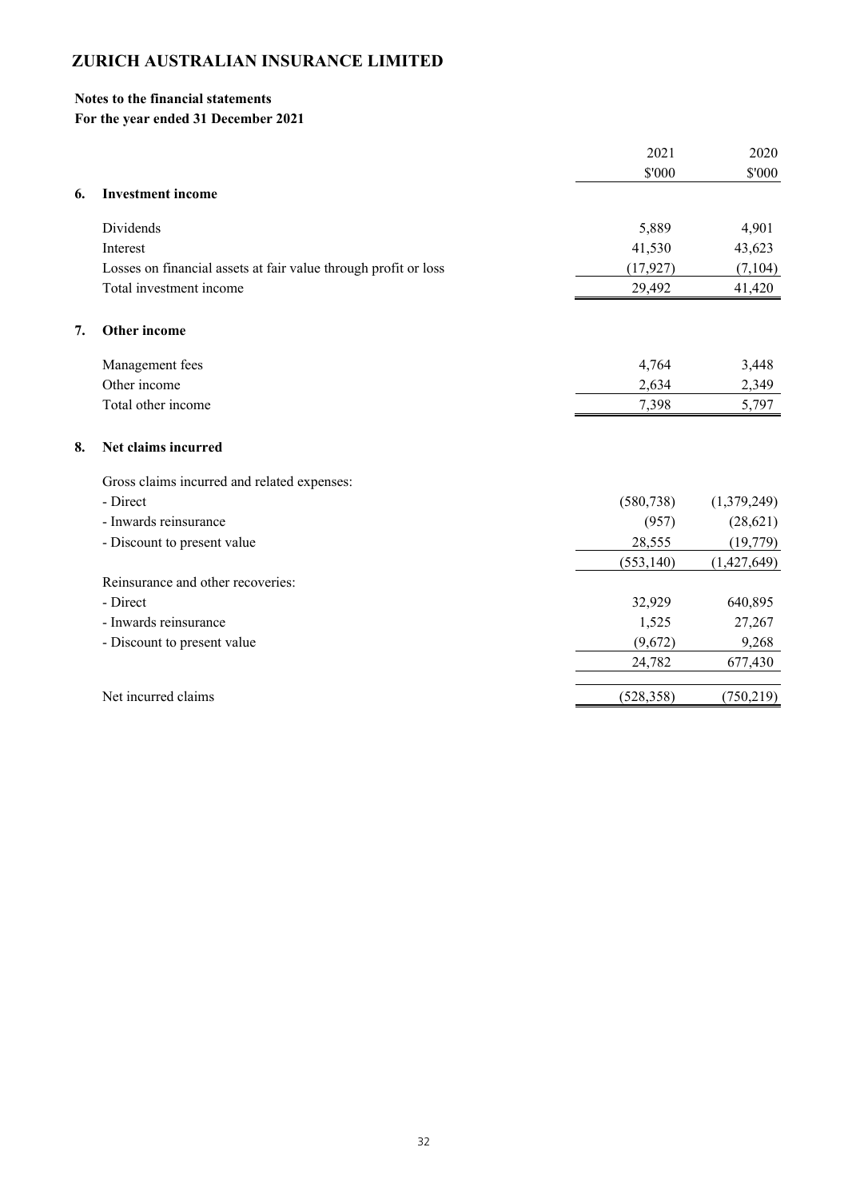# ZURICH AUSTRALIAN INSURANCE LIMITED

**Notes to the financial statements**
**For the year ended 31 December 2021**

| | 2021 | 2020 |
|---|---|---|
| | $'000 | $'000 |
| **6. Investment income** | | |
| Dividends | 5,889 | 4,901 |
| Interest | 41,530 | 43,623 |
| Losses on financial assets at fair value through profit or loss | (17,927) | (7,104) |
| Total investment income | 29,492 | 41,420 |
| **7. Other income** | | |
| Management fees | 4,764 | 3,448 |
| Other income | 2,634 | 2,349 |
| Total other income | 7,398 | 5,797 |
| **8. Net claims incurred** | | |
| Gross claims incurred and related expenses: | | |
| - Direct | (580,738) | (1,379,249) |
| - Inwards reinsurance | (957) | (28,621) |
| - Discount to present value | 28,555 | (19,779) |
| | (553,140) | (1,427,649) |
| Reinsurance and other recoveries: | | |
| - Direct | 32,929 | 640,895 |
| - Inwards reinsurance | 1,525 | 27,267 |
| - Discount to present value | (9,672) | 9,268 |
| | 24,782 | 677,430 |
| Net incurred claims | (528,358) | (750,219) |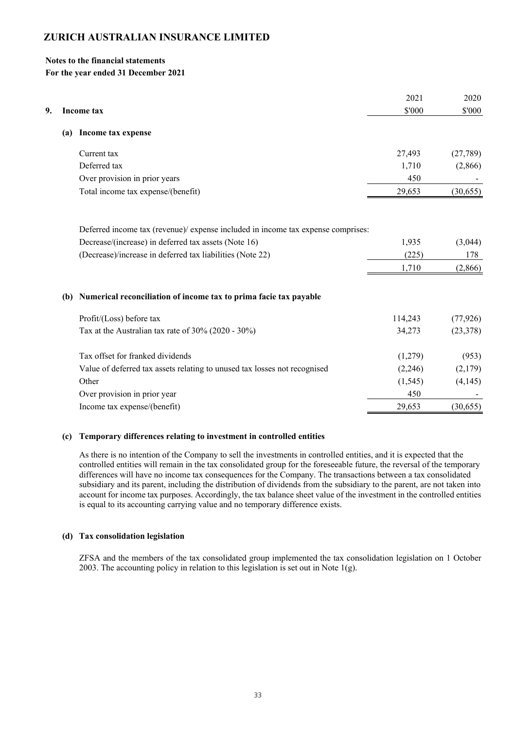# ZURICH AUSTRALIAN INSURANCE LIMITED

**Notes to the financial statements**
**For the year ended 31 December 2021**

## 9. Income tax

| | 2021 | 2020 |
|---|---|---|
| | \$'000 | \$'000 |
| **(a) Income tax expense** | | |
| Current tax | 27,493 | (27,789) |
| Deferred tax | 1,710 | (2,866) |
| Over provision in prior years | 450 | - |
| Total income tax expense/(benefit) | 29,653 | (30,655) |
| | | |
| Deferred income tax (revenue)/ expense included in income tax expense comprises: | | |
| Decrease/(increase) in deferred tax assets (Note 16) | 1,935 | (3,044) |
| (Decrease)/increase in deferred tax liabilities (Note 22) | (225) | 178 |
| | 1,710 | (2,866) |

### (b) Numerical reconciliation of income tax to prima facie tax payable

| | 2021 | 2020 |
|---|---|---|
| Profit/(Loss) before tax | 114,243 | (77,926) |
| Tax at the Australian tax rate of 30% (2020 - 30%) | 34,273 | (23,378) |
| | | |
| Tax offset for franked dividends | (1,279) | (953) |
| Value of deferred tax assets relating to unused tax losses not recognised | (2,246) | (2,179) |
| Other | (1,545) | (4,145) |
| Over provision in prior year | 450 | - |
| Income tax expense/(benefit) | 29,653 | (30,655) |

### (c) Temporary differences relating to investment in controlled entities

As there is no intention of the Company to sell the investments in controlled entities, and it is expected that the controlled entities will remain in the tax consolidated group for the foreseeable future, the reversal of the temporary differences will have no income tax consequences for the Company. The transactions between a tax consolidated subsidiary and its parent, including the distribution of dividends from the subsidiary to the parent, are not taken into account for income tax purposes. Accordingly, the tax balance sheet value of the investment in the controlled entities is equal to its accounting carrying value and no temporary difference exists.

### (d) Tax consolidation legislation

ZFSA and the members of the tax consolidated group implemented the tax consolidation legislation on 1 October 2003. The accounting policy in relation to this legislation is set out in Note 1(g).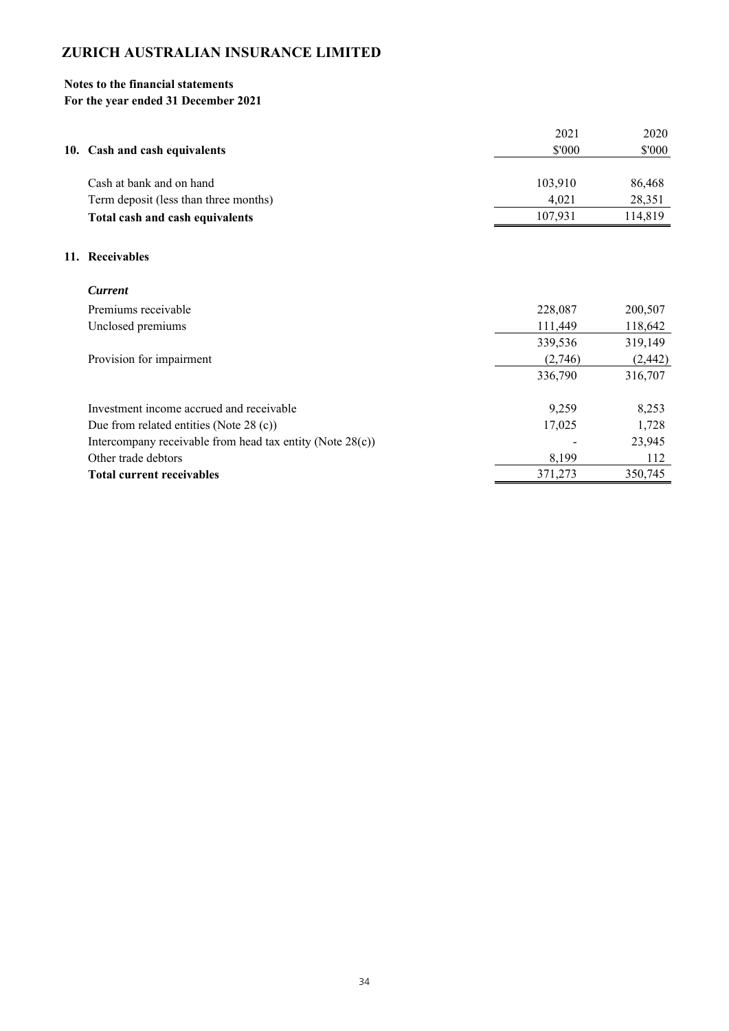# ZURICH AUSTRALIAN INSURANCE LIMITED

**Notes to the financial statements**
**For the year ended 31 December 2021**

| **10. Cash and cash equivalents** | 2021 $'000 | 2020 $'000 |
|---|---|---|
| Cash at bank and on hand | 103,910 | 86,468 |
| Term deposit (less than three months) | 4,021 | 28,351 |
| **Total cash and cash equivalents** | 107,931 | 114,819 |

**11. Receivables**

| | 2021 $'000 | 2020 $'000 |
|---|---|---|
| ***Current*** | | |
| Premiums receivable | 228,087 | 200,507 |
| Unclosed premiums | 111,449 | 118,642 |
| | 339,536 | 319,149 |
| Provision for impairment | (2,746) | (2,442) |
| | 336,790 | 316,707 |
| | | |
| Investment income accrued and receivable | 9,259 | 8,253 |
| Due from related entities (Note 28 (c)) | 17,025 | 1,728 |
| Intercompany receivable from head tax entity (Note 28(c)) | - | 23,945 |
| Other trade debtors | 8,199 | 112 |
| **Total current receivables** | 371,273 | 350,745 |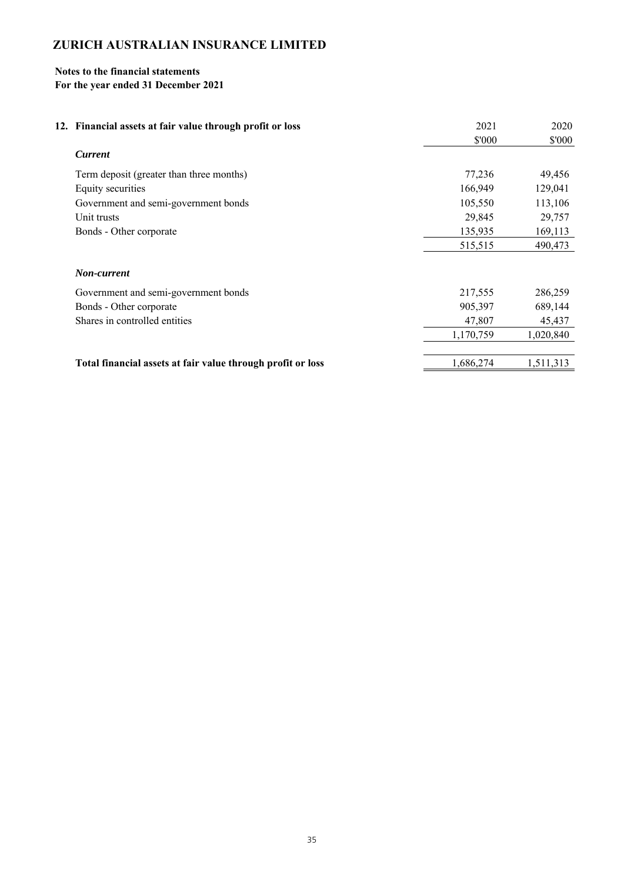# ZURICH AUSTRALIAN INSURANCE LIMITED

**Notes to the financial statements**
**For the year ended 31 December 2021**

| 12. Financial assets at fair value through profit or loss | 2021 | 2020 |
|---|---|---|
| | $'000 | $'000 |
| ***Current*** | | |
| Term deposit (greater than three months) | 77,236 | 49,456 |
| Equity securities | 166,949 | 129,041 |
| Government and semi-government bonds | 105,550 | 113,106 |
| Unit trusts | 29,845 | 29,757 |
| Bonds - Other corporate | 135,935 | 169,113 |
| | 515,515 | 490,473 |
| ***Non-current*** | | |
| Government and semi-government bonds | 217,555 | 286,259 |
| Bonds - Other corporate | 905,397 | 689,144 |
| Shares in controlled entities | 47,807 | 45,437 |
| | 1,170,759 | 1,020,840 |
| **Total financial assets at fair value through profit or loss** | 1,686,274 | 1,511,313 |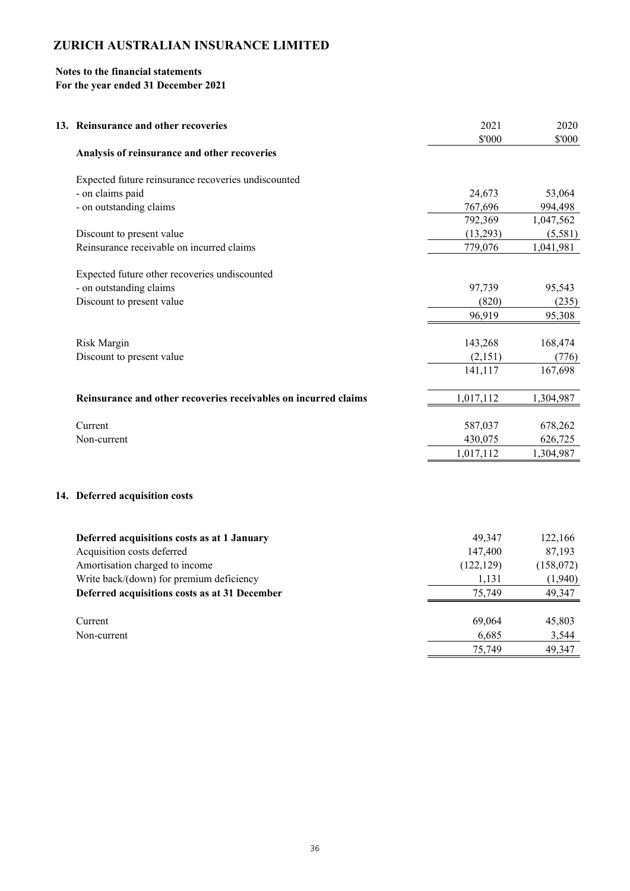# ZURICH AUSTRALIAN INSURANCE LIMITED

**Notes to the financial statements**
**For the year ended 31 December 2021**

## 13. Reinsurance and other recoveries

| | 2021 | 2020 |
|---|---|---|
| | \$'000 | \$'000 |
| **Analysis of reinsurance and other recoveries** | | |
| Expected future reinsurance recoveries undiscounted | | |
| - on claims paid | 24,673 | 53,064 |
| - on outstanding claims | 767,696 | 994,498 |
| | 792,369 | 1,047,562 |
| Discount to present value | (13,293) | (5,581) |
| Reinsurance receivable on incurred claims | 779,076 | 1,041,981 |
| Expected future other recoveries undiscounted | | |
| - on outstanding claims | 97,739 | 95,543 |
| Discount to present value | (820) | (235) |
| | 96,919 | 95,308 |
| Risk Margin | 143,268 | 168,474 |
| Discount to present value | (2,151) | (776) |
| | 141,117 | 167,698 |
| **Reinsurance and other recoveries receivables on incurred claims** | 1,017,112 | 1,304,987 |
| Current | 587,037 | 678,262 |
| Non-current | 430,075 | 626,725 |
| | 1,017,112 | 1,304,987 |

## 14. Deferred acquisition costs

| | 2021 | 2020 |
|---|---|---|
| **Deferred acquisitions costs as at 1 January** | 49,347 | 122,166 |
| Acquisition costs deferred | 147,400 | 87,193 |
| Amortisation charged to income | (122,129) | (158,072) |
| Write back/(down) for premium deficiency | 1,131 | (1,940) |
| **Deferred acquisitions costs as at 31 December** | 75,749 | 49,347 |
| Current | 69,064 | 45,803 |
| Non-current | 6,685 | 3,544 |
| | 75,749 | 49,347 |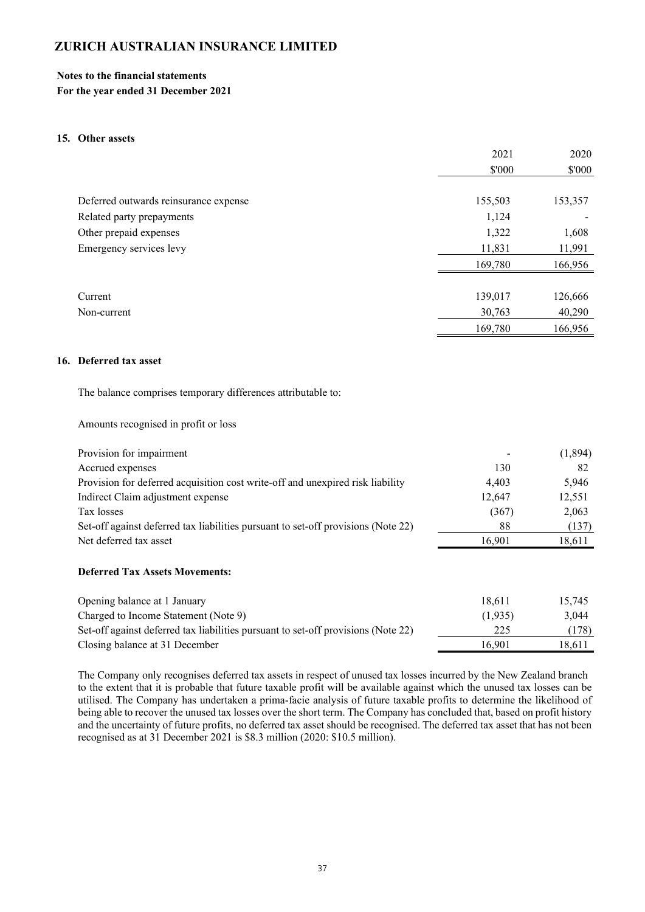# ZURICH AUSTRALIAN INSURANCE LIMITED

**Notes to the financial statements**
**For the year ended 31 December 2021**

## 15. Other assets

| | 2021 | 2020 |
|---|---|---|
| | \$'000 | \$'000 |
| Deferred outwards reinsurance expense | 155,503 | 153,357 |
| Related party prepayments | 1,124 | - |
| Other prepaid expenses | 1,322 | 1,608 |
| Emergency services levy | 11,831 | 11,991 |
| | 169,780 | 166,956 |
| | | |
| Current | 139,017 | 126,666 |
| Non-current | 30,763 | 40,290 |
| | 169,780 | 166,956 |

## 16. Deferred tax asset

The balance comprises temporary differences attributable to:

Amounts recognised in profit or loss

| | 2021 | 2020 |
|---|---|---|
| Provision for impairment | - | (1,894) |
| Accrued expenses | 130 | 82 |
| Provision for deferred acquisition cost write-off and unexpired risk liability | 4,403 | 5,946 |
| Indirect Claim adjustment expense | 12,647 | 12,551 |
| Tax losses | (367) | 2,063 |
| Set-off against deferred tax liabilities pursuant to set-off provisions (Note 22) | 88 | (137) |
| Net deferred tax asset | 16,901 | 18,611 |

**Deferred Tax Assets Movements:**

| | 2021 | 2020 |
|---|---|---|
| Opening balance at 1 January | 18,611 | 15,745 |
| Charged to Income Statement (Note 9) | (1,935) | 3,044 |
| Set-off against deferred tax liabilities pursuant to set-off provisions (Note 22) | 225 | (178) |
| Closing balance at 31 December | 16,901 | 18,611 |

The Company only recognises deferred tax assets in respect of unused tax losses incurred by the New Zealand branch to the extent that it is probable that future taxable profit will be available against which the unused tax losses can be utilised. The Company has undertaken a prima-facie analysis of future taxable profits to determine the likelihood of being able to recover the unused tax losses over the short term. The Company has concluded that, based on profit history and the uncertainty of future profits, no deferred tax asset should be recognised. The deferred tax asset that has not been recognised as at 31 December 2021 is \$8.3 million (2020: \$10.5 million).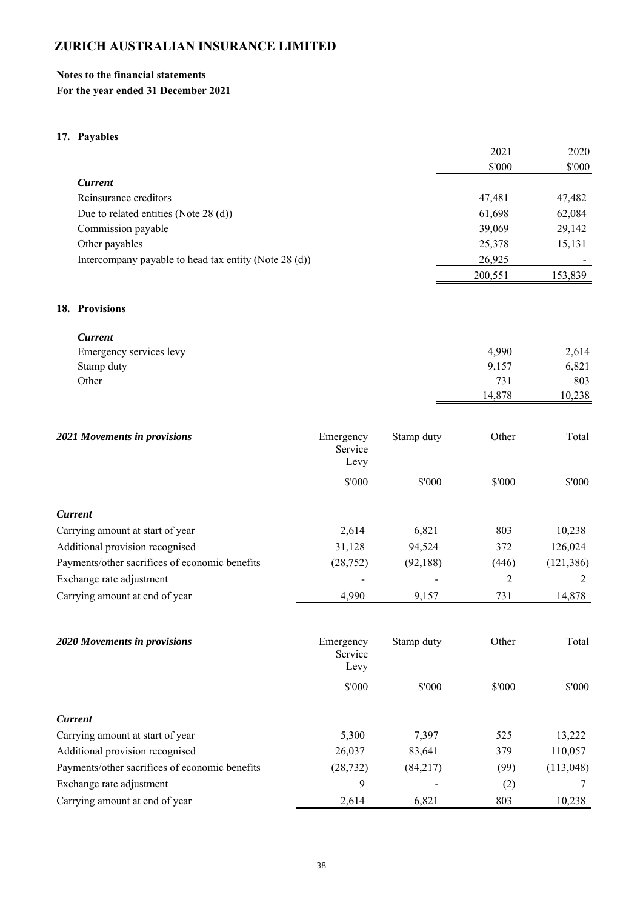# ZURICH AUSTRALIAN INSURANCE LIMITED

**Notes to the financial statements**
**For the year ended 31 December 2021**

## 17. Payables

| | 2021 | 2020 |
|---|---|---|
| | $'000 | $'000 |
| ***Current*** | | |
| Reinsurance creditors | 47,481 | 47,482 |
| Due to related entities (Note 28 (d)) | 61,698 | 62,084 |
| Commission payable | 39,069 | 29,142 |
| Other payables | 25,378 | 15,131 |
| Intercompany payable to head tax entity (Note 28 (d)) | 26,925 | - |
| | 200,551 | 153,839 |

## 18. Provisions

| | 2021 | 2020 |
|---|---|---|
| ***Current*** | | |
| Emergency services levy | 4,990 | 2,614 |
| Stamp duty | 9,157 | 6,821 |
| Other | 731 | 803 |
| | 14,878 | 10,238 |

| ***2021 Movements in provisions*** | Emergency Service Levy | Stamp duty | Other | Total |
|---|---|---|---|---|
| | $'000 | $'000 | $'000 | $'000 |
| ***Current*** | | | | |
| Carrying amount at start of year | 2,614 | 6,821 | 803 | 10,238 |
| Additional provision recognised | 31,128 | 94,524 | 372 | 126,024 |
| Payments/other sacrifices of economic benefits | (28,752) | (92,188) | (446) | (121,386) |
| Exchange rate adjustment | - | - | 2 | 2 |
| Carrying amount at end of year | 4,990 | 9,157 | 731 | 14,878 |

| ***2020 Movements in provisions*** | Emergency Service Levy | Stamp duty | Other | Total |
|---|---|---|---|---|
| | $'000 | $'000 | $'000 | $'000 |
| ***Current*** | | | | |
| Carrying amount at start of year | 5,300 | 7,397 | 525 | 13,222 |
| Additional provision recognised | 26,037 | 83,641 | 379 | 110,057 |
| Payments/other sacrifices of economic benefits | (28,732) | (84,217) | (99) | (113,048) |
| Exchange rate adjustment | 9 | - | (2) | 7 |
| Carrying amount at end of year | 2,614 | 6,821 | 803 | 10,238 |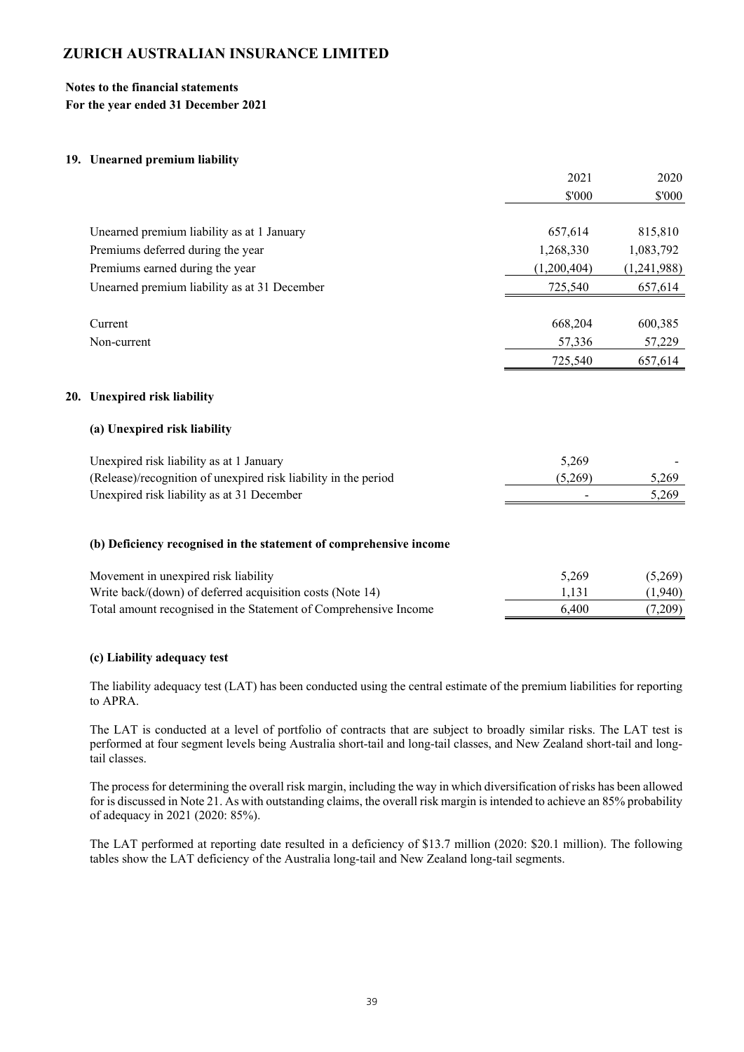# ZURICH AUSTRALIAN INSURANCE LIMITED

**Notes to the financial statements**
**For the year ended 31 December 2021**

## 19. Unearned premium liability

| | 2021 | 2020 |
|---|---|---|
| | \$'000 | \$'000 |
| Unearned premium liability as at 1 January | 657,614 | 815,810 |
| Premiums deferred during the year | 1,268,330 | 1,083,792 |
| Premiums earned during the year | (1,200,404) | (1,241,988) |
| Unearned premium liability as at 31 December | 725,540 | 657,614 |
| | | |
| Current | 668,204 | 600,385 |
| Non-current | 57,336 | 57,229 |
| | 725,540 | 657,614 |

## 20. Unexpired risk liability

### (a) Unexpired risk liability

| | 2021 | 2020 |
|---|---|---|
| Unexpired risk liability as at 1 January | 5,269 | - |
| (Release)/recognition of unexpired risk liability in the period | (5,269) | 5,269 |
| Unexpired risk liability as at 31 December | - | 5,269 |

### (b) Deficiency recognised in the statement of comprehensive income

| | 2021 | 2020 |
|---|---|---|
| Movement in unexpired risk liability | 5,269 | (5,269) |
| Write back/(down) of deferred acquisition costs (Note 14) | 1,131 | (1,940) |
| Total amount recognised in the Statement of Comprehensive Income | 6,400 | (7,209) |

### (c) Liability adequacy test

The liability adequacy test (LAT) has been conducted using the central estimate of the premium liabilities for reporting to APRA.

The LAT is conducted at a level of portfolio of contracts that are subject to broadly similar risks. The LAT test is performed at four segment levels being Australia short-tail and long-tail classes, and New Zealand short-tail and long-tail classes.

The process for determining the overall risk margin, including the way in which diversification of risks has been allowed for is discussed in Note 21. As with outstanding claims, the overall risk margin is intended to achieve an 85% probability of adequacy in 2021 (2020: 85%).

The LAT performed at reporting date resulted in a deficiency of \$13.7 million (2020: \$20.1 million). The following tables show the LAT deficiency of the Australia long-tail and New Zealand long-tail segments.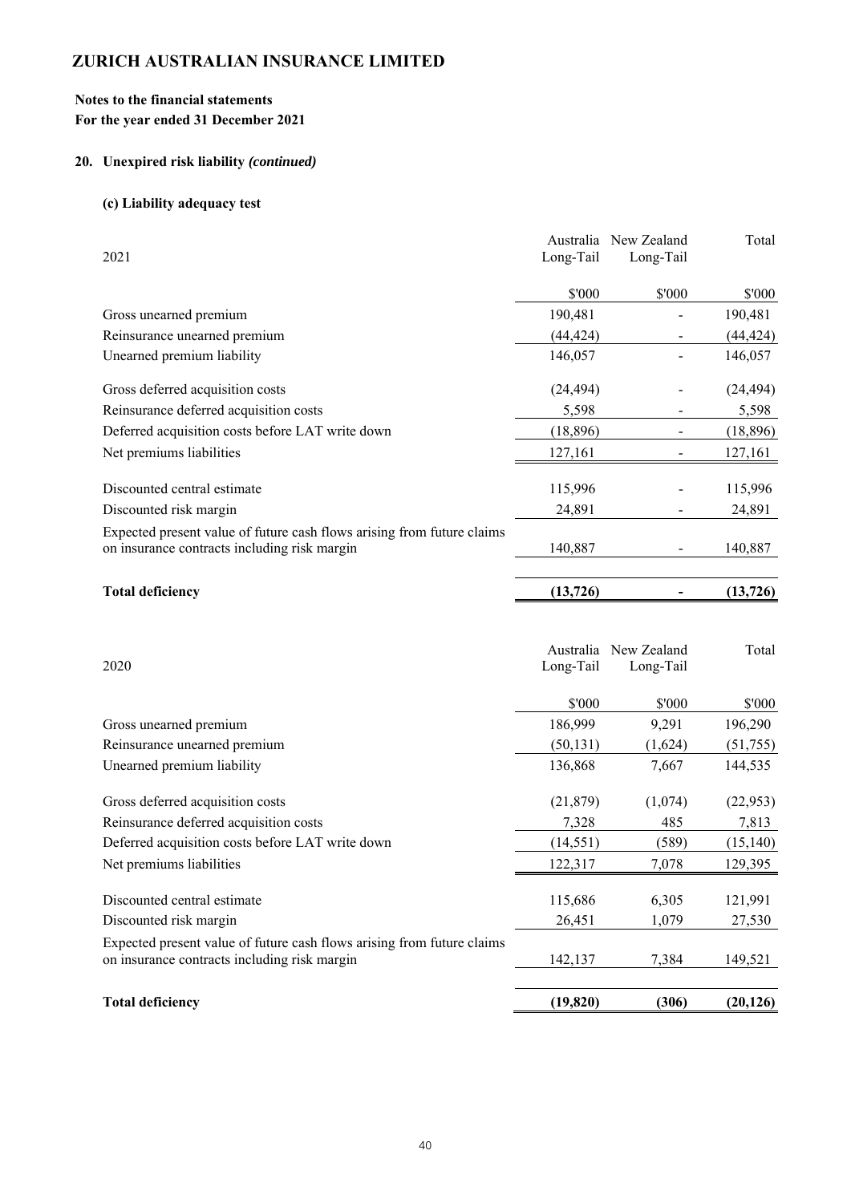# ZURICH AUSTRALIAN INSURANCE LIMITED

**Notes to the financial statements**
**For the year ended 31 December 2021**

## 20. Unexpired risk liability *(continued)*

### (c) Liability adequacy test

| 2021 | Australia Long-Tail | New Zealand Long-Tail | Total |
|---|---|---|---|
| | $'000 | $'000 | $'000 |
| Gross unearned premium | 190,481 | - | 190,481 |
| Reinsurance unearned premium | (44,424) | - | (44,424) |
| Unearned premium liability | 146,057 | - | 146,057 |
| Gross deferred acquisition costs | (24,494) | - | (24,494) |
| Reinsurance deferred acquisition costs | 5,598 | - | 5,598 |
| Deferred acquisition costs before LAT write down | (18,896) | - | (18,896) |
| Net premiums liabilities | 127,161 | - | 127,161 |
| Discounted central estimate | 115,996 | - | 115,996 |
| Discounted risk margin | 24,891 | - | 24,891 |
| Expected present value of future cash flows arising from future claims on insurance contracts including risk margin | 140,887 | - | 140,887 |
| **Total deficiency** | **(13,726)** | **-** | **(13,726)** |

| 2020 | Australia Long-Tail | New Zealand Long-Tail | Total |
|---|---|---|---|
| | $'000 | $'000 | $'000 |
| Gross unearned premium | 186,999 | 9,291 | 196,290 |
| Reinsurance unearned premium | (50,131) | (1,624) | (51,755) |
| Unearned premium liability | 136,868 | 7,667 | 144,535 |
| Gross deferred acquisition costs | (21,879) | (1,074) | (22,953) |
| Reinsurance deferred acquisition costs | 7,328 | 485 | 7,813 |
| Deferred acquisition costs before LAT write down | (14,551) | (589) | (15,140) |
| Net premiums liabilities | 122,317 | 7,078 | 129,395 |
| Discounted central estimate | 115,686 | 6,305 | 121,991 |
| Discounted risk margin | 26,451 | 1,079 | 27,530 |
| Expected present value of future cash flows arising from future claims on insurance contracts including risk margin | 142,137 | 7,384 | 149,521 |
| **Total deficiency** | **(19,820)** | **(306)** | **(20,126)** |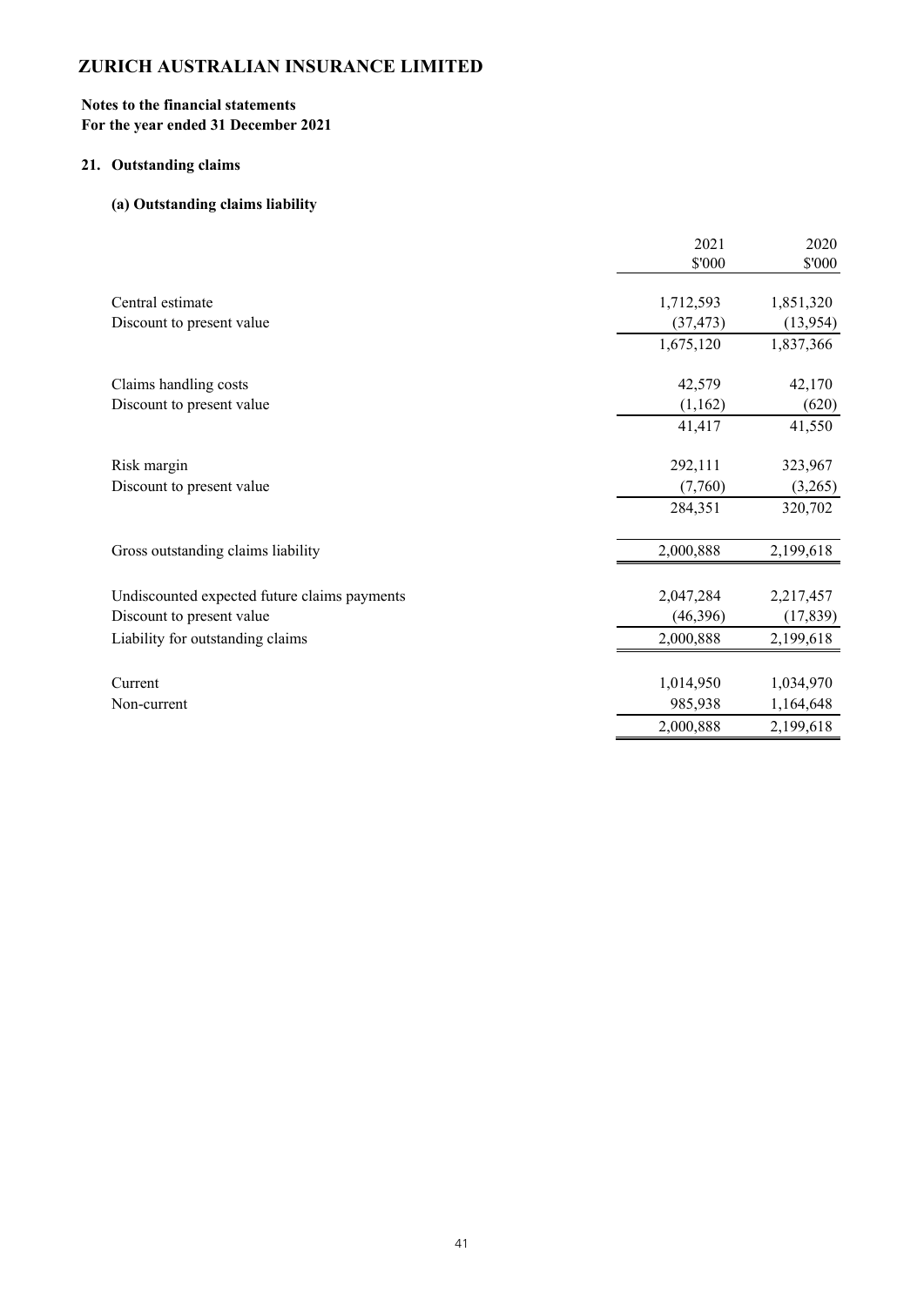# ZURICH AUSTRALIAN INSURANCE LIMITED

**Notes to the financial statements**
**For the year ended 31 December 2021**

## 21. Outstanding claims

### (a) Outstanding claims liability

| | 2021<br>$'000 | 2020<br>$'000 |
|---|---|---|
| Central estimate | 1,712,593 | 1,851,320 |
| Discount to present value | (37,473) | (13,954) |
| | 1,675,120 | 1,837,366 |
| Claims handling costs | 42,579 | 42,170 |
| Discount to present value | (1,162) | (620) |
| | 41,417 | 41,550 |
| Risk margin | 292,111 | 323,967 |
| Discount to present value | (7,760) | (3,265) |
| | 284,351 | 320,702 |
| Gross outstanding claims liability | 2,000,888 | 2,199,618 |
| Undiscounted expected future claims payments | 2,047,284 | 2,217,457 |
| Discount to present value | (46,396) | (17,839) |
| Liability for outstanding claims | 2,000,888 | 2,199,618 |
| Current | 1,014,950 | 1,034,970 |
| Non-current | 985,938 | 1,164,648 |
| | 2,000,888 | 2,199,618 |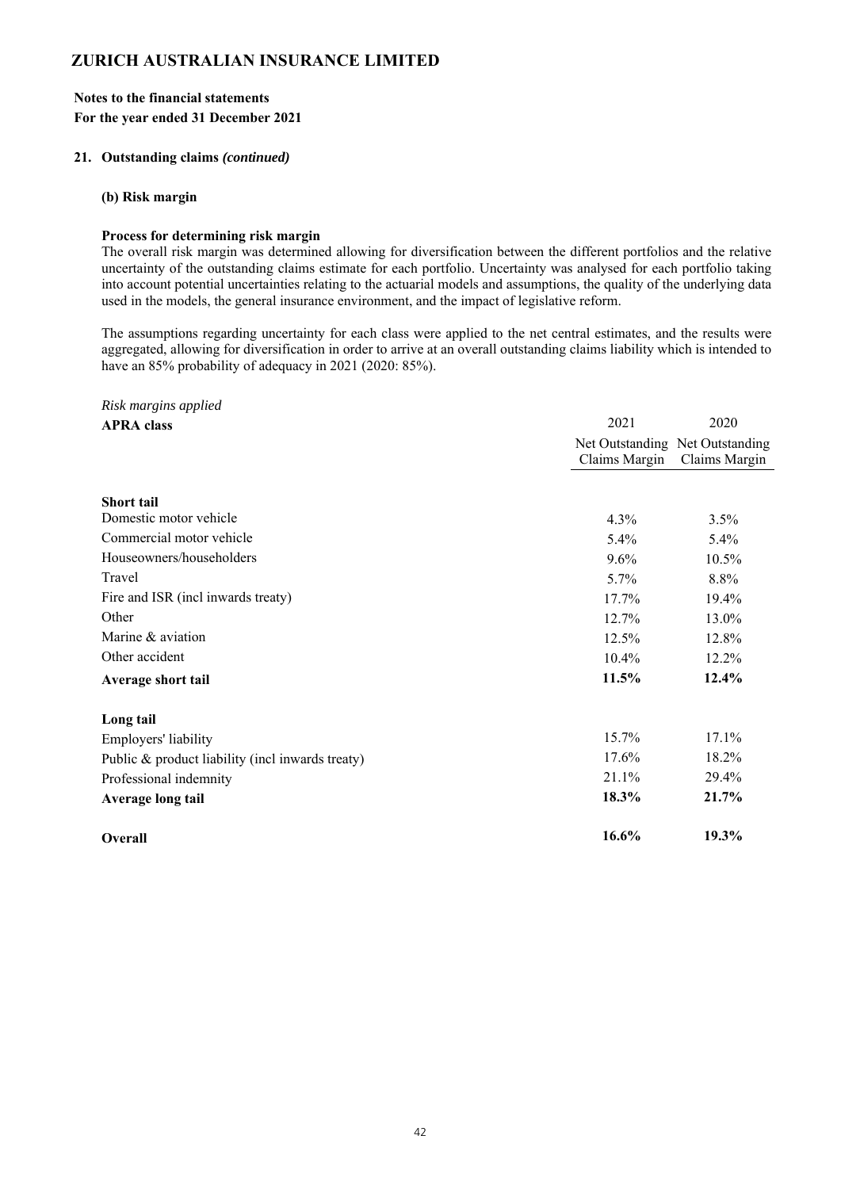# ZURICH AUSTRALIAN INSURANCE LIMITED

**Notes to the financial statements**
**For the year ended 31 December 2021**

## 21. Outstanding claims *(continued)*

### (b) Risk margin

**Process for determining risk margin**

The overall risk margin was determined allowing for diversification between the different portfolios and the relative uncertainty of the outstanding claims estimate for each portfolio. Uncertainty was analysed for each portfolio taking into account potential uncertainties relating to the actuarial models and assumptions, the quality of the underlying data used in the models, the general insurance environment, and the impact of legislative reform.

The assumptions regarding uncertainty for each class were applied to the net central estimates, and the results were aggregated, allowing for diversification in order to arrive at an overall outstanding claims liability which is intended to have an 85% probability of adequacy in 2021 (2020: 85%).

*Risk margins applied*

| APRA class | 2021 | 2020 |
|---|---|---|
| | Net Outstanding Claims Margin | Net Outstanding Claims Margin |
| **Short tail** | | |
| Domestic motor vehicle | 4.3% | 3.5% |
| Commercial motor vehicle | 5.4% | 5.4% |
| Houseowners/householders | 9.6% | 10.5% |
| Travel | 5.7% | 8.8% |
| Fire and ISR (incl inwards treaty) | 17.7% | 19.4% |
| Other | 12.7% | 13.0% |
| Marine & aviation | 12.5% | 12.8% |
| Other accident | 10.4% | 12.2% |
| **Average short tail** | **11.5%** | **12.4%** |
| **Long tail** | | |
| Employers' liability | 15.7% | 17.1% |
| Public & product liability (incl inwards treaty) | 17.6% | 18.2% |
| Professional indemnity | 21.1% | 29.4% |
| **Average long tail** | **18.3%** | **21.7%** |
| **Overall** | **16.6%** | **19.3%** |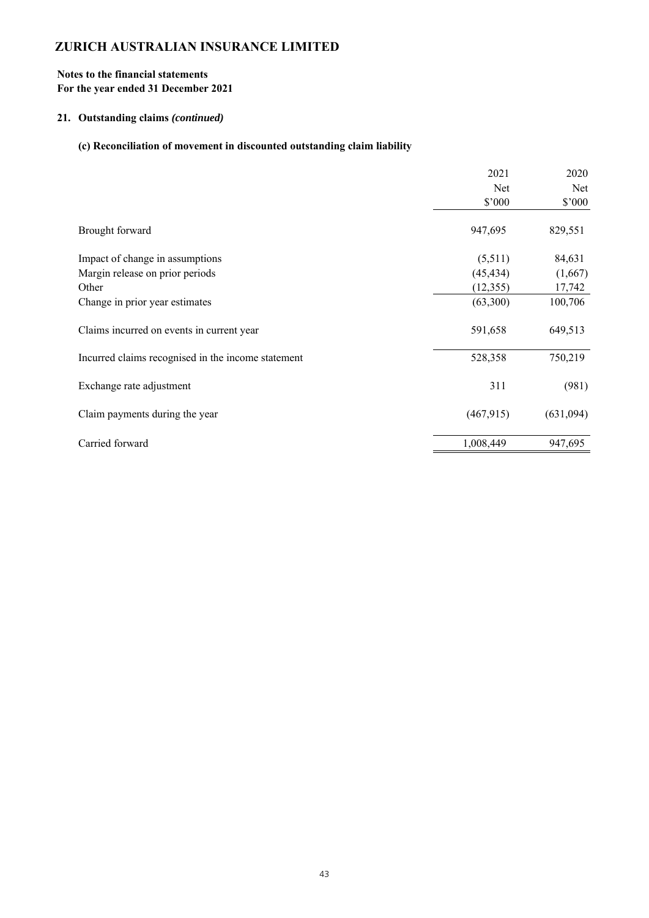# ZURICH AUSTRALIAN INSURANCE LIMITED

**Notes to the financial statements**
**For the year ended 31 December 2021**

## 21. Outstanding claims *(continued)*

### (c) Reconciliation of movement in discounted outstanding claim liability

| | 2021<br>Net<br>$'000 | 2020<br>Net<br>$'000 |
|---|---|---|
| Brought forward | 947,695 | 829,551 |
| Impact of change in assumptions | (5,511) | 84,631 |
| Margin release on prior periods | (45,434) | (1,667) |
| Other | (12,355) | 17,742 |
| Change in prior year estimates | (63,300) | 100,706 |
| Claims incurred on events in current year | 591,658 | 649,513 |
| Incurred claims recognised in the income statement | 528,358 | 750,219 |
| Exchange rate adjustment | 311 | (981) |
| Claim payments during the year | (467,915) | (631,094) |
| Carried forward | 1,008,449 | 947,695 |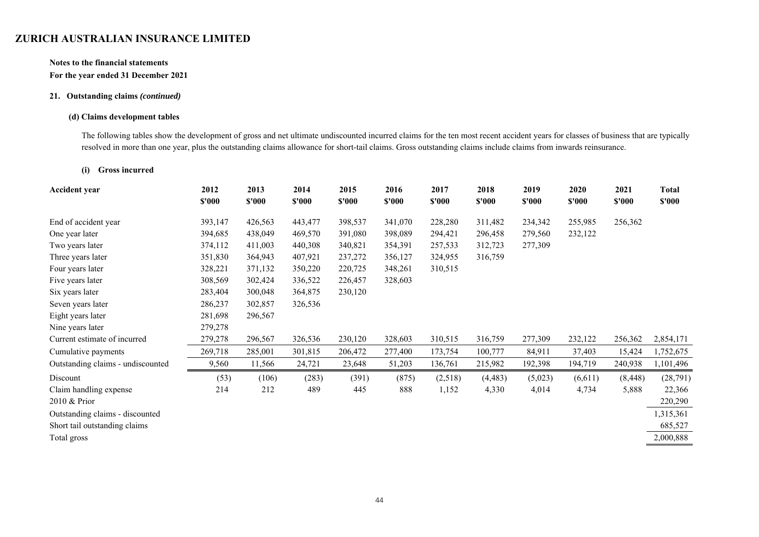# ZURICH AUSTRALIAN INSURANCE LIMITED

**Notes to the financial statements**

**For the year ended 31 December 2021**

### 21. Outstanding claims *(continued)*

#### (d) Claims development tables

The following tables show the development of gross and net ultimate undiscounted incurred claims for the ten most recent accident years for classes of business that are typically resolved in more than one year, plus the outstanding claims allowance for short-tail claims. Gross outstanding claims include claims from inwards reinsurance.

#### (i) Gross incurred

| Accident year | 2012<br>$'000 | 2013<br>$'000 | 2014<br>$'000 | 2015<br>$'000 | 2016<br>$'000 | 2017<br>$'000 | 2018<br>$'000 | 2019<br>$'000 | 2020<br>$'000 | 2021<br>$'000 | Total<br>$'000 |
|---|---|---|---|---|---|---|---|---|---|---|---|
| End of accident year | 393,147 | 426,563 | 443,477 | 398,537 | 341,070 | 228,280 | 311,482 | 234,342 | 255,985 | 256,362 | |
| One year later | 394,685 | 438,049 | 469,570 | 391,080 | 398,089 | 294,421 | 296,458 | 279,560 | 232,122 | | |
| Two years later | 374,112 | 411,003 | 440,308 | 340,821 | 354,391 | 257,533 | 312,723 | 277,309 | | | |
| Three years later | 351,830 | 364,943 | 407,921 | 237,272 | 356,127 | 324,955 | 316,759 | | | | |
| Four years later | 328,221 | 371,132 | 350,220 | 220,725 | 348,261 | 310,515 | | | | | |
| Five years later | 308,569 | 302,424 | 336,522 | 226,457 | 328,603 | | | | | | |
| Six years later | 283,404 | 300,048 | 364,875 | 230,120 | | | | | | | |
| Seven years later | 286,237 | 302,857 | 326,536 | | | | | | | | |
| Eight years later | 281,698 | 296,567 | | | | | | | | | |
| Nine years later | 279,278 | | | | | | | | | | |
| Current estimate of incurred | 279,278 | 296,567 | 326,536 | 230,120 | 328,603 | 310,515 | 316,759 | 277,309 | 232,122 | 256,362 | 2,854,171 |
| Cumulative payments | 269,718 | 285,001 | 301,815 | 206,472 | 277,400 | 173,754 | 100,777 | 84,911 | 37,403 | 15,424 | 1,752,675 |
| Outstanding claims - undiscounted | 9,560 | 11,566 | 24,721 | 23,648 | 51,203 | 136,761 | 215,982 | 192,398 | 194,719 | 240,938 | 1,101,496 |
| Discount | (53) | (106) | (283) | (391) | (875) | (2,518) | (4,483) | (5,023) | (6,611) | (8,448) | (28,791) |
| Claim handling expense | 214 | 212 | 489 | 445 | 888 | 1,152 | 4,330 | 4,014 | 4,734 | 5,888 | 22,366 |
| 2010 & Prior | | | | | | | | | | | 220,290 |
| Outstanding claims - discounted | | | | | | | | | | | 1,315,361 |
| Short tail outstanding claims | | | | | | | | | | | 685,527 |
| Total gross | | | | | | | | | | | 2,000,888 |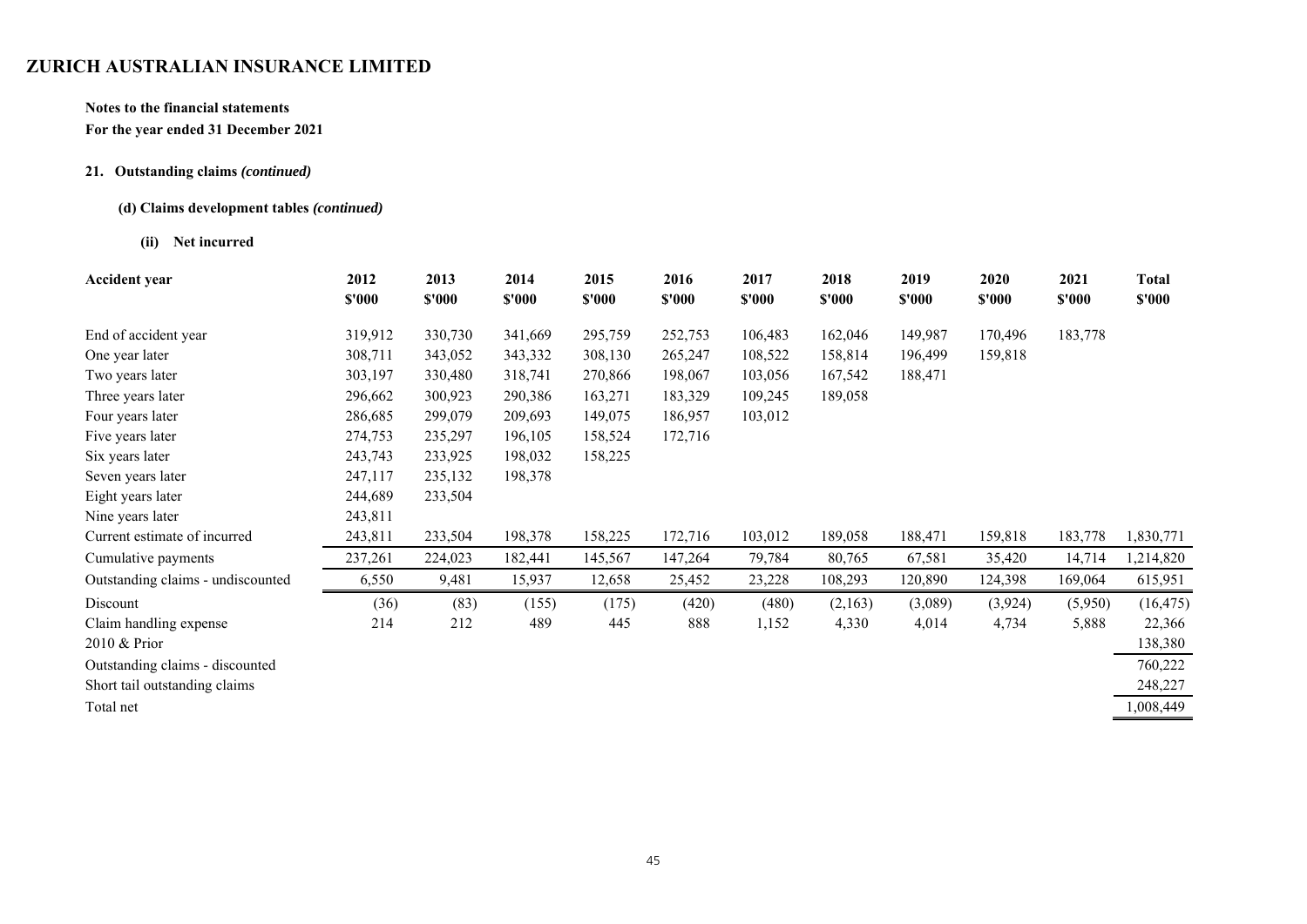# ZURICH AUSTRALIAN INSURANCE LIMITED

**Notes to the financial statements**

**For the year ended 31 December 2021**

### 21. Outstanding claims *(continued)*

#### (d) Claims development tables *(continued)*

##### (ii) Net incurred

| Accident year | 2012<br>$'000 | 2013<br>$'000 | 2014<br>$'000 | 2015<br>$'000 | 2016<br>$'000 | 2017<br>$'000 | 2018<br>$'000 | 2019<br>$'000 | 2020<br>$'000 | 2021<br>$'000 | Total<br>$'000 |
|---|---|---|---|---|---|---|---|---|---|---|---|
| End of accident year | 319,912 | 330,730 | 341,669 | 295,759 | 252,753 | 106,483 | 162,046 | 149,987 | 170,496 | 183,778 | |
| One year later | 308,711 | 343,052 | 343,332 | 308,130 | 265,247 | 108,522 | 158,814 | 196,499 | 159,818 | | |
| Two years later | 303,197 | 330,480 | 318,741 | 270,866 | 198,067 | 103,056 | 167,542 | 188,471 | | | |
| Three years later | 296,662 | 300,923 | 290,386 | 163,271 | 183,329 | 109,245 | 189,058 | | | | |
| Four years later | 286,685 | 299,079 | 209,693 | 149,075 | 186,957 | 103,012 | | | | | |
| Five years later | 274,753 | 235,297 | 196,105 | 158,524 | 172,716 | | | | | | |
| Six years later | 243,743 | 233,925 | 198,032 | 158,225 | | | | | | | |
| Seven years later | 247,117 | 235,132 | 198,378 | | | | | | | | |
| Eight years later | 244,689 | 233,504 | | | | | | | | | |
| Nine years later | 243,811 | | | | | | | | | | |
| Current estimate of incurred | 243,811 | 233,504 | 198,378 | 158,225 | 172,716 | 103,012 | 189,058 | 188,471 | 159,818 | 183,778 | 1,830,771 |
| Cumulative payments | 237,261 | 224,023 | 182,441 | 145,567 | 147,264 | 79,784 | 80,765 | 67,581 | 35,420 | 14,714 | 1,214,820 |
| Outstanding claims - undiscounted | 6,550 | 9,481 | 15,937 | 12,658 | 25,452 | 23,228 | 108,293 | 120,890 | 124,398 | 169,064 | 615,951 |
| Discount | (36) | (83) | (155) | (175) | (420) | (480) | (2,163) | (3,089) | (3,924) | (5,950) | (16,475) |
| Claim handling expense | 214 | 212 | 489 | 445 | 888 | 1,152 | 4,330 | 4,014 | 4,734 | 5,888 | 22,366 |
| 2010 & Prior | | | | | | | | | | | 138,380 |
| Outstanding claims - discounted | | | | | | | | | | | 760,222 |
| Short tail outstanding claims | | | | | | | | | | | 248,227 |
| Total net | | | | | | | | | | | 1,008,449 |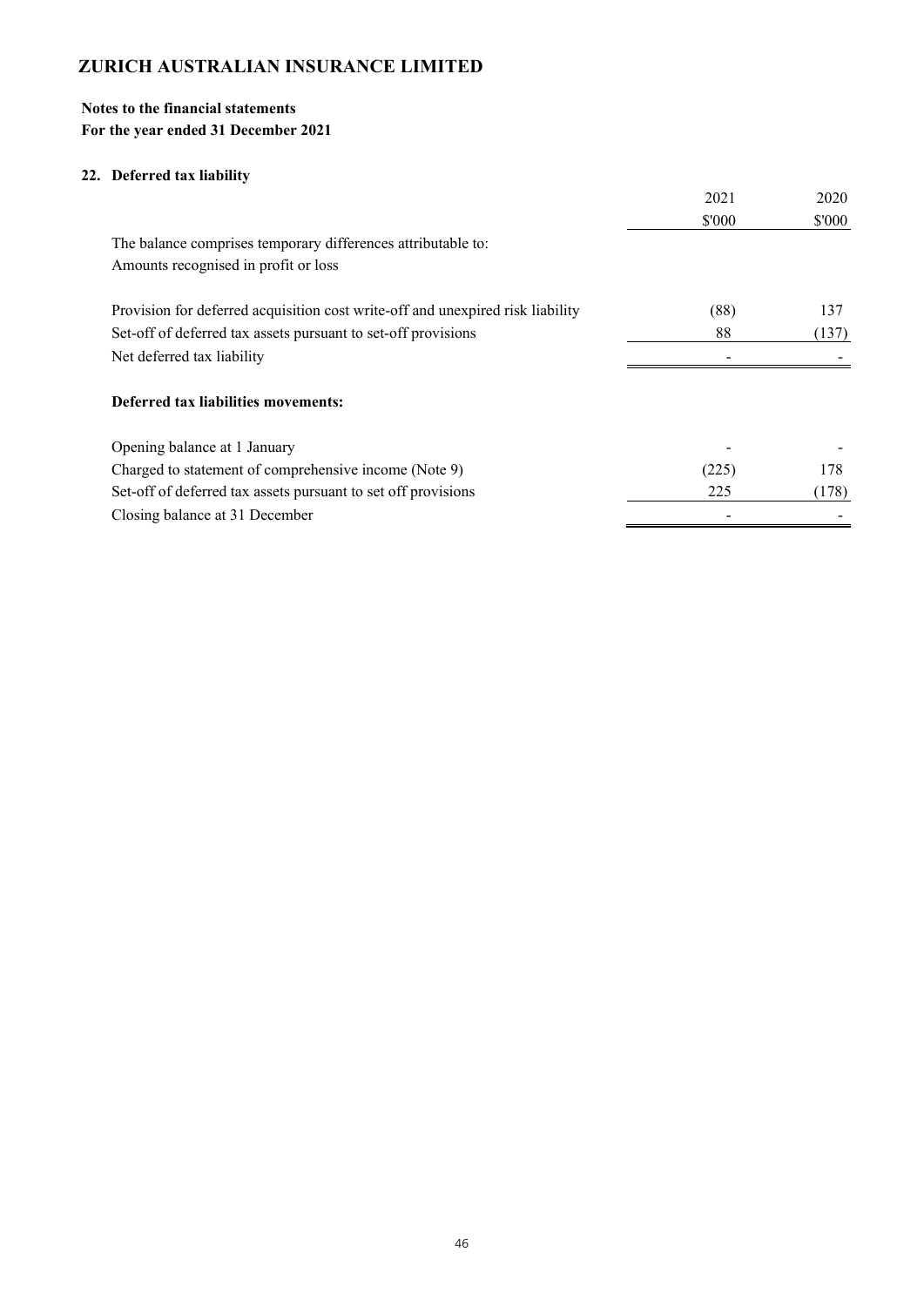# ZURICH AUSTRALIAN INSURANCE LIMITED

**Notes to the financial statements**
**For the year ended 31 December 2021**

## 22. Deferred tax liability

| | 2021 | 2020 |
|---|---|---|
| | \$'000 | \$'000 |
| The balance comprises temporary differences attributable to: | | |
| Amounts recognised in profit or loss | | |
| | | |
| Provision for deferred acquisition cost write-off and unexpired risk liability | (88) | 137 |
| Set-off of deferred tax assets pursuant to set-off provisions | 88 | (137) |
| Net deferred tax liability | - | - |
| | | |
| **Deferred tax liabilities movements:** | | |
| | | |
| Opening balance at 1 January | - | - |
| Charged to statement of comprehensive income (Note 9) | (225) | 178 |
| Set-off of deferred tax assets pursuant to set off provisions | 225 | (178) |
| Closing balance at 31 December | - | - |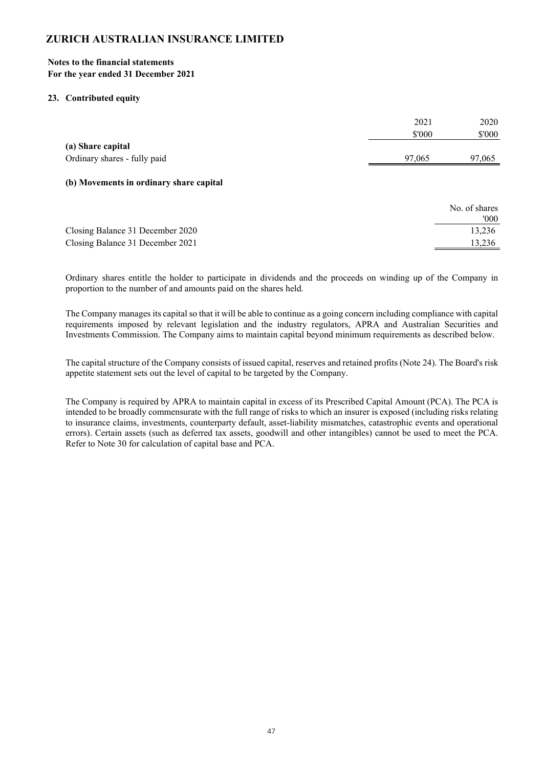# ZURICH AUSTRALIAN INSURANCE LIMITED

**Notes to the financial statements**
**For the year ended 31 December 2021**

## 23. Contributed equity

| | 2021 | 2020 |
|---|---|---|
| | $'000 | $'000 |
| **(a) Share capital** | | |
| Ordinary shares - fully paid | 97,065 | 97,065 |

**(b) Movements in ordinary share capital**

| | No. of shares '000 |
|---|---|
| Closing Balance 31 December 2020 | 13,236 |
| Closing Balance 31 December 2021 | 13,236 |

Ordinary shares entitle the holder to participate in dividends and the proceeds on winding up of the Company in proportion to the number of and amounts paid on the shares held.

The Company manages its capital so that it will be able to continue as a going concern including compliance with capital requirements imposed by relevant legislation and the industry regulators, APRA and Australian Securities and Investments Commission. The Company aims to maintain capital beyond minimum requirements as described below.

The capital structure of the Company consists of issued capital, reserves and retained profits (Note 24). The Board's risk appetite statement sets out the level of capital to be targeted by the Company.

The Company is required by APRA to maintain capital in excess of its Prescribed Capital Amount (PCA). The PCA is intended to be broadly commensurate with the full range of risks to which an insurer is exposed (including risks relating to insurance claims, investments, counterparty default, asset-liability mismatches, catastrophic events and operational errors). Certain assets (such as deferred tax assets, goodwill and other intangibles) cannot be used to meet the PCA. Refer to Note 30 for calculation of capital base and PCA.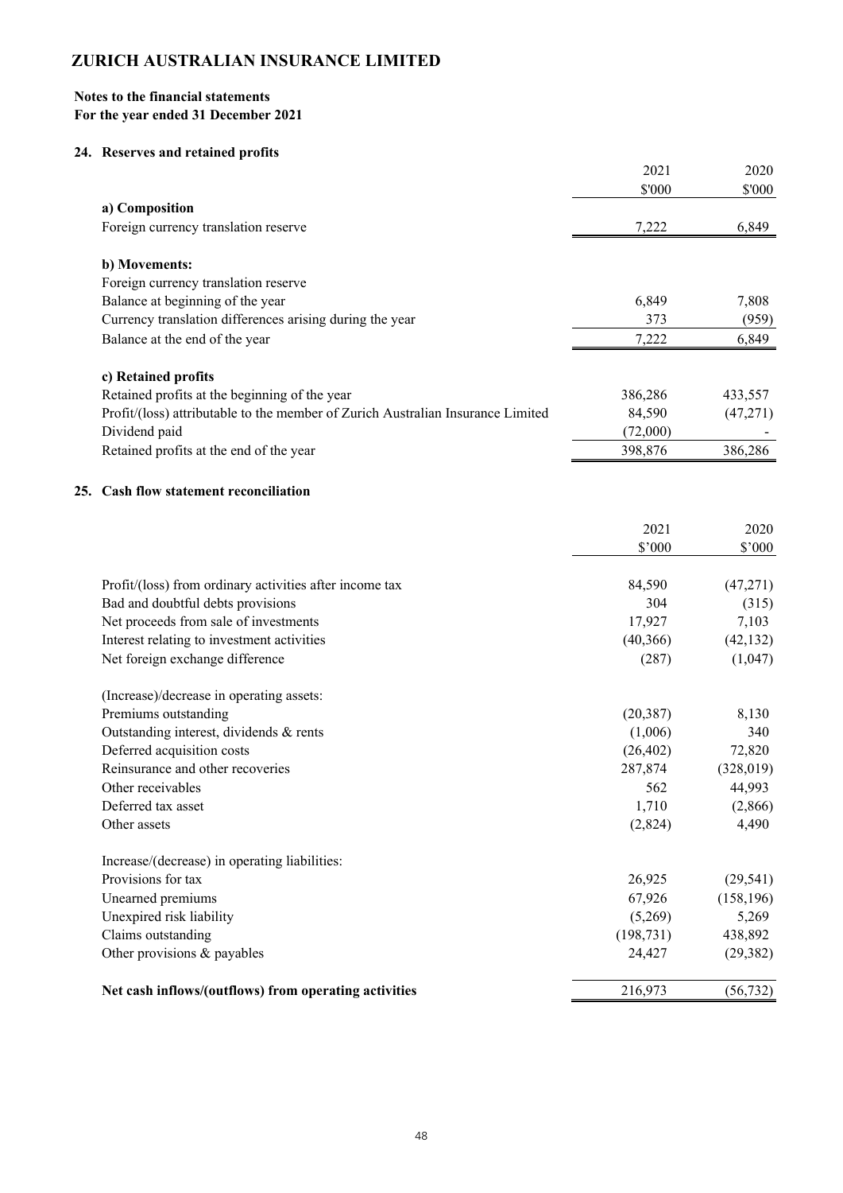# ZURICH AUSTRALIAN INSURANCE LIMITED

**Notes to the financial statements**
**For the year ended 31 December 2021**

## 24. Reserves and retained profits

| | 2021 | 2020 |
|---|---|---|
| | $'000 | $'000 |
| **a) Composition** | | |
| Foreign currency translation reserve | 7,222 | 6,849 |
| | | |
| **b) Movements:** | | |
| Foreign currency translation reserve | | |
| Balance at beginning of the year | 6,849 | 7,808 |
| Currency translation differences arising during the year | 373 | (959) |
| Balance at the end of the year | 7,222 | 6,849 |
| | | |
| **c) Retained profits** | | |
| Retained profits at the beginning of the year | 386,286 | 433,557 |
| Profit/(loss) attributable to the member of Zurich Australian Insurance Limited | 84,590 | (47,271) |
| Dividend paid | (72,000) | - |
| Retained profits at the end of the year | 398,876 | 386,286 |

## 25. Cash flow statement reconciliation

| | 2021 | 2020 |
|---|---|---|
| | $'000 | $'000 |
| Profit/(loss) from ordinary activities after income tax | 84,590 | (47,271) |
| Bad and doubtful debts provisions | 304 | (315) |
| Net proceeds from sale of investments | 17,927 | 7,103 |
| Interest relating to investment activities | (40,366) | (42,132) |
| Net foreign exchange difference | (287) | (1,047) |
| | | |
| (Increase)/decrease in operating assets: | | |
| Premiums outstanding | (20,387) | 8,130 |
| Outstanding interest, dividends & rents | (1,006) | 340 |
| Deferred acquisition costs | (26,402) | 72,820 |
| Reinsurance and other recoveries | 287,874 | (328,019) |
| Other receivables | 562 | 44,993 |
| Deferred tax asset | 1,710 | (2,866) |
| Other assets | (2,824) | 4,490 |
| | | |
| Increase/(decrease) in operating liabilities: | | |
| Provisions for tax | 26,925 | (29,541) |
| Unearned premiums | 67,926 | (158,196) |
| Unexpired risk liability | (5,269) | 5,269 |
| Claims outstanding | (198,731) | 438,892 |
| Other provisions & payables | 24,427 | (29,382) |
| | | |
| **Net cash inflows/(outflows) from operating activities** | 216,973 | (56,732) |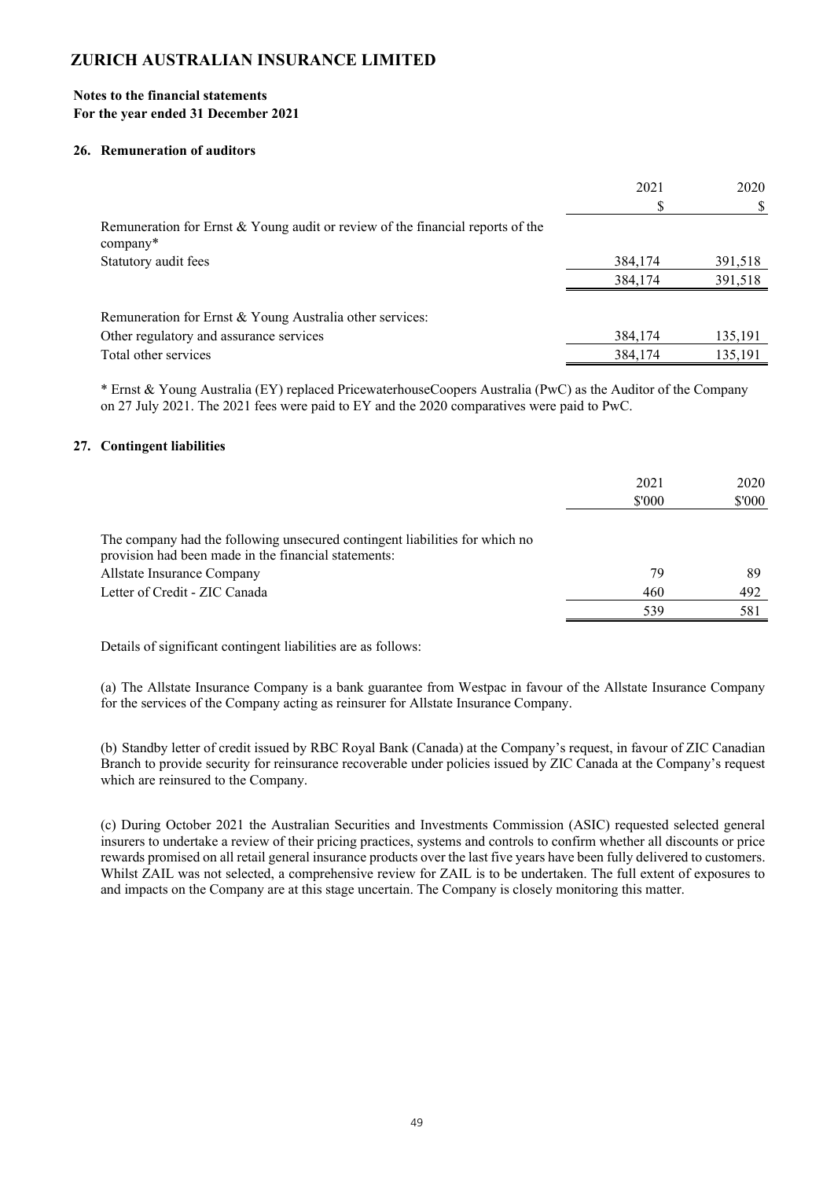# ZURICH AUSTRALIAN INSURANCE LIMITED

**Notes to the financial statements**
**For the year ended 31 December 2021**

### 26. Remuneration of auditors

| | 2021 | 2020 |
|---|---|---|
| | $ | $ |
| Remuneration for Ernst & Young audit or review of the financial reports of the company* | | |
| Statutory audit fees | 384,174 | 391,518 |
| | 384,174 | 391,518 |
| Remuneration for Ernst & Young Australia other services: | | |
| Other regulatory and assurance services | 384,174 | 135,191 |
| Total other services | 384,174 | 135,191 |

* Ernst & Young Australia (EY) replaced PricewaterhouseCoopers Australia (PwC) as the Auditor of the Company on 27 July 2021. The 2021 fees were paid to EY and the 2020 comparatives were paid to PwC.

### 27. Contingent liabilities

| | 2021 | 2020 |
|---|---|---|
| | $'000 | $'000 |
| The company had the following unsecured contingent liabilities for which no provision had been made in the financial statements: | | |
| Allstate Insurance Company | 79 | 89 |
| Letter of Credit - ZIC Canada | 460 | 492 |
| | 539 | 581 |

Details of significant contingent liabilities are as follows:

(a) The Allstate Insurance Company is a bank guarantee from Westpac in favour of the Allstate Insurance Company for the services of the Company acting as reinsurer for Allstate Insurance Company.

(b) Standby letter of credit issued by RBC Royal Bank (Canada) at the Company's request, in favour of ZIC Canadian Branch to provide security for reinsurance recoverable under policies issued by ZIC Canada at the Company's request which are reinsured to the Company.

(c) During October 2021 the Australian Securities and Investments Commission (ASIC) requested selected general insurers to undertake a review of their pricing practices, systems and controls to confirm whether all discounts or price rewards promised on all retail general insurance products over the last five years have been fully delivered to customers. Whilst ZAIL was not selected, a comprehensive review for ZAIL is to be undertaken. The full extent of exposures to and impacts on the Company are at this stage uncertain. The Company is closely monitoring this matter.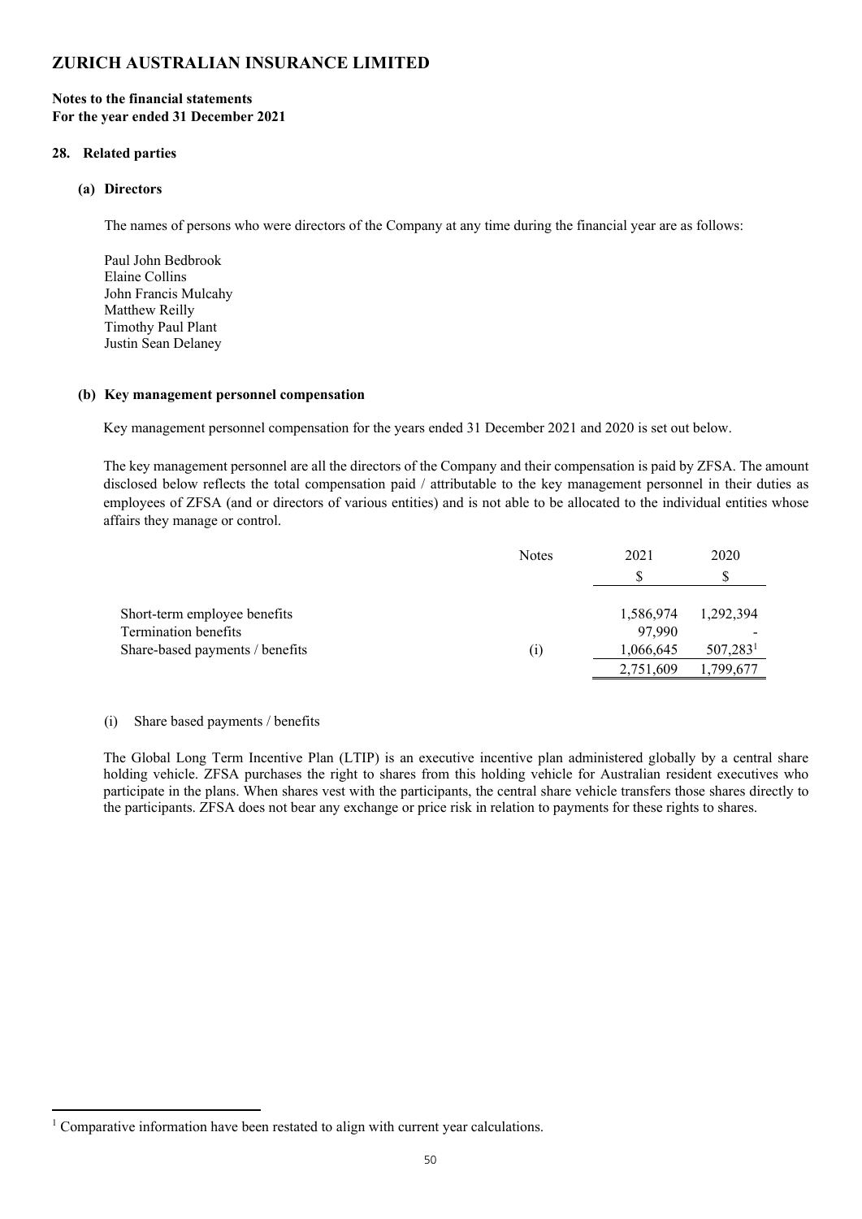# ZURICH AUSTRALIAN INSURANCE LIMITED

**Notes to the financial statements**
**For the year ended 31 December 2021**

## 28. Related parties

### (a) Directors

The names of persons who were directors of the Company at any time during the financial year are as follows:

Paul John Bedbrook
Elaine Collins
John Francis Mulcahy
Matthew Reilly
Timothy Paul Plant
Justin Sean Delaney

### (b) Key management personnel compensation

Key management personnel compensation for the years ended 31 December 2021 and 2020 is set out below.

The key management personnel are all the directors of the Company and their compensation is paid by ZFSA. The amount disclosed below reflects the total compensation paid / attributable to the key management personnel in their duties as employees of ZFSA (and or directors of various entities) and is not able to be allocated to the individual entities whose affairs they manage or control.

| | Notes | 2021 | 2020 |
|---|---|---|---|
| | | $ | $ |
| Short-term employee benefits | | 1,586,974 | 1,292,394 |
| Termination benefits | | 97,990 | - |
| Share-based payments / benefits | (i) | 1,066,645 | 507,283[1] |
| | | 2,751,609 | 1,799,677 |

(i) Share based payments / benefits

The Global Long Term Incentive Plan (LTIP) is an executive incentive plan administered globally by a central share holding vehicle. ZFSA purchases the right to shares from this holding vehicle for Australian resident executives who participate in the plans. When shares vest with the participants, the central share vehicle transfers those shares directly to the participants. ZFSA does not bear any exchange or price risk in relation to payments for these rights to shares.

[1] Comparative information have been restated to align with current year calculations.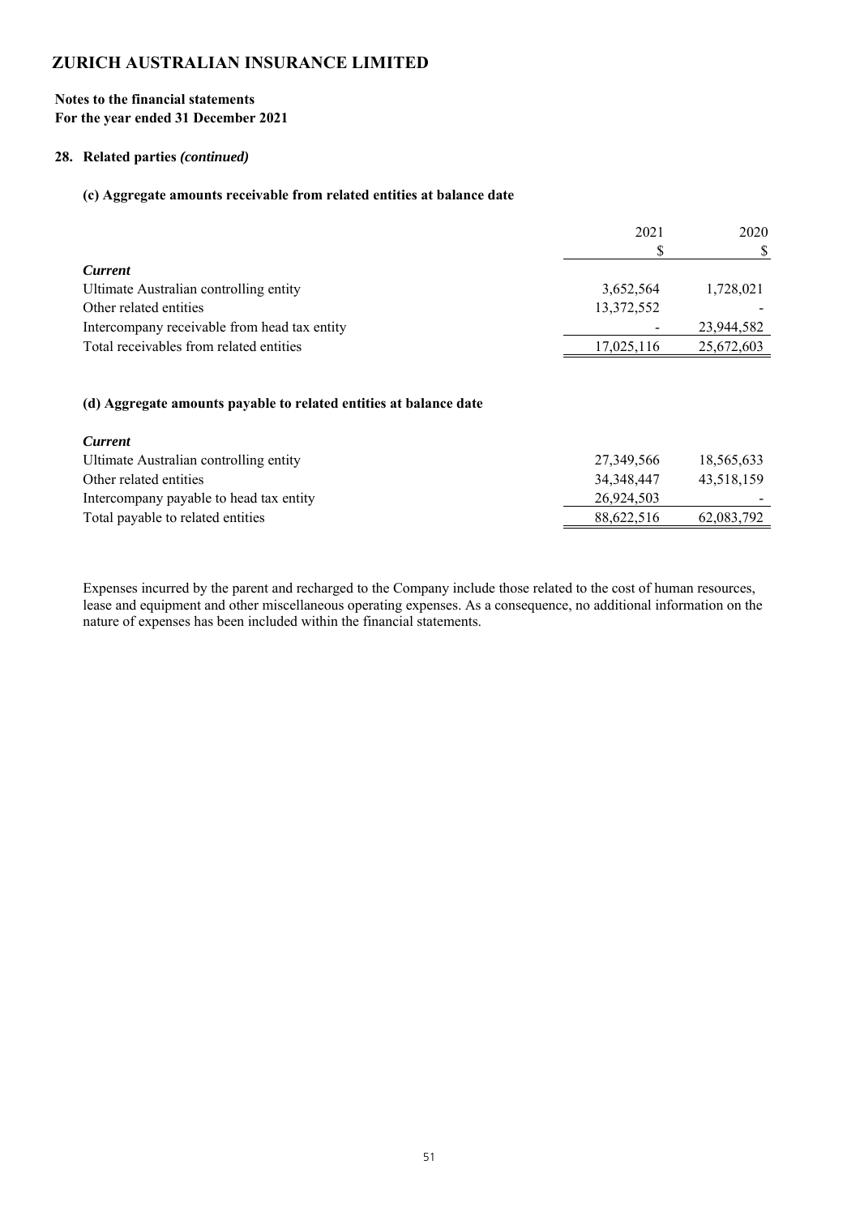# ZURICH AUSTRALIAN INSURANCE LIMITED

**Notes to the financial statements**
**For the year ended 31 December 2021**

## 28. Related parties *(continued)*

### (c) Aggregate amounts receivable from related entities at balance date

| | 2021 | 2020 |
|---|---|---|
| | $ | $ |
| ***Current*** | | |
| Ultimate Australian controlling entity | 3,652,564 | 1,728,021 |
| Other related entities | 13,372,552 | - |
| Intercompany receivable from head tax entity | - | 23,944,582 |
| Total receivables from related entities | 17,025,116 | 25,672,603 |

### (d) Aggregate amounts payable to related entities at balance date

| | 2021 | 2020 |
|---|---|---|
| ***Current*** | | |
| Ultimate Australian controlling entity | 27,349,566 | 18,565,633 |
| Other related entities | 34,348,447 | 43,518,159 |
| Intercompany payable to head tax entity | 26,924,503 | - |
| Total payable to related entities | 88,622,516 | 62,083,792 |

Expenses incurred by the parent and recharged to the Company include those related to the cost of human resources, lease and equipment and other miscellaneous operating expenses. As a consequence, no additional information on the nature of expenses has been included within the financial statements.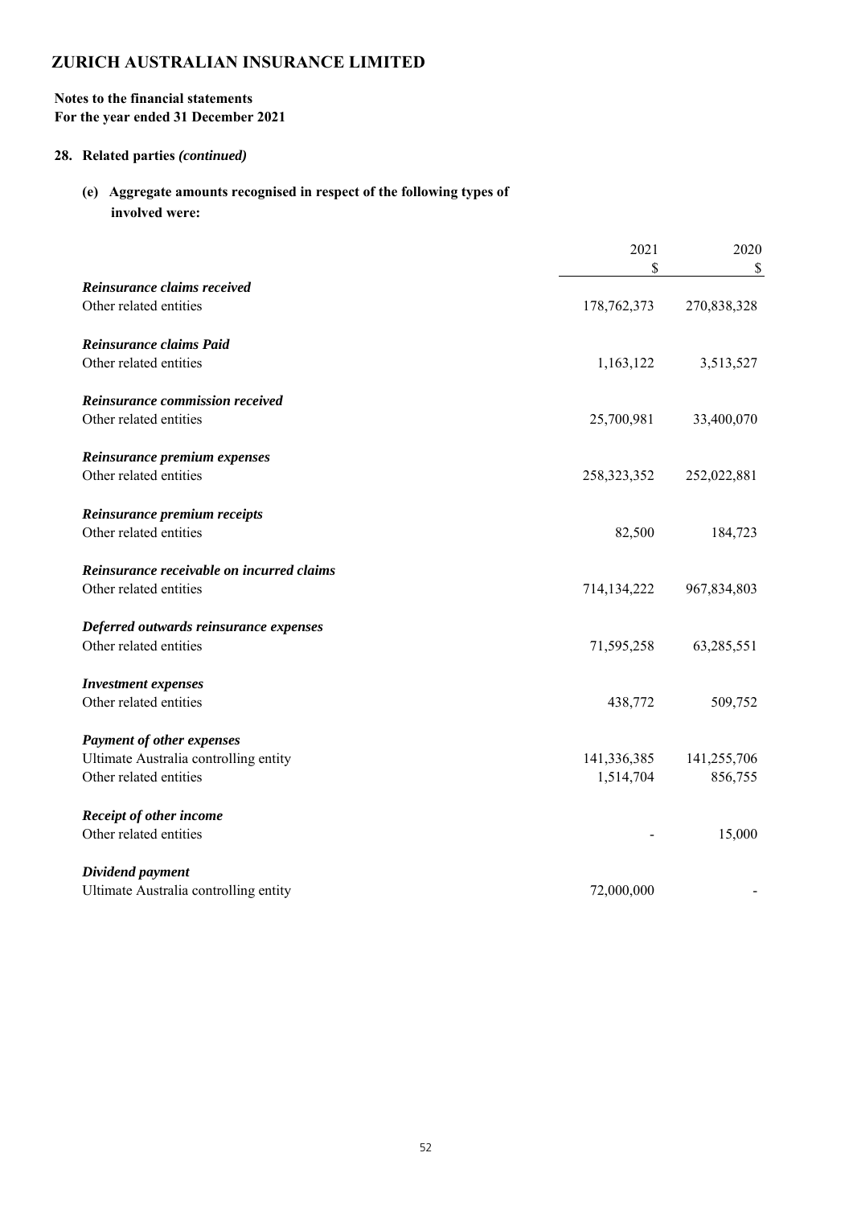# ZURICH AUSTRALIAN INSURANCE LIMITED

**Notes to the financial statements**
**For the year ended 31 December 2021**

## 28. Related parties *(continued)*

### (e) Aggregate amounts recognised in respect of the following types of involved were:

| | 2021 $ | 2020 $ |
|---|---|---|
| ***Reinsurance claims received*** | | |
| Other related entities | 178,762,373 | 270,838,328 |
| ***Reinsurance claims Paid*** | | |
| Other related entities | 1,163,122 | 3,513,527 |
| ***Reinsurance commission received*** | | |
| Other related entities | 25,700,981 | 33,400,070 |
| ***Reinsurance premium expenses*** | | |
| Other related entities | 258,323,352 | 252,022,881 |
| ***Reinsurance premium receipts*** | | |
| Other related entities | 82,500 | 184,723 |
| ***Reinsurance receivable on incurred claims*** | | |
| Other related entities | 714,134,222 | 967,834,803 |
| ***Deferred outwards reinsurance expenses*** | | |
| Other related entities | 71,595,258 | 63,285,551 |
| ***Investment expenses*** | | |
| Other related entities | 438,772 | 509,752 |
| ***Payment of other expenses*** | | |
| Ultimate Australia controlling entity | 141,336,385 | 141,255,706 |
| Other related entities | 1,514,704 | 856,755 |
| ***Receipt of other income*** | | |
| Other related entities | - | 15,000 |
| ***Dividend payment*** | | |
| Ultimate Australia controlling entity | 72,000,000 | - |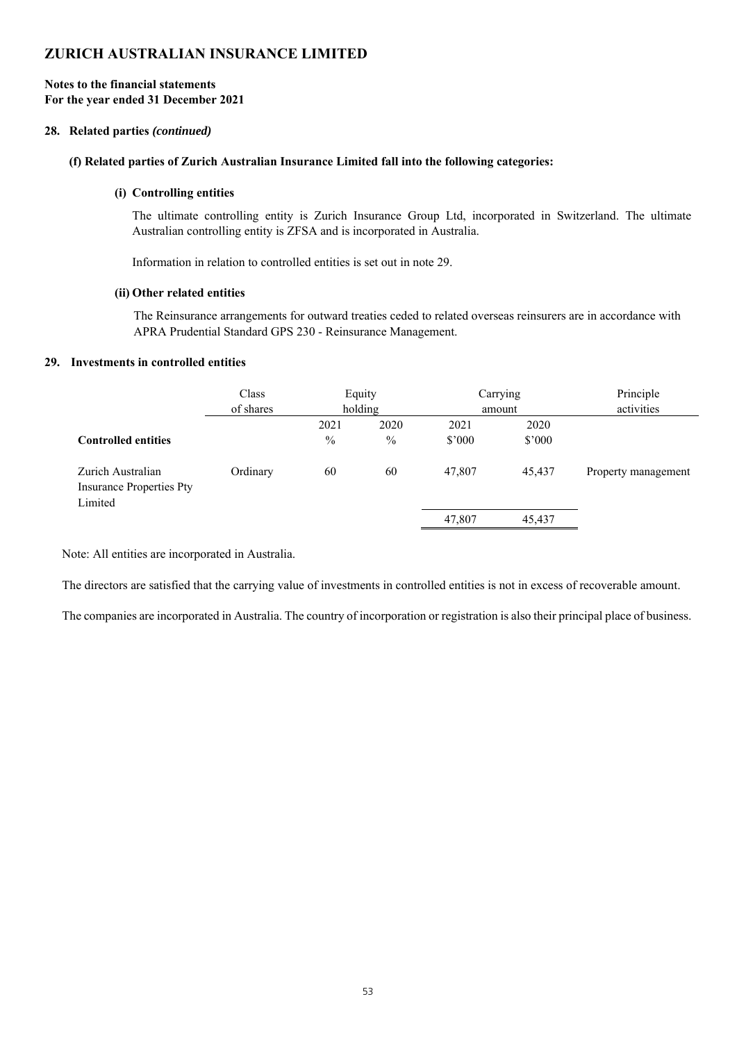# ZURICH AUSTRALIAN INSURANCE LIMITED

**Notes to the financial statements**
**For the year ended 31 December 2021**

## 28. Related parties *(continued)*

### (f) Related parties of Zurich Australian Insurance Limited fall into the following categories:

#### (i) Controlling entities

The ultimate controlling entity is Zurich Insurance Group Ltd, incorporated in Switzerland. The ultimate Australian controlling entity is ZFSA and is incorporated in Australia.

Information in relation to controlled entities is set out in note 29.

#### (ii) Other related entities

The Reinsurance arrangements for outward treaties ceded to related overseas reinsurers are in accordance with APRA Prudential Standard GPS 230 - Reinsurance Management.

## 29. Investments in controlled entities

| | Class of shares | Equity holding | | Carrying amount | | Principle activities |
|---|---|---|---|---|---|---|
| | | 2021 | 2020 | 2021 | 2020 | |
| **Controlled entities** | | % | % | $'000 | $'000 | |
| Zurich Australian Insurance Properties Pty Limited | Ordinary | 60 | 60 | 47,807 | 45,437 | Property management |
| | | | | 47,807 | 45,437 | |

Note: All entities are incorporated in Australia.

The directors are satisfied that the carrying value of investments in controlled entities is not in excess of recoverable amount.

The companies are incorporated in Australia. The country of incorporation or registration is also their principal place of business.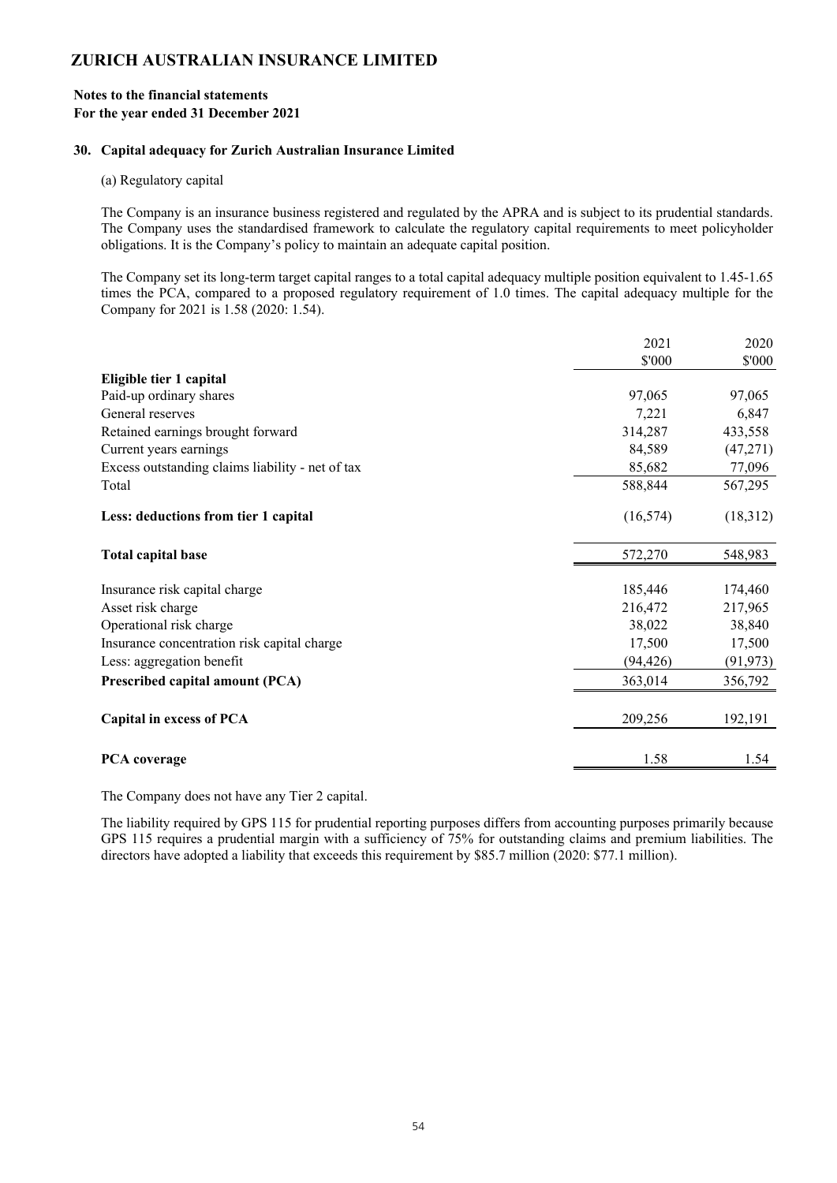# ZURICH AUSTRALIAN INSURANCE LIMITED

**Notes to the financial statements**
**For the year ended 31 December 2021**

## 30. Capital adequacy for Zurich Australian Insurance Limited

(a) Regulatory capital

The Company is an insurance business registered and regulated by the APRA and is subject to its prudential standards. The Company uses the standardised framework to calculate the regulatory capital requirements to meet policyholder obligations. It is the Company's policy to maintain an adequate capital position.

The Company set its long-term target capital ranges to a total capital adequacy multiple position equivalent to 1.45-1.65 times the PCA, compared to a proposed regulatory requirement of 1.0 times. The capital adequacy multiple for the Company for 2021 is 1.58 (2020: 1.54).

| | 2021 | 2020 |
|---|---|---|
| | $'000 | $'000 |
| **Eligible tier 1 capital** | | |
| Paid-up ordinary shares | 97,065 | 97,065 |
| General reserves | 7,221 | 6,847 |
| Retained earnings brought forward | 314,287 | 433,558 |
| Current years earnings | 84,589 | (47,271) |
| Excess outstanding claims liability - net of tax | 85,682 | 77,096 |
| Total | 588,844 | 567,295 |
| **Less: deductions from tier 1 capital** | (16,574) | (18,312) |
| **Total capital base** | 572,270 | 548,983 |
| Insurance risk capital charge | 185,446 | 174,460 |
| Asset risk charge | 216,472 | 217,965 |
| Operational risk charge | 38,022 | 38,840 |
| Insurance concentration risk capital charge | 17,500 | 17,500 |
| Less: aggregation benefit | (94,426) | (91,973) |
| **Prescribed capital amount (PCA)** | 363,014 | 356,792 |
| **Capital in excess of PCA** | 209,256 | 192,191 |
| **PCA coverage** | 1.58 | 1.54 |

The Company does not have any Tier 2 capital.

The liability required by GPS 115 for prudential reporting purposes differs from accounting purposes primarily because GPS 115 requires a prudential margin with a sufficiency of 75% for outstanding claims and premium liabilities. The directors have adopted a liability that exceeds this requirement by $85.7 million (2020: $77.1 million).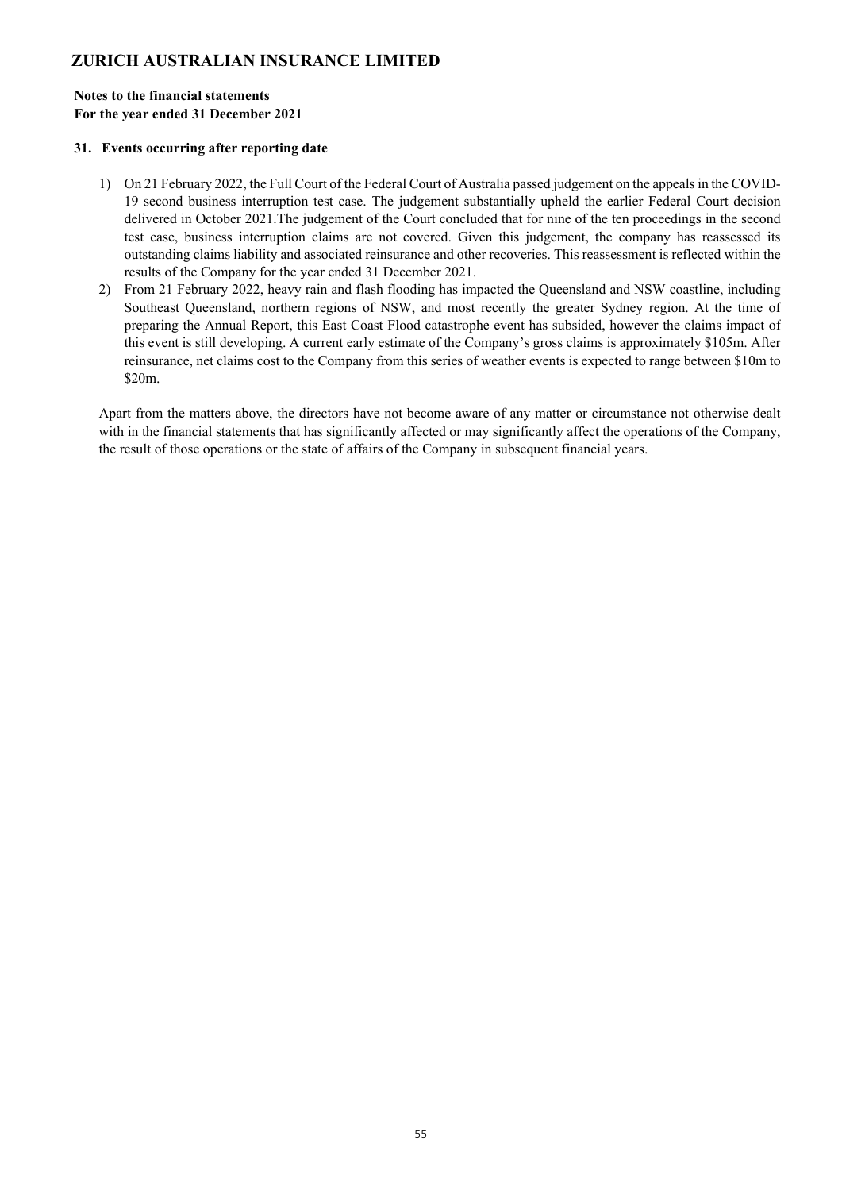# ZURICH AUSTRALIAN INSURANCE LIMITED

**Notes to the financial statements**
**For the year ended 31 December 2021**

## 31. Events occurring after reporting date

1) On 21 February 2022, the Full Court of the Federal Court of Australia passed judgement on the appeals in the COVID-19 second business interruption test case. The judgement substantially upheld the earlier Federal Court decision delivered in October 2021.The judgement of the Court concluded that for nine of the ten proceedings in the second test case, business interruption claims are not covered. Given this judgement, the company has reassessed its outstanding claims liability and associated reinsurance and other recoveries. This reassessment is reflected within the results of the Company for the year ended 31 December 2021.
2) From 21 February 2022, heavy rain and flash flooding has impacted the Queensland and NSW coastline, including Southeast Queensland, northern regions of NSW, and most recently the greater Sydney region. At the time of preparing the Annual Report, this East Coast Flood catastrophe event has subsided, however the claims impact of this event is still developing. A current early estimate of the Company's gross claims is approximately $105m. After reinsurance, net claims cost to the Company from this series of weather events is expected to range between $10m to $20m.

Apart from the matters above, the directors have not become aware of any matter or circumstance not otherwise dealt with in the financial statements that has significantly affected or may significantly affect the operations of the Company, the result of those operations or the state of affairs of the Company in subsequent financial years.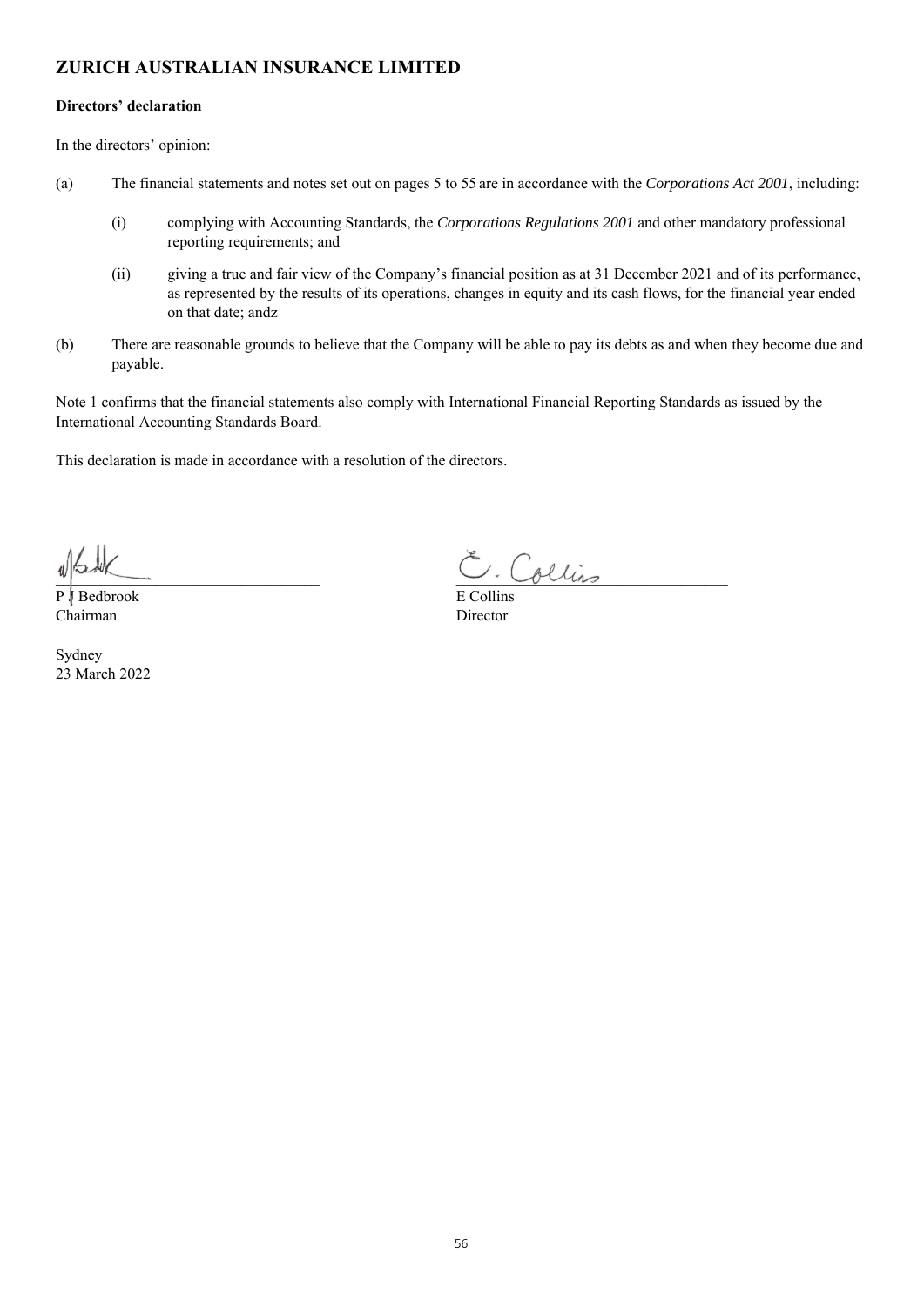# ZURICH AUSTRALIAN INSURANCE LIMITED

**Directors' declaration**

In the directors' opinion:

(a) The financial statements and notes set out on pages 5 to 55 are in accordance with the *Corporations Act 2001*, including:

  (i) complying with Accounting Standards, the *Corporations Regulations 2001* and other mandatory professional reporting requirements; and

  (ii) giving a true and fair view of the Company's financial position as at 31 December 2021 and of its performance, as represented by the results of its operations, changes in equity and its cash flows, for the financial year ended on that date; andz

(b) There are reasonable grounds to believe that the Company will be able to pay its debts as and when they become due and payable.

Note 1 confirms that the financial statements also comply with International Financial Reporting Standards as issued by the International Accounting Standards Board.

This declaration is made in accordance with a resolution of the directors.

P J Bedbrook
Chairman

E Collins
Director

Sydney
23 March 2022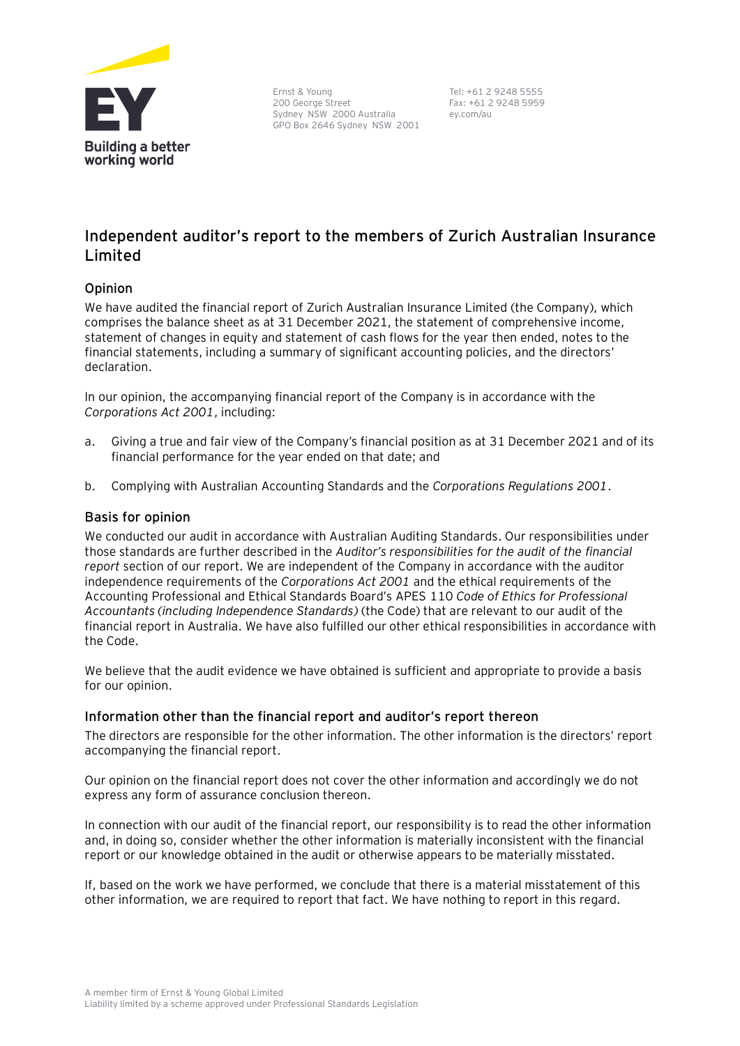Ernst & Young
200 George Street
Sydney NSW 2000 Australia
GPO Box 2646 Sydney NSW 2001

Tel: +61 2 9248 5555
Fax: +61 2 9248 5959
ey.com/au

# Independent auditor's report to the members of Zurich Australian Insurance Limited

## Opinion

We have audited the financial report of Zurich Australian Insurance Limited (the Company), which comprises the balance sheet as at 31 December 2021, the statement of comprehensive income, statement of changes in equity and statement of cash flows for the year then ended, notes to the financial statements, including a summary of significant accounting policies, and the directors' declaration.

In our opinion, the accompanying financial report of the Company is in accordance with the *Corporations Act 2001*, including:

a. Giving a true and fair view of the Company's financial position as at 31 December 2021 and of its financial performance for the year ended on that date; and

b. Complying with Australian Accounting Standards and the *Corporations Regulations 2001*.

## Basis for opinion

We conducted our audit in accordance with Australian Auditing Standards. Our responsibilities under those standards are further described in the *Auditor's responsibilities for the audit of the financial report* section of our report. We are independent of the Company in accordance with the auditor independence requirements of the *Corporations Act 2001* and the ethical requirements of the Accounting Professional and Ethical Standards Board's APES 110 *Code of Ethics for Professional Accountants (including Independence Standards)* (the Code) that are relevant to our audit of the financial report in Australia. We have also fulfilled our other ethical responsibilities in accordance with the Code.

We believe that the audit evidence we have obtained is sufficient and appropriate to provide a basis for our opinion.

## Information other than the financial report and auditor's report thereon

The directors are responsible for the other information. The other information is the directors' report accompanying the financial report.

Our opinion on the financial report does not cover the other information and accordingly we do not express any form of assurance conclusion thereon.

In connection with our audit of the financial report, our responsibility is to read the other information and, in doing so, consider whether the other information is materially inconsistent with the financial report or our knowledge obtained in the audit or otherwise appears to be materially misstated.

If, based on the work we have performed, we conclude that there is a material misstatement of this other information, we are required to report that fact. We have nothing to report in this regard.

A member firm of Ernst & Young Global Limited
Liability limited by a scheme approved under Professional Standards Legislation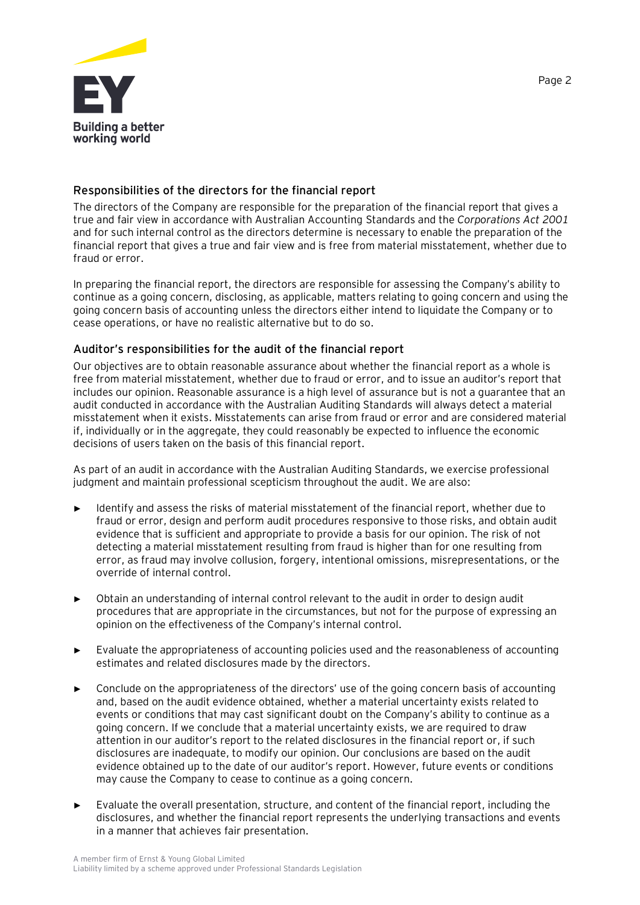## Responsibilities of the directors for the financial report

The directors of the Company are responsible for the preparation of the financial report that gives a true and fair view in accordance with Australian Accounting Standards and the *Corporations Act 2001* and for such internal control as the directors determine is necessary to enable the preparation of the financial report that gives a true and fair view and is free from material misstatement, whether due to fraud or error.

In preparing the financial report, the directors are responsible for assessing the Company's ability to continue as a going concern, disclosing, as applicable, matters relating to going concern and using the going concern basis of accounting unless the directors either intend to liquidate the Company or to cease operations, or have no realistic alternative but to do so.

## Auditor's responsibilities for the audit of the financial report

Our objectives are to obtain reasonable assurance about whether the financial report as a whole is free from material misstatement, whether due to fraud or error, and to issue an auditor's report that includes our opinion. Reasonable assurance is a high level of assurance but is not a guarantee that an audit conducted in accordance with the Australian Auditing Standards will always detect a material misstatement when it exists. Misstatements can arise from fraud or error and are considered material if, individually or in the aggregate, they could reasonably be expected to influence the economic decisions of users taken on the basis of this financial report.

As part of an audit in accordance with the Australian Auditing Standards, we exercise professional judgment and maintain professional scepticism throughout the audit. We are also:

- Identify and assess the risks of material misstatement of the financial report, whether due to fraud or error, design and perform audit procedures responsive to those risks, and obtain audit evidence that is sufficient and appropriate to provide a basis for our opinion. The risk of not detecting a material misstatement resulting from fraud is higher than for one resulting from error, as fraud may involve collusion, forgery, intentional omissions, misrepresentations, or the override of internal control.

- Obtain an understanding of internal control relevant to the audit in order to design audit procedures that are appropriate in the circumstances, but not for the purpose of expressing an opinion on the effectiveness of the Company's internal control.

- Evaluate the appropriateness of accounting policies used and the reasonableness of accounting estimates and related disclosures made by the directors.

- Conclude on the appropriateness of the directors' use of the going concern basis of accounting and, based on the audit evidence obtained, whether a material uncertainty exists related to events or conditions that may cast significant doubt on the Company's ability to continue as a going concern. If we conclude that a material uncertainty exists, we are required to draw attention in our auditor's report to the related disclosures in the financial report or, if such disclosures are inadequate, to modify our opinion. Our conclusions are based on the audit evidence obtained up to the date of our auditor's report. However, future events or conditions may cause the Company to cease to continue as a going concern.

- Evaluate the overall presentation, structure, and content of the financial report, including the disclosures, and whether the financial report represents the underlying transactions and events in a manner that achieves fair presentation.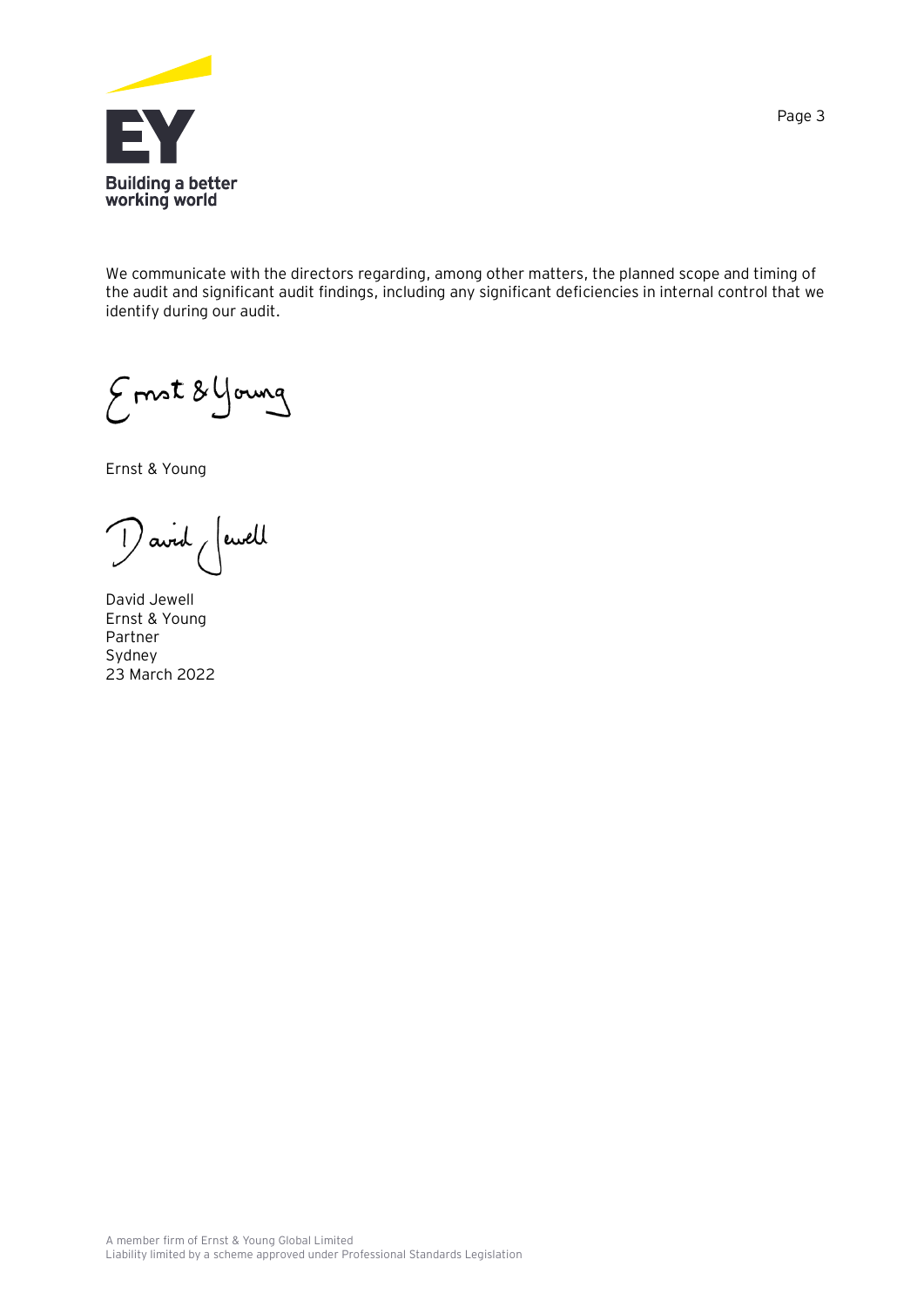We communicate with the directors regarding, among other matters, the planned scope and timing of the audit and significant audit findings, including any significant deficiencies in internal control that we identify during our audit.

Ernst & Young

David Jewell
Ernst & Young
Partner
Sydney
23 March 2022

A member firm of Ernst & Young Global Limited
Liability limited by a scheme approved under Professional Standards Legislation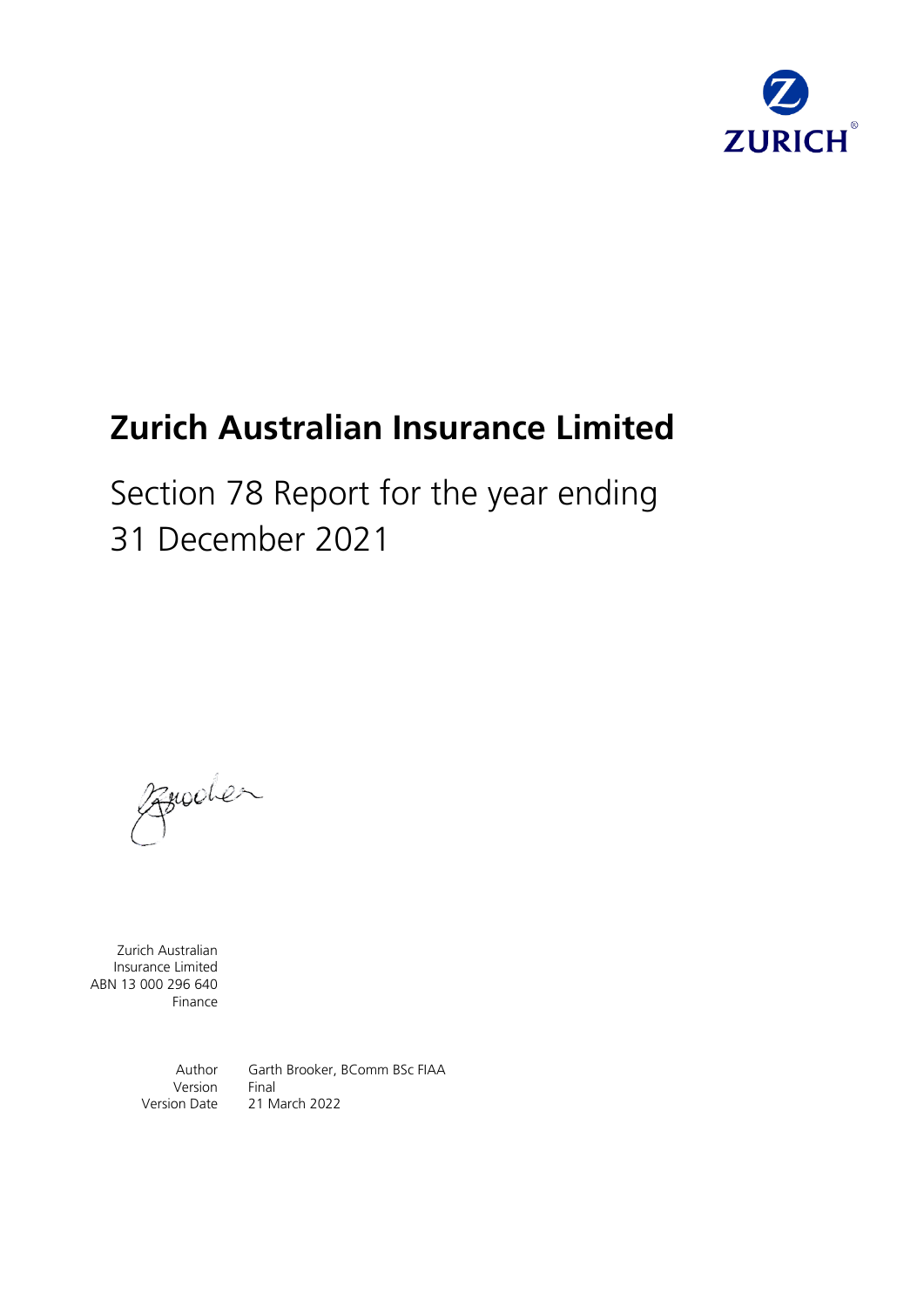# Zurich Australian Insurance Limited

Section 78 Report for the year ending
31 December 2021

Zurich Australian
Insurance Limited
ABN 13 000 296 640
Finance

Author Garth Brooker, BComm BSc FIAA
Version Final
Version Date 21 March 2022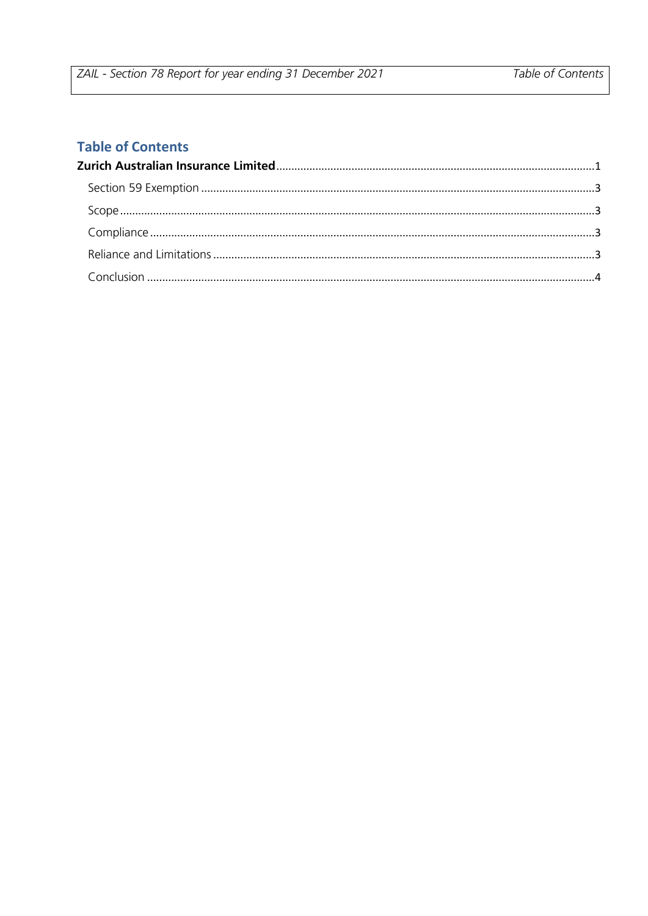## Table of Contents

**Zurich Australian Insurance Limited** ........................................................................................................ 1

Section 59 Exemption ............................................................................................................................... 3

Scope ........................................................................................................................................................ 3

Compliance ............................................................................................................................................... 3

Reliance and Limitations .......................................................................................................................... 3

Conclusion ................................................................................................................................................ 4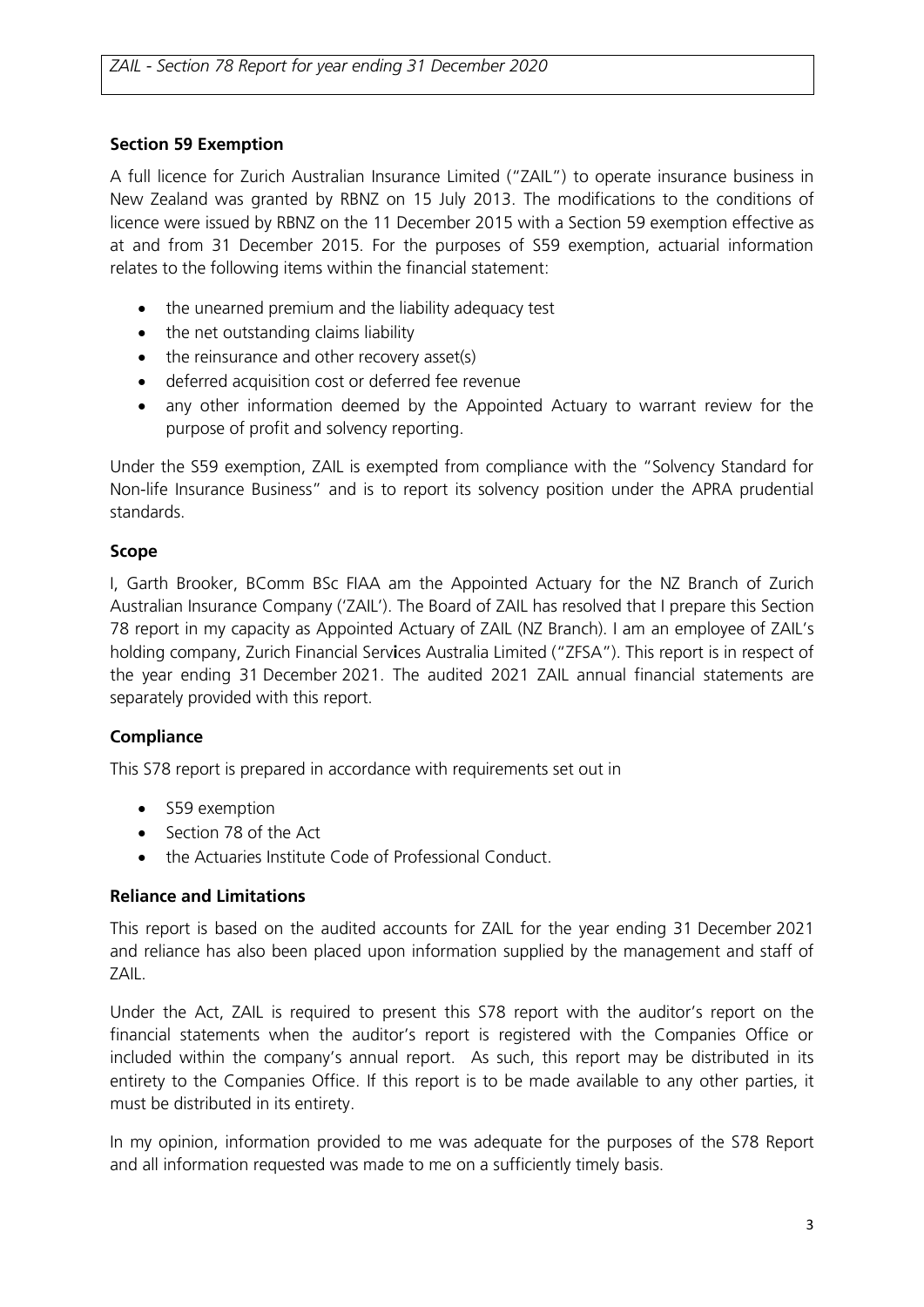## Section 59 Exemption

A full licence for Zurich Australian Insurance Limited ("ZAIL") to operate insurance business in New Zealand was granted by RBNZ on 15 July 2013. The modifications to the conditions of licence were issued by RBNZ on the 11 December 2015 with a Section 59 exemption effective as at and from 31 December 2015. For the purposes of S59 exemption, actuarial information relates to the following items within the financial statement:

- the unearned premium and the liability adequacy test
- the net outstanding claims liability
- the reinsurance and other recovery asset(s)
- deferred acquisition cost or deferred fee revenue
- any other information deemed by the Appointed Actuary to warrant review for the purpose of profit and solvency reporting.

Under the S59 exemption, ZAIL is exempted from compliance with the "Solvency Standard for Non-life Insurance Business" and is to report its solvency position under the APRA prudential standards.

## Scope

I, Garth Brooker, BComm BSc FIAA am the Appointed Actuary for the NZ Branch of Zurich Australian Insurance Company ('ZAIL'). The Board of ZAIL has resolved that I prepare this Section 78 report in my capacity as Appointed Actuary of ZAIL (NZ Branch). I am an employee of ZAIL's holding company, Zurich Financial Services Australia Limited ("ZFSA"). This report is in respect of the year ending 31 December 2021. The audited 2021 ZAIL annual financial statements are separately provided with this report.

## Compliance

This S78 report is prepared in accordance with requirements set out in

- S59 exemption
- Section 78 of the Act
- the Actuaries Institute Code of Professional Conduct.

## Reliance and Limitations

This report is based on the audited accounts for ZAIL for the year ending 31 December 2021 and reliance has also been placed upon information supplied by the management and staff of ZAIL.

Under the Act, ZAIL is required to present this S78 report with the auditor's report on the financial statements when the auditor's report is registered with the Companies Office or included within the company's annual report. As such, this report may be distributed in its entirety to the Companies Office. If this report is to be made available to any other parties, it must be distributed in its entirety.

In my opinion, information provided to me was adequate for the purposes of the S78 Report and all information requested was made to me on a sufficiently timely basis.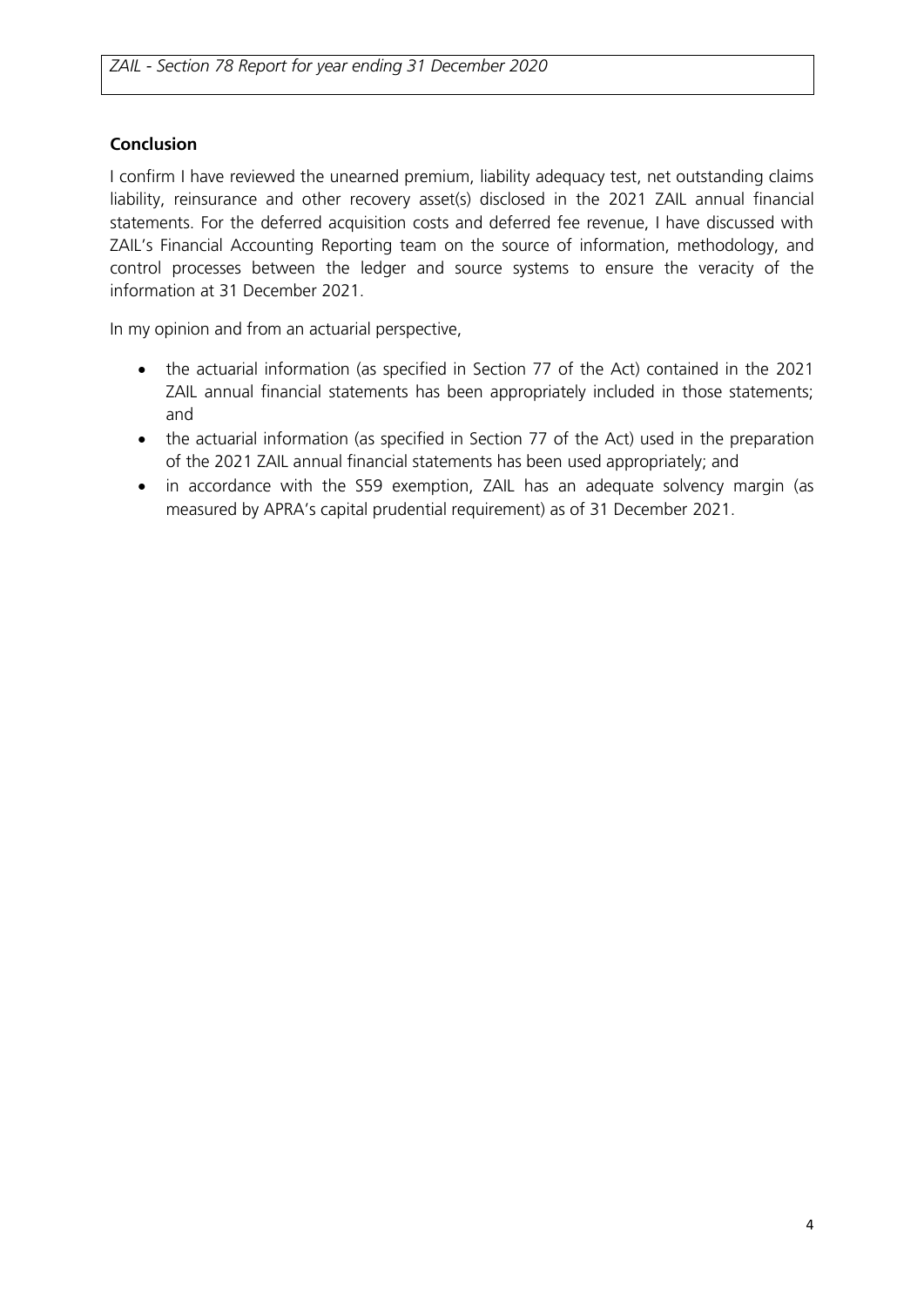## Conclusion

I confirm I have reviewed the unearned premium, liability adequacy test, net outstanding claims liability, reinsurance and other recovery asset(s) disclosed in the 2021 ZAIL annual financial statements. For the deferred acquisition costs and deferred fee revenue, I have discussed with ZAIL's Financial Accounting Reporting team on the source of information, methodology, and control processes between the ledger and source systems to ensure the veracity of the information at 31 December 2021.

In my opinion and from an actuarial perspective,

- the actuarial information (as specified in Section 77 of the Act) contained in the 2021 ZAIL annual financial statements has been appropriately included in those statements; and
- the actuarial information (as specified in Section 77 of the Act) used in the preparation of the 2021 ZAIL annual financial statements has been used appropriately; and
- in accordance with the S59 exemption, ZAIL has an adequate solvency margin (as measured by APRA's capital prudential requirement) as of 31 December 2021.